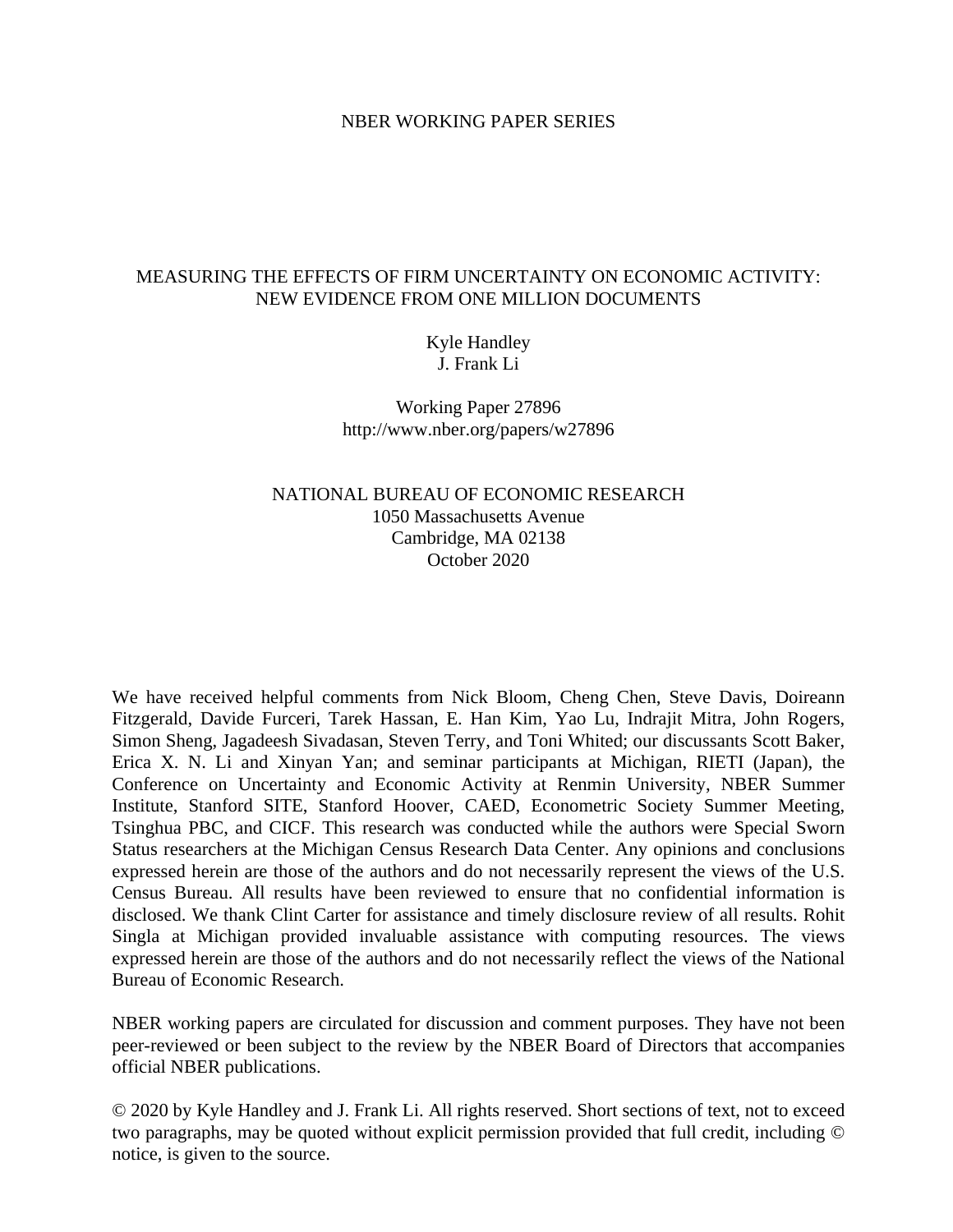NBER WORKING PAPER SERIES

# MEASURING THE EFFECTS OF FIRM UNCERTAINTY ON ECONOMIC ACTIVITY: NEW EVIDENCE FROM ONE MILLION DOCUMENTS

Kyle Handley
J. Frank Li

Working Paper 27896
http://www.nber.org/papers/w27896

NATIONAL BUREAU OF ECONOMIC RESEARCH
1050 Massachusetts Avenue
Cambridge, MA 02138
October 2020

We have received helpful comments from Nick Bloom, Cheng Chen, Steve Davis, Doireann Fitzgerald, Davide Furceri, Tarek Hassan, E. Han Kim, Yao Lu, Indrajit Mitra, John Rogers, Simon Sheng, Jagadeesh Sivadasan, Steven Terry, and Toni Whited; our discussants Scott Baker, Erica X. N. Li and Xinyan Yan; and seminar participants at Michigan, RIETI (Japan), the Conference on Uncertainty and Economic Activity at Renmin University, NBER Summer Institute, Stanford SITE, Stanford Hoover, CAED, Econometric Society Summer Meeting, Tsinghua PBC, and CICF. This research was conducted while the authors were Special Sworn Status researchers at the Michigan Census Research Data Center. Any opinions and conclusions expressed herein are those of the authors and do not necessarily represent the views of the U.S. Census Bureau. All results have been reviewed to ensure that no confidential information is disclosed. We thank Clint Carter for assistance and timely disclosure review of all results. Rohit Singla at Michigan provided invaluable assistance with computing resources. The views expressed herein are those of the authors and do not necessarily reflect the views of the National Bureau of Economic Research.

NBER working papers are circulated for discussion and comment purposes. They have not been peer-reviewed or been subject to the review by the NBER Board of Directors that accompanies official NBER publications.

© 2020 by Kyle Handley and J. Frank Li. All rights reserved. Short sections of text, not to exceed two paragraphs, may be quoted without explicit permission provided that full credit, including © notice, is given to the source.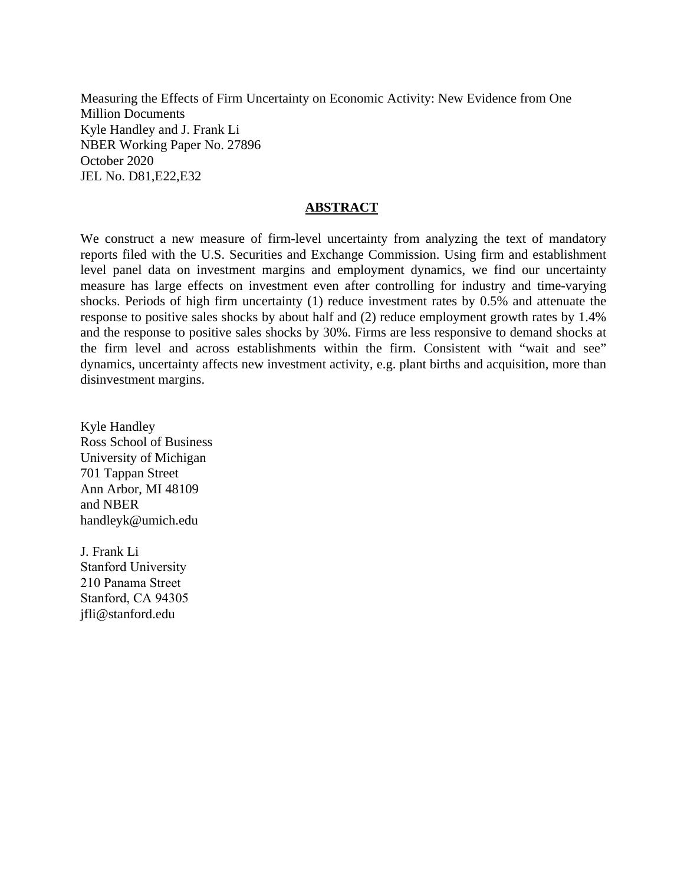Measuring the Effects of Firm Uncertainty on Economic Activity: New Evidence from One Million Documents
Kyle Handley and J. Frank Li
NBER Working Paper No. 27896
October 2020
JEL No. D81,E22,E32

## ABSTRACT

We construct a new measure of firm-level uncertainty from analyzing the text of mandatory reports filed with the U.S. Securities and Exchange Commission. Using firm and establishment level panel data on investment margins and employment dynamics, we find our uncertainty measure has large effects on investment even after controlling for industry and time-varying shocks. Periods of high firm uncertainty (1) reduce investment rates by 0.5% and attenuate the response to positive sales shocks by about half and (2) reduce employment growth rates by 1.4% and the response to positive sales shocks by 30%. Firms are less responsive to demand shocks at the firm level and across establishments within the firm. Consistent with "wait and see" dynamics, uncertainty affects new investment activity, e.g. plant births and acquisition, more than disinvestment margins.

Kyle Handley
Ross School of Business
University of Michigan
701 Tappan Street
Ann Arbor, MI 48109
and NBER
handleyk@umich.edu

J. Frank Li
Stanford University
210 Panama Street
Stanford, CA 94305
jfli@stanford.edu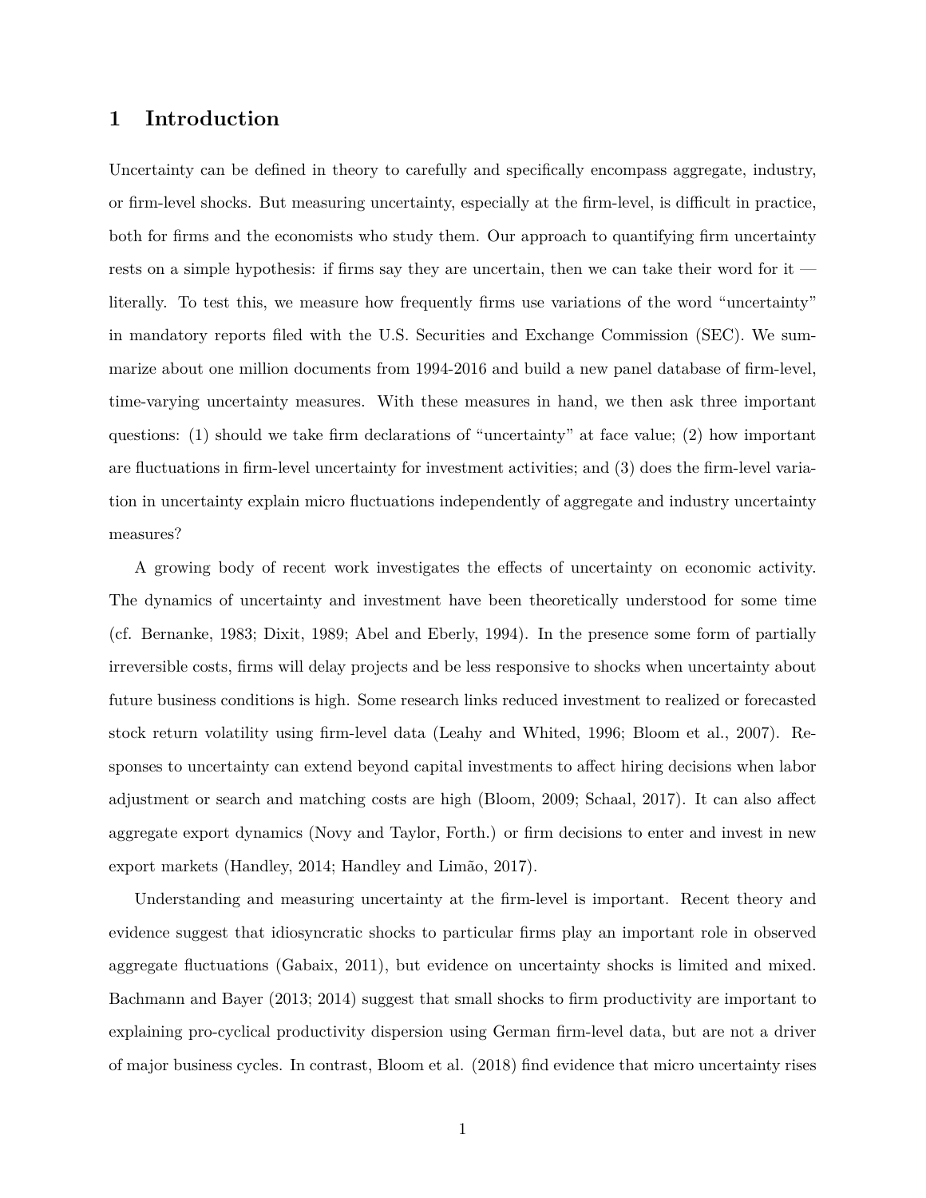# 1 Introduction

Uncertainty can be defined in theory to carefully and specifically encompass aggregate, industry, or firm-level shocks. But measuring uncertainty, especially at the firm-level, is difficult in practice, both for firms and the economists who study them. Our approach to quantifying firm uncertainty rests on a simple hypothesis: if firms say they are uncertain, then we can take their word for it — literally. To test this, we measure how frequently firms use variations of the word "uncertainty" in mandatory reports filed with the U.S. Securities and Exchange Commission (SEC). We summarize about one million documents from 1994-2016 and build a new panel database of firm-level, time-varying uncertainty measures. With these measures in hand, we then ask three important questions: (1) should we take firm declarations of "uncertainty" at face value; (2) how important are fluctuations in firm-level uncertainty for investment activities; and (3) does the firm-level variation in uncertainty explain micro fluctuations independently of aggregate and industry uncertainty measures?

A growing body of recent work investigates the effects of uncertainty on economic activity. The dynamics of uncertainty and investment have been theoretically understood for some time (cf. Bernanke, 1983; Dixit, 1989; Abel and Eberly, 1994). In the presence some form of partially irreversible costs, firms will delay projects and be less responsive to shocks when uncertainty about future business conditions is high. Some research links reduced investment to realized or forecasted stock return volatility using firm-level data (Leahy and Whited, 1996; Bloom et al., 2007). Responses to uncertainty can extend beyond capital investments to affect hiring decisions when labor adjustment or search and matching costs are high (Bloom, 2009; Schaal, 2017). It can also affect aggregate export dynamics (Novy and Taylor, Forth.) or firm decisions to enter and invest in new export markets (Handley, 2014; Handley and Limão, 2017).

Understanding and measuring uncertainty at the firm-level is important. Recent theory and evidence suggest that idiosyncratic shocks to particular firms play an important role in observed aggregate fluctuations (Gabaix, 2011), but evidence on uncertainty shocks is limited and mixed. Bachmann and Bayer (2013; 2014) suggest that small shocks to firm productivity are important to explaining pro-cyclical productivity dispersion using German firm-level data, but are not a driver of major business cycles. In contrast, Bloom et al. (2018) find evidence that micro uncertainty rises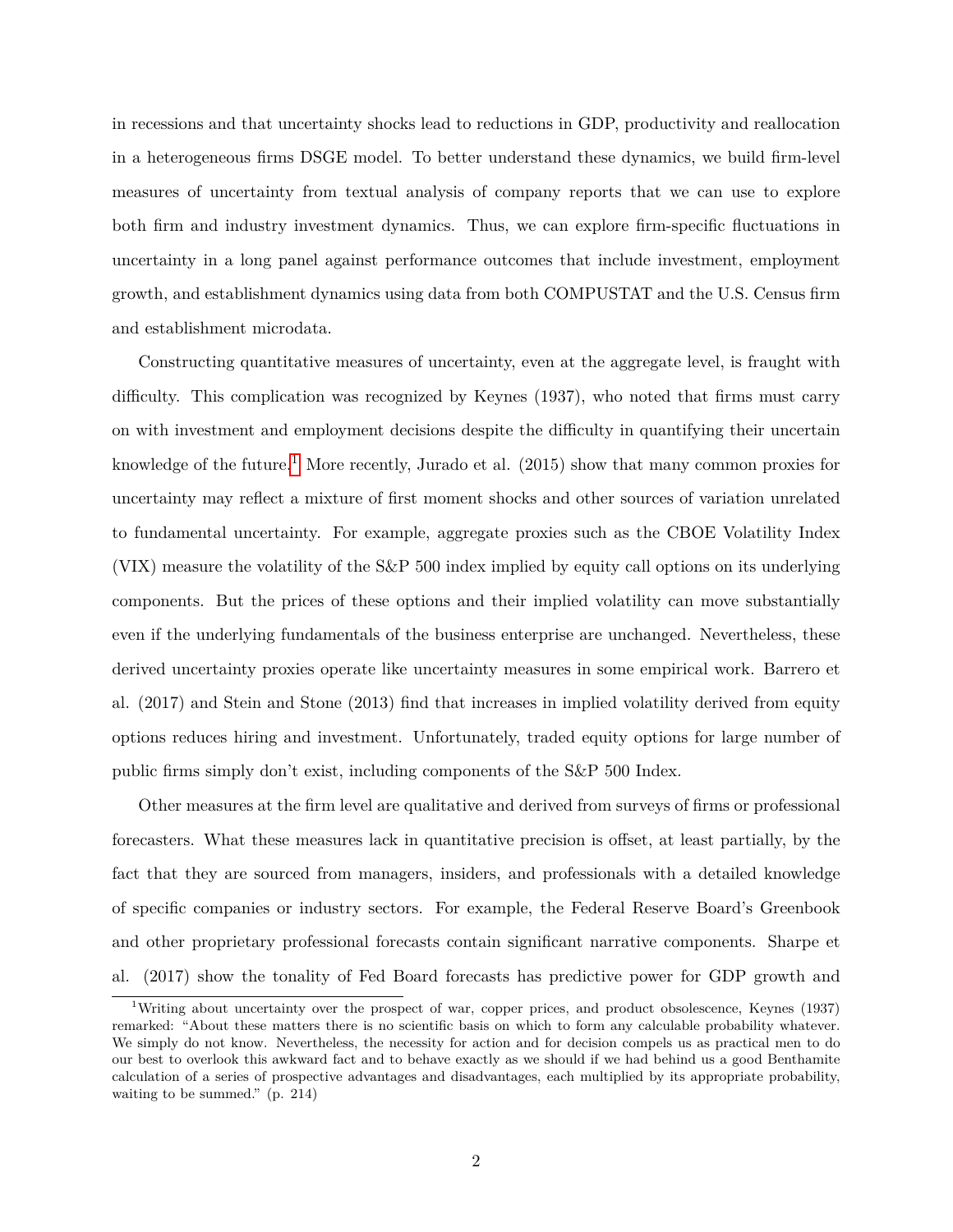in recessions and that uncertainty shocks lead to reductions in GDP, productivity and reallocation in a heterogeneous firms DSGE model. To better understand these dynamics, we build firm-level measures of uncertainty from textual analysis of company reports that we can use to explore both firm and industry investment dynamics. Thus, we can explore firm-specific fluctuations in uncertainty in a long panel against performance outcomes that include investment, employment growth, and establishment dynamics using data from both COMPUSTAT and the U.S. Census firm and establishment microdata.

Constructing quantitative measures of uncertainty, even at the aggregate level, is fraught with difficulty. This complication was recognized by Keynes (1937), who noted that firms must carry on with investment and employment decisions despite the difficulty in quantifying their uncertain knowledge of the future.[1] More recently, Jurado et al. (2015) show that many common proxies for uncertainty may reflect a mixture of first moment shocks and other sources of variation unrelated to fundamental uncertainty. For example, aggregate proxies such as the CBOE Volatility Index (VIX) measure the volatility of the S&P 500 index implied by equity call options on its underlying components. But the prices of these options and their implied volatility can move substantially even if the underlying fundamentals of the business enterprise are unchanged. Nevertheless, these derived uncertainty proxies operate like uncertainty measures in some empirical work. Barrero et al. (2017) and Stein and Stone (2013) find that increases in implied volatility derived from equity options reduces hiring and investment. Unfortunately, traded equity options for large number of public firms simply don't exist, including components of the S&P 500 Index.

Other measures at the firm level are qualitative and derived from surveys of firms or professional forecasters. What these measures lack in quantitative precision is offset, at least partially, by the fact that they are sourced from managers, insiders, and professionals with a detailed knowledge of specific companies or industry sectors. For example, the Federal Reserve Board's Greenbook and other proprietary professional forecasts contain significant narrative components. Sharpe et al. (2017) show the tonality of Fed Board forecasts has predictive power for GDP growth and

[1] Writing about uncertainty over the prospect of war, copper prices, and product obsolescence, Keynes (1937) remarked: "About these matters there is no scientific basis on which to form any calculable probability whatever. We simply do not know. Nevertheless, the necessity for action and for decision compels us as practical men to do our best to overlook this awkward fact and to behave exactly as we should if we had behind us a good Benthamite calculation of a series of prospective advantages and disadvantages, each multiplied by its appropriate probability, waiting to be summed." (p. 214)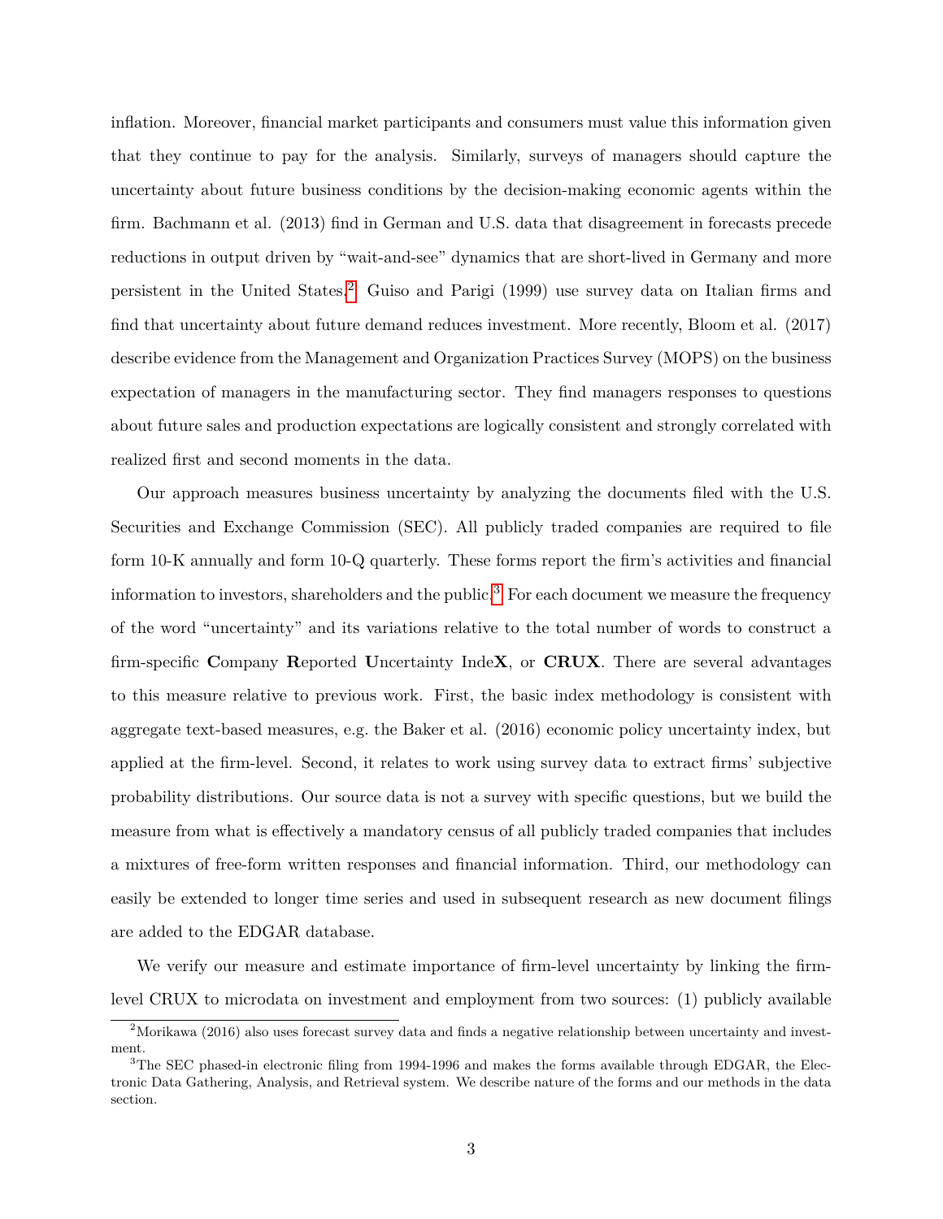inflation. Moreover, financial market participants and consumers must value this information given that they continue to pay for the analysis. Similarly, surveys of managers should capture the uncertainty about future business conditions by the decision-making economic agents within the firm. Bachmann et al. (2013) find in German and U.S. data that disagreement in forecasts precede reductions in output driven by "wait-and-see" dynamics that are short-lived in Germany and more persistent in the United States.[2] Guiso and Parigi (1999) use survey data on Italian firms and find that uncertainty about future demand reduces investment. More recently, Bloom et al. (2017) describe evidence from the Management and Organization Practices Survey (MOPS) on the business expectation of managers in the manufacturing sector. They find managers responses to questions about future sales and production expectations are logically consistent and strongly correlated with realized first and second moments in the data.

Our approach measures business uncertainty by analyzing the documents filed with the U.S. Securities and Exchange Commission (SEC). All publicly traded companies are required to file form 10-K annually and form 10-Q quarterly. These forms report the firm's activities and financial information to investors, shareholders and the public.[3] For each document we measure the frequency of the word "uncertainty" and its variations relative to the total number of words to construct a firm-specific **C**ompany **R**eported **U**ncertainty Inde**X**, or **CRUX**. There are several advantages to this measure relative to previous work. First, the basic index methodology is consistent with aggregate text-based measures, e.g. the Baker et al. (2016) economic policy uncertainty index, but applied at the firm-level. Second, it relates to work using survey data to extract firms' subjective probability distributions. Our source data is not a survey with specific questions, but we build the measure from what is effectively a mandatory census of all publicly traded companies that includes a mixtures of free-form written responses and financial information. Third, our methodology can easily be extended to longer time series and used in subsequent research as new document filings are added to the EDGAR database.

We verify our measure and estimate importance of firm-level uncertainty by linking the firm-level CRUX to microdata on investment and employment from two sources: (1) publicly available

[2] Morikawa (2016) also uses forecast survey data and finds a negative relationship between uncertainty and investment.

[3] The SEC phased-in electronic filing from 1994-1996 and makes the forms available through EDGAR, the Electronic Data Gathering, Analysis, and Retrieval system. We describe nature of the forms and our methods in the data section.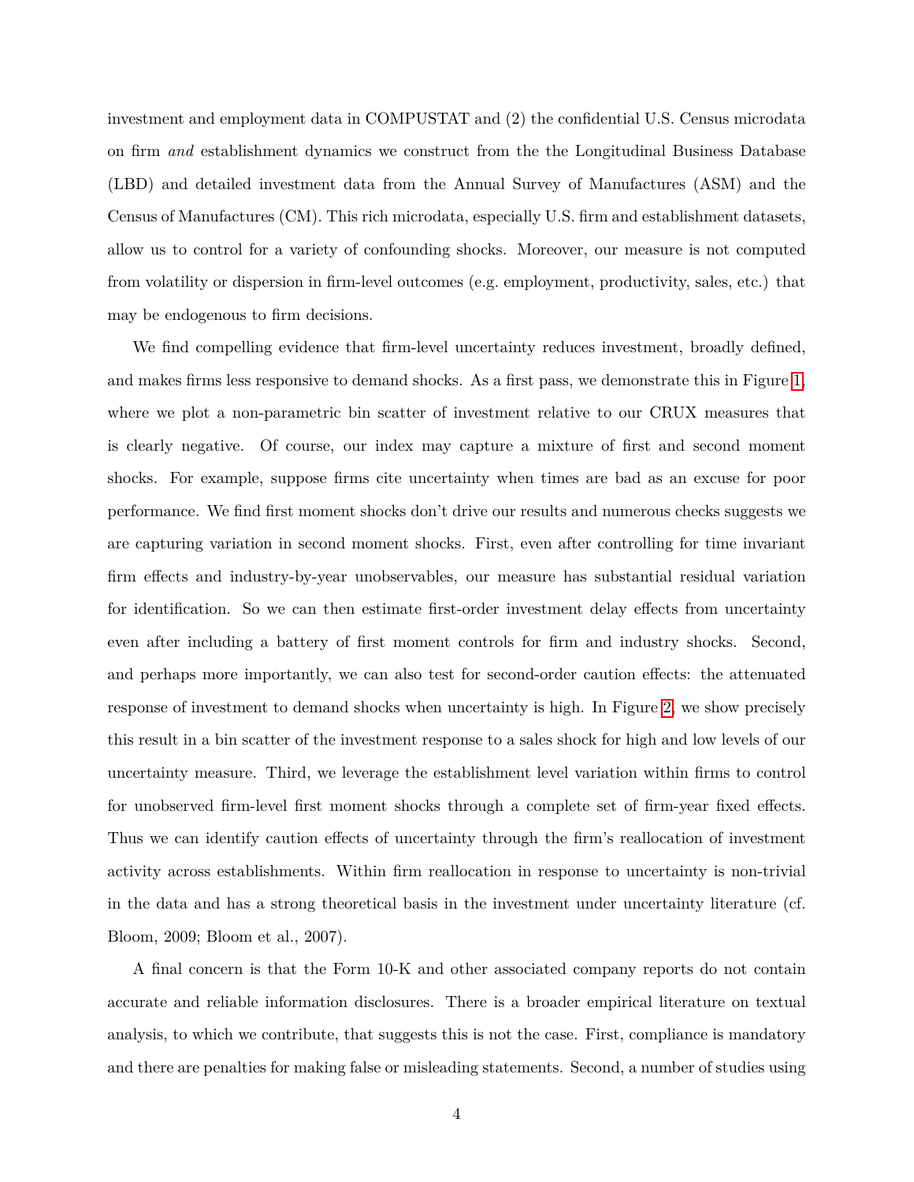investment and employment data in COMPUSTAT and (2) the confidential U.S. Census microdata on firm *and* establishment dynamics we construct from the the Longitudinal Business Database (LBD) and detailed investment data from the Annual Survey of Manufactures (ASM) and the Census of Manufactures (CM). This rich microdata, especially U.S. firm and establishment datasets, allow us to control for a variety of confounding shocks. Moreover, our measure is not computed from volatility or dispersion in firm-level outcomes (e.g. employment, productivity, sales, etc.) that may be endogenous to firm decisions.

We find compelling evidence that firm-level uncertainty reduces investment, broadly defined, and makes firms less responsive to demand shocks. As a first pass, we demonstrate this in Figure 1, where we plot a non-parametric bin scatter of investment relative to our CRUX measures that is clearly negative. Of course, our index may capture a mixture of first and second moment shocks. For example, suppose firms cite uncertainty when times are bad as an excuse for poor performance. We find first moment shocks don't drive our results and numerous checks suggests we are capturing variation in second moment shocks. First, even after controlling for time invariant firm effects and industry-by-year unobservables, our measure has substantial residual variation for identification. So we can then estimate first-order investment delay effects from uncertainty even after including a battery of first moment controls for firm and industry shocks. Second, and perhaps more importantly, we can also test for second-order caution effects: the attenuated response of investment to demand shocks when uncertainty is high. In Figure 2, we show precisely this result in a bin scatter of the investment response to a sales shock for high and low levels of our uncertainty measure. Third, we leverage the establishment level variation within firms to control for unobserved firm-level first moment shocks through a complete set of firm-year fixed effects. Thus we can identify caution effects of uncertainty through the firm's reallocation of investment activity across establishments. Within firm reallocation in response to uncertainty is non-trivial in the data and has a strong theoretical basis in the investment under uncertainty literature (cf. Bloom, 2009; Bloom et al., 2007).

A final concern is that the Form 10-K and other associated company reports do not contain accurate and reliable information disclosures. There is a broader empirical literature on textual analysis, to which we contribute, that suggests this is not the case. First, compliance is mandatory and there are penalties for making false or misleading statements. Second, a number of studies using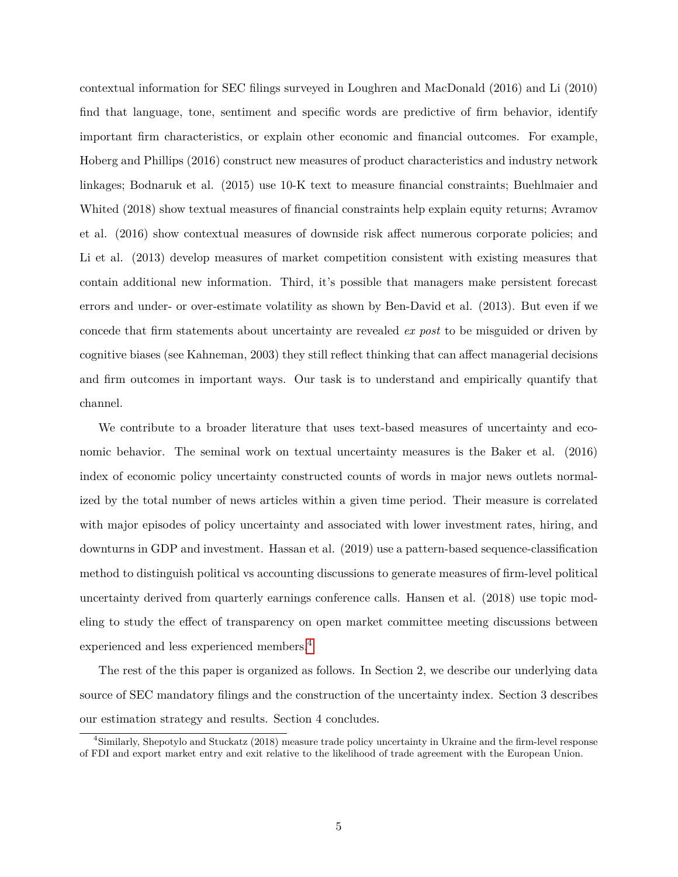contextual information for SEC filings surveyed in Loughren and MacDonald (2016) and Li (2010) find that language, tone, sentiment and specific words are predictive of firm behavior, identify important firm characteristics, or explain other economic and financial outcomes. For example, Hoberg and Phillips (2016) construct new measures of product characteristics and industry network linkages; Bodnaruk et al. (2015) use 10-K text to measure financial constraints; Buehlmaier and Whited (2018) show textual measures of financial constraints help explain equity returns; Avramov et al. (2016) show contextual measures of downside risk affect numerous corporate policies; and Li et al. (2013) develop measures of market competition consistent with existing measures that contain additional new information. Third, it's possible that managers make persistent forecast errors and under- or over-estimate volatility as shown by Ben-David et al. (2013). But even if we concede that firm statements about uncertainty are revealed *ex post* to be misguided or driven by cognitive biases (see Kahneman, 2003) they still reflect thinking that can affect managerial decisions and firm outcomes in important ways. Our task is to understand and empirically quantify that channel.

We contribute to a broader literature that uses text-based measures of uncertainty and economic behavior. The seminal work on textual uncertainty measures is the Baker et al. (2016) index of economic policy uncertainty constructed counts of words in major news outlets normalized by the total number of news articles within a given time period. Their measure is correlated with major episodes of policy uncertainty and associated with lower investment rates, hiring, and downturns in GDP and investment. Hassan et al. (2019) use a pattern-based sequence-classification method to distinguish political vs accounting discussions to generate measures of firm-level political uncertainty derived from quarterly earnings conference calls. Hansen et al. (2018) use topic modeling to study the effect of transparency on open market committee meeting discussions between experienced and less experienced members.[4]

The rest of the this paper is organized as follows. In Section 2, we describe our underlying data source of SEC mandatory filings and the construction of the uncertainty index. Section 3 describes our estimation strategy and results. Section 4 concludes.

[4]Similarly, Shepotylo and Stuckatz (2018) measure trade policy uncertainty in Ukraine and the firm-level response of FDI and export market entry and exit relative to the likelihood of trade agreement with the European Union.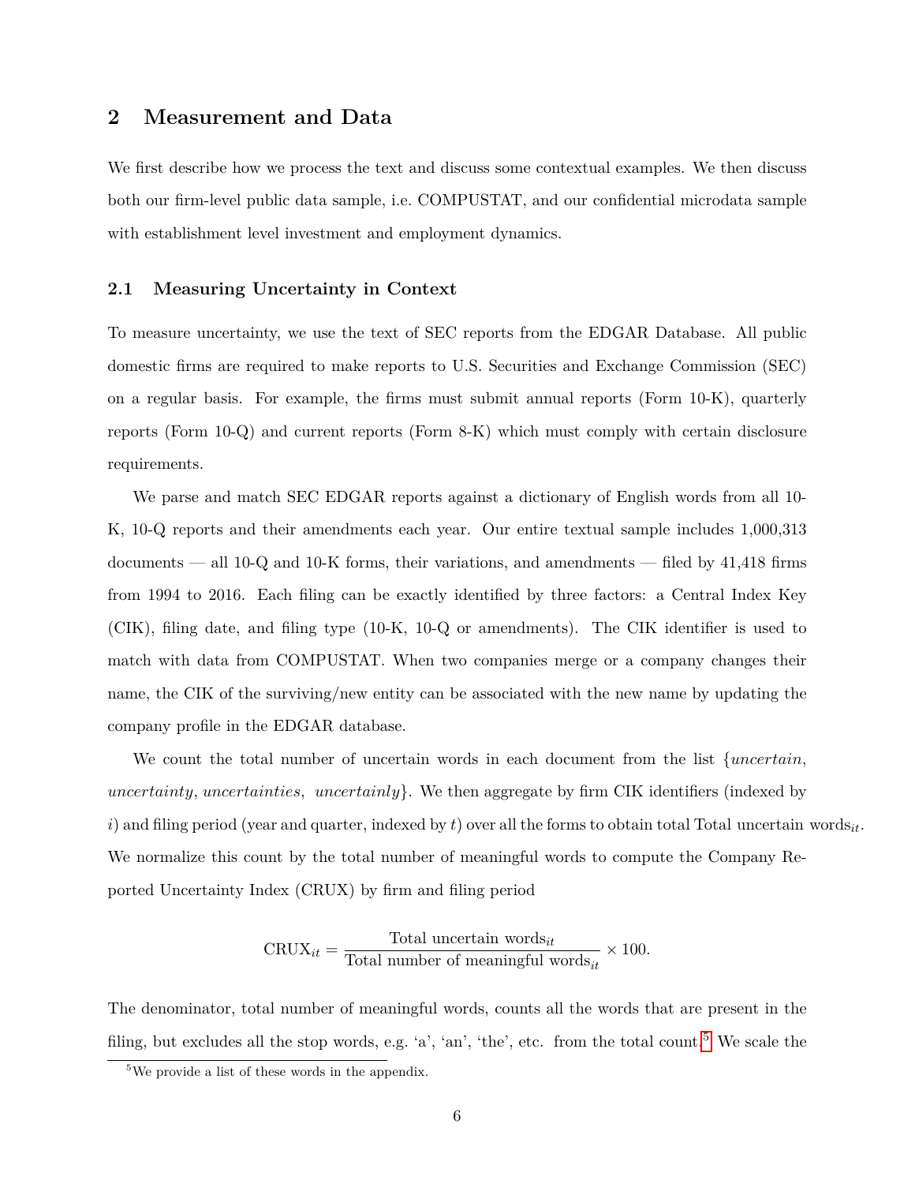## 2 Measurement and Data

We first describe how we process the text and discuss some contextual examples. We then discuss both our firm-level public data sample, i.e. COMPUSTAT, and our confidential microdata sample with establishment level investment and employment dynamics.

### 2.1 Measuring Uncertainty in Context

To measure uncertainty, we use the text of SEC reports from the EDGAR Database. All public domestic firms are required to make reports to U.S. Securities and Exchange Commission (SEC) on a regular basis. For example, the firms must submit annual reports (Form 10-K), quarterly reports (Form 10-Q) and current reports (Form 8-K) which must comply with certain disclosure requirements.

We parse and match SEC EDGAR reports against a dictionary of English words from all 10-K, 10-Q reports and their amendments each year. Our entire textual sample includes 1,000,313 documents — all 10-Q and 10-K forms, their variations, and amendments — filed by 41,418 firms from 1994 to 2016. Each filing can be exactly identified by three factors: a Central Index Key (CIK), filing date, and filing type (10-K, 10-Q or amendments). The CIK identifier is used to match with data from COMPUSTAT. When two companies merge or a company changes their name, the CIK of the surviving/new entity can be associated with the new name by updating the company profile in the EDGAR database.

We count the total number of uncertain words in each document from the list {*uncertain*, *uncertainty*, *uncertainties*, *uncertainly*}. We then aggregate by firm CIK identifiers (indexed by $i$) and filing period (year and quarter, indexed by $t$) over all the forms to obtain total Total uncertain words$_{it}$. We normalize this count by the total number of meaningful words to compute the Company Reported Uncertainty Index (CRUX) by firm and filing period

$$\text{CRUX}_{it} = \frac{\text{Total uncertain words}_{it}}{\text{Total number of meaningful words}_{it}} \times 100.$$

The denominator, total number of meaningful words, counts all the words that are present in the filing, but excludes all the stop words, e.g. 'a', 'an', 'the', etc. from the total count.[5] We scale the

[5] We provide a list of these words in the appendix.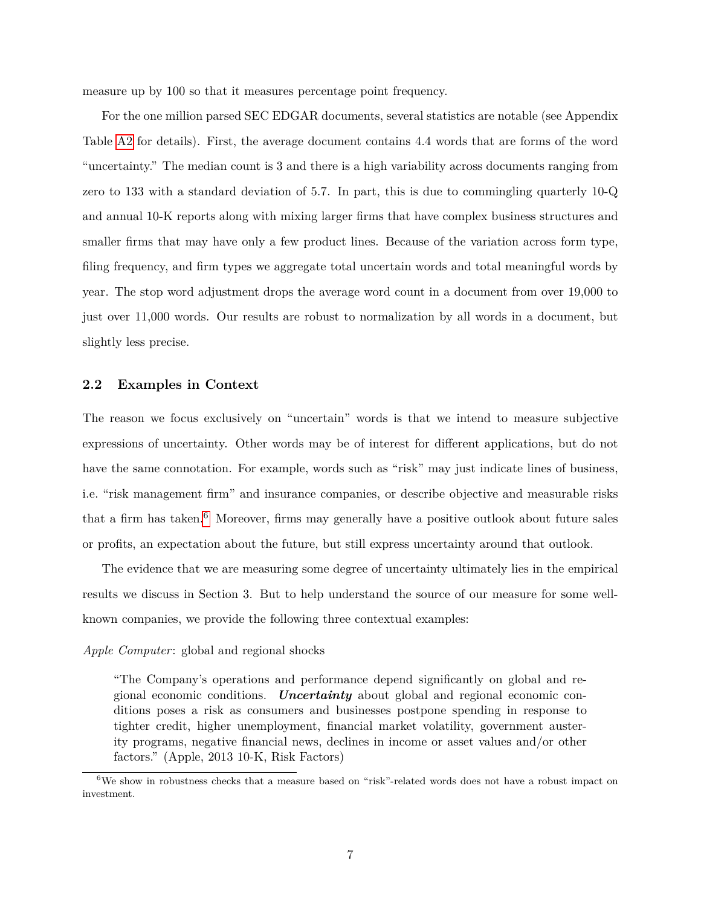measure up by 100 so that it measures percentage point frequency.

For the one million parsed SEC EDGAR documents, several statistics are notable (see Appendix Table A2 for details). First, the average document contains 4.4 words that are forms of the word "uncertainty." The median count is 3 and there is a high variability across documents ranging from zero to 133 with a standard deviation of 5.7. In part, this is due to commingling quarterly 10-Q and annual 10-K reports along with mixing larger firms that have complex business structures and smaller firms that may have only a few product lines. Because of the variation across form type, filing frequency, and firm types we aggregate total uncertain words and total meaningful words by year. The stop word adjustment drops the average word count in a document from over 19,000 to just over 11,000 words. Our results are robust to normalization by all words in a document, but slightly less precise.

## 2.2 Examples in Context

The reason we focus exclusively on "uncertain" words is that we intend to measure subjective expressions of uncertainty. Other words may be of interest for different applications, but do not have the same connotation. For example, words such as "risk" may just indicate lines of business, i.e. "risk management firm" and insurance companies, or describe objective and measurable risks that a firm has taken.[6] Moreover, firms may generally have a positive outlook about future sales or profits, an expectation about the future, but still express uncertainty around that outlook.

The evidence that we are measuring some degree of uncertainty ultimately lies in the empirical results we discuss in Section 3. But to help understand the source of our measure for some well-known companies, we provide the following three contextual examples:

*Apple Computer*: global and regional shocks

> "The Company's operations and performance depend significantly on global and regional economic conditions. ***Uncertainty*** about global and regional economic conditions poses a risk as consumers and businesses postpone spending in response to tighter credit, higher unemployment, financial market volatility, government austerity programs, negative financial news, declines in income or asset values and/or other factors." (Apple, 2013 10-K, Risk Factors)

[6] We show in robustness checks that a measure based on "risk"-related words does not have a robust impact on investment.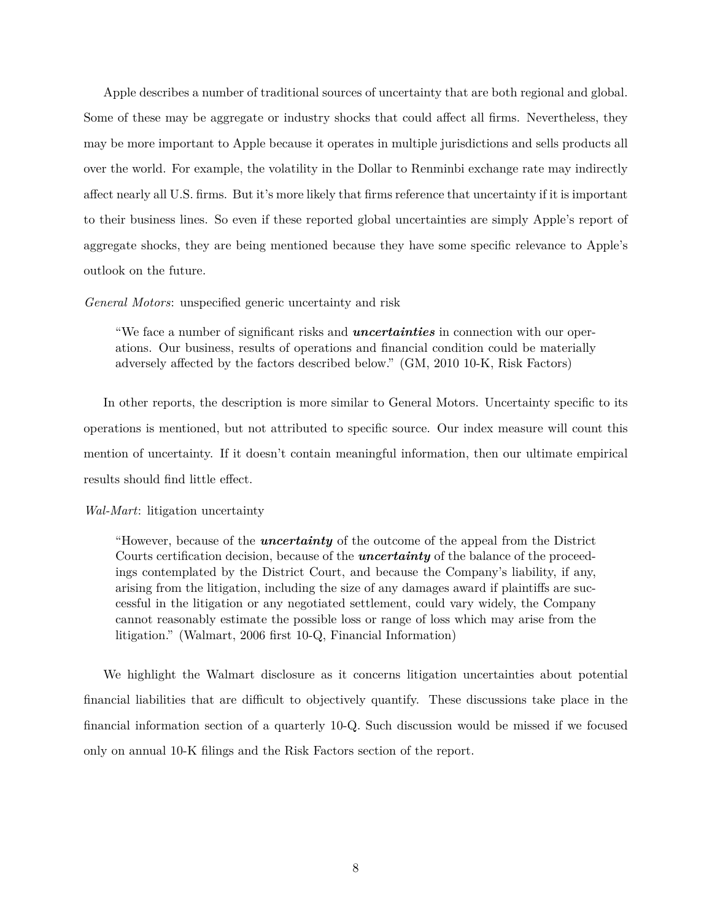Apple describes a number of traditional sources of uncertainty that are both regional and global. Some of these may be aggregate or industry shocks that could affect all firms. Nevertheless, they may be more important to Apple because it operates in multiple jurisdictions and sells products all over the world. For example, the volatility in the Dollar to Renminbi exchange rate may indirectly affect nearly all U.S. firms. But it's more likely that firms reference that uncertainty if it is important to their business lines. So even if these reported global uncertainties are simply Apple's report of aggregate shocks, they are being mentioned because they have some specific relevance to Apple's outlook on the future.

*General Motors*: unspecified generic uncertainty and risk

> "We face a number of significant risks and ***uncertainties*** in connection with our operations. Our business, results of operations and financial condition could be materially adversely affected by the factors described below." (GM, 2010 10-K, Risk Factors)

In other reports, the description is more similar to General Motors. Uncertainty specific to its operations is mentioned, but not attributed to specific source. Our index measure will count this mention of uncertainty. If it doesn't contain meaningful information, then our ultimate empirical results should find little effect.

*Wal-Mart*: litigation uncertainty

> "However, because of the ***uncertainty*** of the outcome of the appeal from the District Courts certification decision, because of the ***uncertainty*** of the balance of the proceedings contemplated by the District Court, and because the Company's liability, if any, arising from the litigation, including the size of any damages award if plaintiffs are successful in the litigation or any negotiated settlement, could vary widely, the Company cannot reasonably estimate the possible loss or range of loss which may arise from the litigation." (Walmart, 2006 first 10-Q, Financial Information)

We highlight the Walmart disclosure as it concerns litigation uncertainties about potential financial liabilities that are difficult to objectively quantify. These discussions take place in the financial information section of a quarterly 10-Q. Such discussion would be missed if we focused only on annual 10-K filings and the Risk Factors section of the report.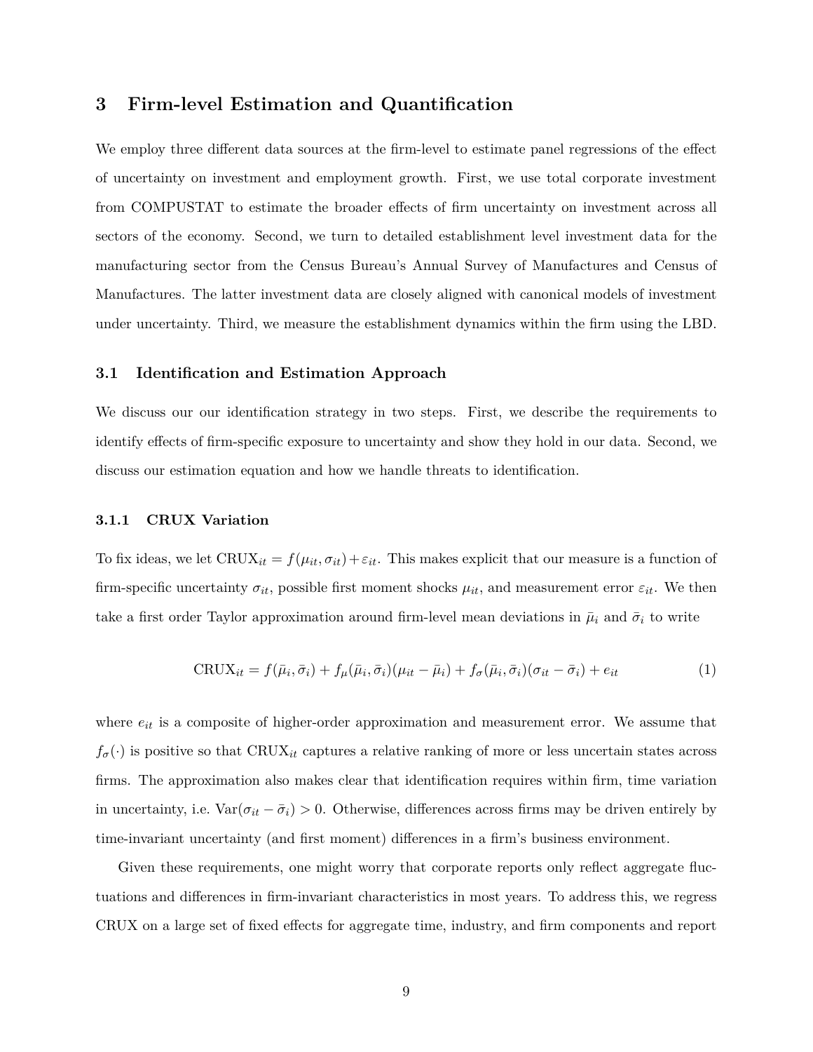# 3 Firm-level Estimation and Quantification

We employ three different data sources at the firm-level to estimate panel regressions of the effect of uncertainty on investment and employment growth. First, we use total corporate investment from COMPUSTAT to estimate the broader effects of firm uncertainty on investment across all sectors of the economy. Second, we turn to detailed establishment level investment data for the manufacturing sector from the Census Bureau's Annual Survey of Manufactures and Census of Manufactures. The latter investment data are closely aligned with canonical models of investment under uncertainty. Third, we measure the establishment dynamics within the firm using the LBD.

## 3.1 Identification and Estimation Approach

We discuss our our identification strategy in two steps. First, we describe the requirements to identify effects of firm-specific exposure to uncertainty and show they hold in our data. Second, we discuss our estimation equation and how we handle threats to identification.

### 3.1.1 CRUX Variation

To fix ideas, we let $\text{CRUX}_{it} = f(\mu_{it}, \sigma_{it}) + \varepsilon_{it}$. This makes explicit that our measure is a function of firm-specific uncertainty $\sigma_{it}$, possible first moment shocks $\mu_{it}$, and measurement error $\varepsilon_{it}$. We then take a first order Taylor approximation around firm-level mean deviations in $\bar{\mu}_i$ and $\bar{\sigma}_i$ to write

$$\text{CRUX}_{it} = f(\bar{\mu}_i, \bar{\sigma}_i) + f_\mu(\bar{\mu}_i, \bar{\sigma}_i)(\mu_{it} - \bar{\mu}_i) + f_\sigma(\bar{\mu}_i, \bar{\sigma}_i)(\sigma_{it} - \bar{\sigma}_i) + e_{it} \tag{1}$$

where $e_{it}$ is a composite of higher-order approximation and measurement error. We assume that $f_\sigma(\cdot)$ is positive so that $\text{CRUX}_{it}$ captures a relative ranking of more or less uncertain states across firms. The approximation also makes clear that identification requires within firm, time variation in uncertainty, i.e. $\text{Var}(\sigma_{it} - \bar{\sigma}_i) > 0$. Otherwise, differences across firms may be driven entirely by time-invariant uncertainty (and first moment) differences in a firm's business environment.

Given these requirements, one might worry that corporate reports only reflect aggregate fluctuations and differences in firm-invariant characteristics in most years. To address this, we regress CRUX on a large set of fixed effects for aggregate time, industry, and firm components and report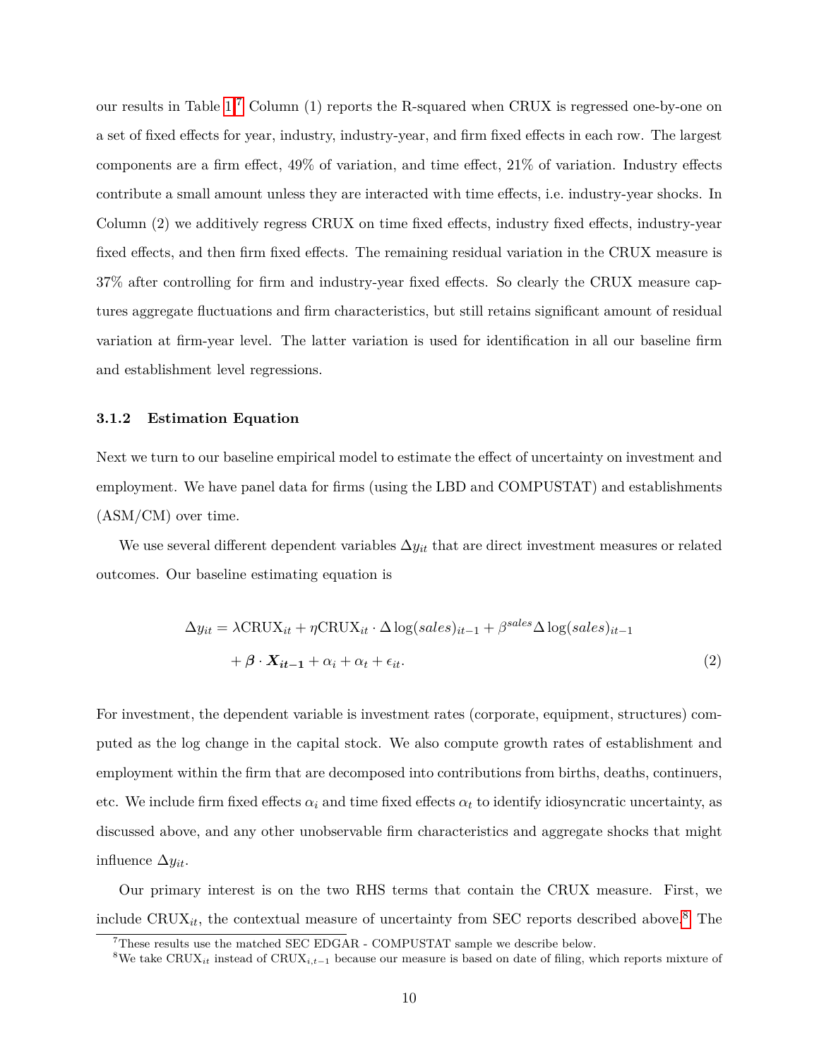our results in Table 1.[7] Column (1) reports the R-squared when CRUX is regressed one-by-one on a set of fixed effects for year, industry, industry-year, and firm fixed effects in each row. The largest components are a firm effect, 49% of variation, and time effect, 21% of variation. Industry effects contribute a small amount unless they are interacted with time effects, i.e. industry-year shocks. In Column (2) we additively regress CRUX on time fixed effects, industry fixed effects, industry-year fixed effects, and then firm fixed effects. The remaining residual variation in the CRUX measure is 37% after controlling for firm and industry-year fixed effects. So clearly the CRUX measure captures aggregate fluctuations and firm characteristics, but still retains significant amount of residual variation at firm-year level. The latter variation is used for identification in all our baseline firm and establishment level regressions.

### 3.1.2 Estimation Equation

Next we turn to our baseline empirical model to estimate the effect of uncertainty on investment and employment. We have panel data for firms (using the LBD and COMPUSTAT) and establishments (ASM/CM) over time.

We use several different dependent variables $\Delta y_{it}$ that are direct investment measures or related outcomes. Our baseline estimating equation is

$$\Delta y_{it} = \lambda \text{CRUX}_{it} + \eta \text{CRUX}_{it} \cdot \Delta \log(sales)_{it-1} + \beta^{sales} \Delta \log(sales)_{it-1} + \boldsymbol{\beta} \cdot \boldsymbol{X_{it-1}} + \alpha_i + \alpha_t + \epsilon_{it}. \tag{2}$$

For investment, the dependent variable is investment rates (corporate, equipment, structures) computed as the log change in the capital stock. We also compute growth rates of establishment and employment within the firm that are decomposed into contributions from births, deaths, continuers, etc. We include firm fixed effects $\alpha_i$ and time fixed effects $\alpha_t$ to identify idiosyncratic uncertainty, as discussed above, and any other unobservable firm characteristics and aggregate shocks that might influence $\Delta y_{it}$.

Our primary interest is on the two RHS terms that contain the CRUX measure. First, we include $\text{CRUX}_{it}$, the contextual measure of uncertainty from SEC reports described above.[8] The

[7] These results use the matched SEC EDGAR - COMPUSTAT sample we describe below.

[8] We take $\text{CRUX}_{it}$ instead of $\text{CRUX}_{i,t-1}$ because our measure is based on date of filing, which reports mixture of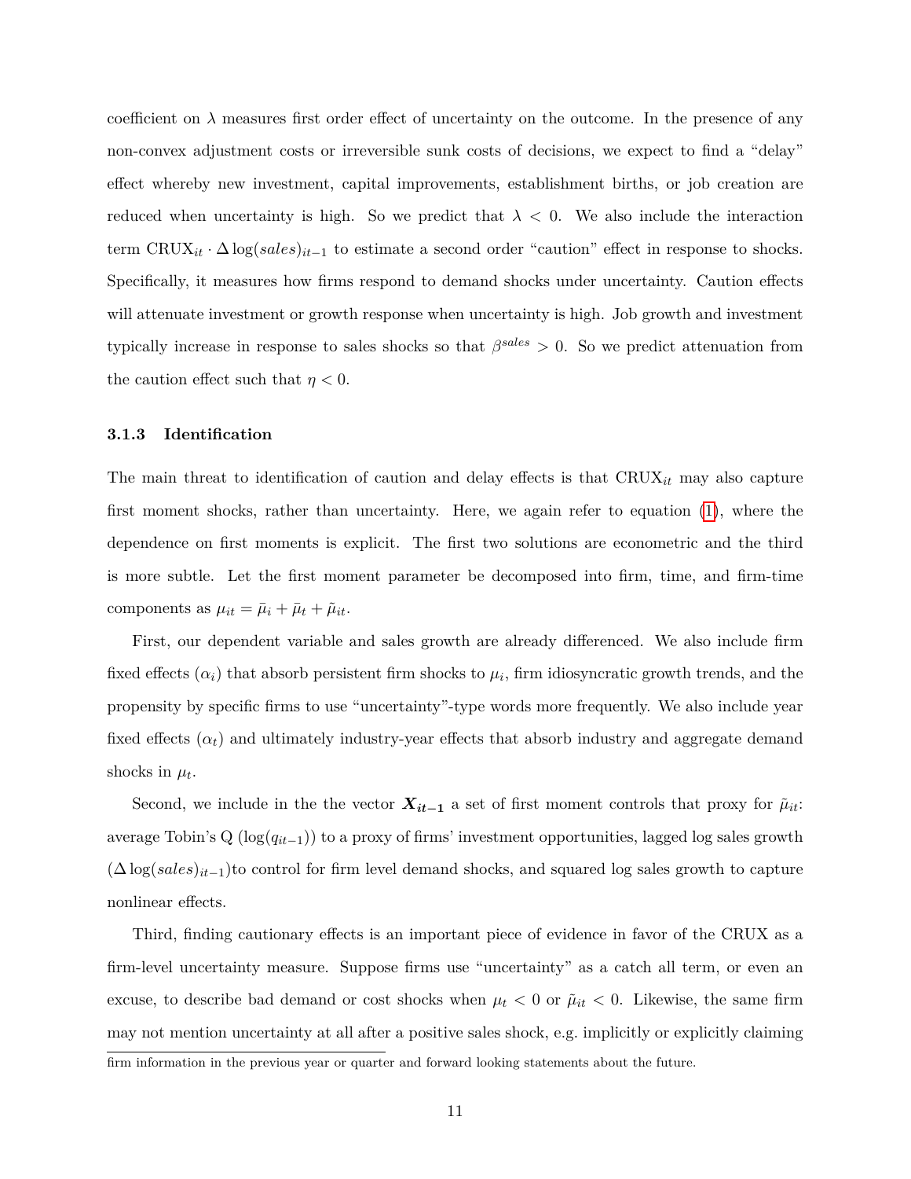coefficient on $\lambda$ measures first order effect of uncertainty on the outcome. In the presence of any non-convex adjustment costs or irreversible sunk costs of decisions, we expect to find a "delay" effect whereby new investment, capital improvements, establishment births, or job creation are reduced when uncertainty is high. So we predict that $\lambda < 0$. We also include the interaction term $\text{CRUX}_{it} \cdot \Delta \log(sales)_{it-1}$ to estimate a second order "caution" effect in response to shocks. Specifically, it measures how firms respond to demand shocks under uncertainty. Caution effects will attenuate investment or growth response when uncertainty is high. Job growth and investment typically increase in response to sales shocks so that $\beta^{sales} > 0$. So we predict attenuation from the caution effect such that $\eta < 0$.

### 3.1.3 Identification

The main threat to identification of caution and delay effects is that $\text{CRUX}_{it}$ may also capture first moment shocks, rather than uncertainty. Here, we again refer to equation (1), where the dependence on first moments is explicit. The first two solutions are econometric and the third is more subtle. Let the first moment parameter be decomposed into firm, time, and firm-time components as $\mu_{it} = \bar{\mu}_i + \bar{\mu}_t + \tilde{\mu}_{it}$.

First, our dependent variable and sales growth are already differenced. We also include firm fixed effects ($\alpha_i$) that absorb persistent firm shocks to $\mu_i$, firm idiosyncratic growth trends, and the propensity by specific firms to use "uncertainty"-type words more frequently. We also include year fixed effects ($\alpha_t$) and ultimately industry-year effects that absorb industry and aggregate demand shocks in $\mu_t$.

Second, we include in the the vector $\boldsymbol{X_{it-1}}$ a set of first moment controls that proxy for $\tilde{\mu}_{it}$: average Tobin's Q ($\log(q_{it-1})$) to a proxy of firms' investment opportunities, lagged log sales growth ($\Delta \log(sales)_{it-1}$)to control for firm level demand shocks, and squared log sales growth to capture nonlinear effects.

Third, finding cautionary effects is an important piece of evidence in favor of the CRUX as a firm-level uncertainty measure. Suppose firms use "uncertainty" as a catch all term, or even an excuse, to describe bad demand or cost shocks when $\mu_t < 0$ or $\tilde{\mu}_{it} < 0$. Likewise, the same firm may not mention uncertainty at all after a positive sales shock, e.g. implicitly or explicitly claiming

firm information in the previous year or quarter and forward looking statements about the future.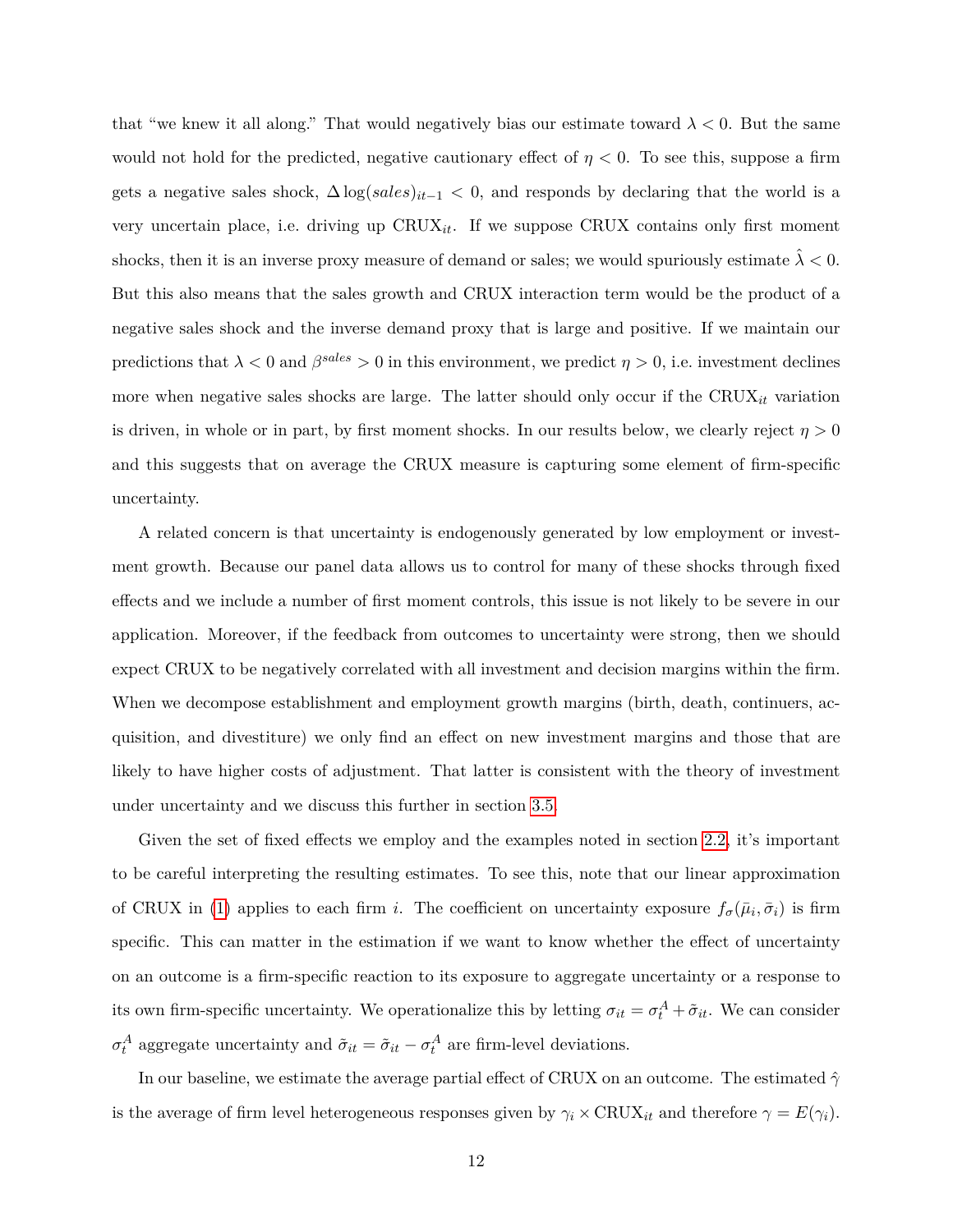that "we knew it all along." That would negatively bias our estimate toward $\lambda < 0$. But the same would not hold for the predicted, negative cautionary effect of $\eta < 0$. To see this, suppose a firm gets a negative sales shock, $\Delta \log(sales)_{it-1} < 0$, and responds by declaring that the world is a very uncertain place, i.e. driving up $\text{CRUX}_{it}$. If we suppose CRUX contains only first moment shocks, then it is an inverse proxy measure of demand or sales; we would spuriously estimate $\hat{\lambda} < 0$. But this also means that the sales growth and CRUX interaction term would be the product of a negative sales shock and the inverse demand proxy that is large and positive. If we maintain our predictions that $\lambda < 0$ and $\beta^{sales} > 0$ in this environment, we predict $\eta > 0$, i.e. investment declines more when negative sales shocks are large. The latter should only occur if the $\text{CRUX}_{it}$ variation is driven, in whole or in part, by first moment shocks. In our results below, we clearly reject $\eta > 0$ and this suggests that on average the CRUX measure is capturing some element of firm-specific uncertainty.

A related concern is that uncertainty is endogenously generated by low employment or investment growth. Because our panel data allows us to control for many of these shocks through fixed effects and we include a number of first moment controls, this issue is not likely to be severe in our application. Moreover, if the feedback from outcomes to uncertainty were strong, then we should expect CRUX to be negatively correlated with all investment and decision margins within the firm. When we decompose establishment and employment growth margins (birth, death, continuers, acquisition, and divestiture) we only find an effect on new investment margins and those that are likely to have higher costs of adjustment. That latter is consistent with the theory of investment under uncertainty and we discuss this further in section 3.5.

Given the set of fixed effects we employ and the examples noted in section 2.2, it's important to be careful interpreting the resulting estimates. To see this, note that our linear approximation of CRUX in (1) applies to each firm $i$. The coefficient on uncertainty exposure $f_{\sigma}(\bar{\mu}_i, \bar{\sigma}_i)$ is firm specific. This can matter in the estimation if we want to know whether the effect of uncertainty on an outcome is a firm-specific reaction to its exposure to aggregate uncertainty or a response to its own firm-specific uncertainty. We operationalize this by letting $\sigma_{it} = \sigma_t^A + \tilde{\sigma}_{it}$. We can consider $\sigma_t^A$ aggregate uncertainty and $\tilde{\sigma}_{it} = \tilde{\sigma}_{it} - \sigma_t^A$ are firm-level deviations.

In our baseline, we estimate the average partial effect of CRUX on an outcome. The estimated $\hat{\gamma}$ is the average of firm level heterogeneous responses given by $\gamma_i \times \text{CRUX}_{it}$ and therefore $\gamma = E(\gamma_i)$.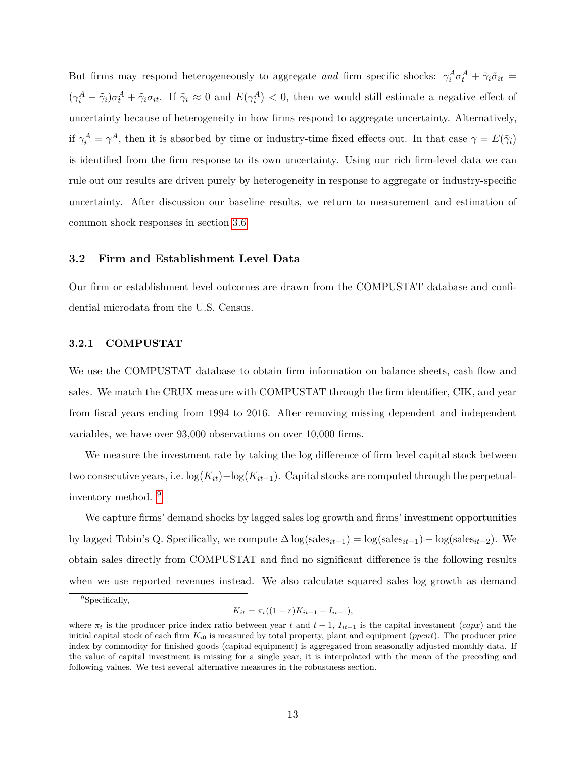But firms may respond heterogeneously to aggregate *and* firm specific shocks: $\gamma_i^A \sigma_t^A + \tilde{\gamma}_i \tilde{\sigma}_{it} = (\gamma_i^A - \tilde{\gamma}_i)\sigma_t^A + \tilde{\gamma}_i \sigma_{it}$. If $\tilde{\gamma}_i \approx 0$ and $E(\gamma_i^A) < 0$, then we would still estimate a negative effect of uncertainty because of heterogeneity in how firms respond to aggregate uncertainty. Alternatively, if $\gamma_i^A = \gamma^A$, then it is absorbed by time or industry-time fixed effects out. In that case $\gamma = E(\tilde{\gamma}_i)$ is identified from the firm response to its own uncertainty. Using our rich firm-level data we can rule out our results are driven purely by heterogeneity in response to aggregate or industry-specific uncertainty. After discussion our baseline results, we return to measurement and estimation of common shock responses in section 3.6.

## 3.2 Firm and Establishment Level Data

Our firm or establishment level outcomes are drawn from the COMPUSTAT database and confidential microdata from the U.S. Census.

### 3.2.1 COMPUSTAT

We use the COMPUSTAT database to obtain firm information on balance sheets, cash flow and sales. We match the CRUX measure with COMPUSTAT through the firm identifier, CIK, and year from fiscal years ending from 1994 to 2016. After removing missing dependent and independent variables, we have over 93,000 observations on over 10,000 firms.

We measure the investment rate by taking the log difference of firm level capital stock between two consecutive years, i.e. $\log(K_{it}) - \log(K_{it-1})$. Capital stocks are computed through the perpetual-inventory method. [9]

We capture firms' demand shocks by lagged sales log growth and firms' investment opportunities by lagged Tobin's Q. Specifically, we compute $\Delta \log(\text{sales}_{it-1}) = \log(\text{sales}_{it-1}) - \log(\text{sales}_{it-2})$. We obtain sales directly from COMPUSTAT and find no significant difference is the following results when we use reported revenues instead. We also calculate squared sales log growth as demand

---

[9] Specifically,

$$K_{it} = \pi_t((1-r)K_{it-1} + I_{it-1}),$$

where $\pi_t$ is the producer price index ratio between year $t$ and $t-1$, $I_{it-1}$ is the capital investment (*capx*) and the initial capital stock of each firm $K_{i0}$ is measured by total property, plant and equipment (*ppent*). The producer price index by commodity for finished goods (capital equipment) is aggregated from seasonally adjusted monthly data. If the value of capital investment is missing for a single year, it is interpolated with the mean of the preceding and following values. We test several alternative measures in the robustness section.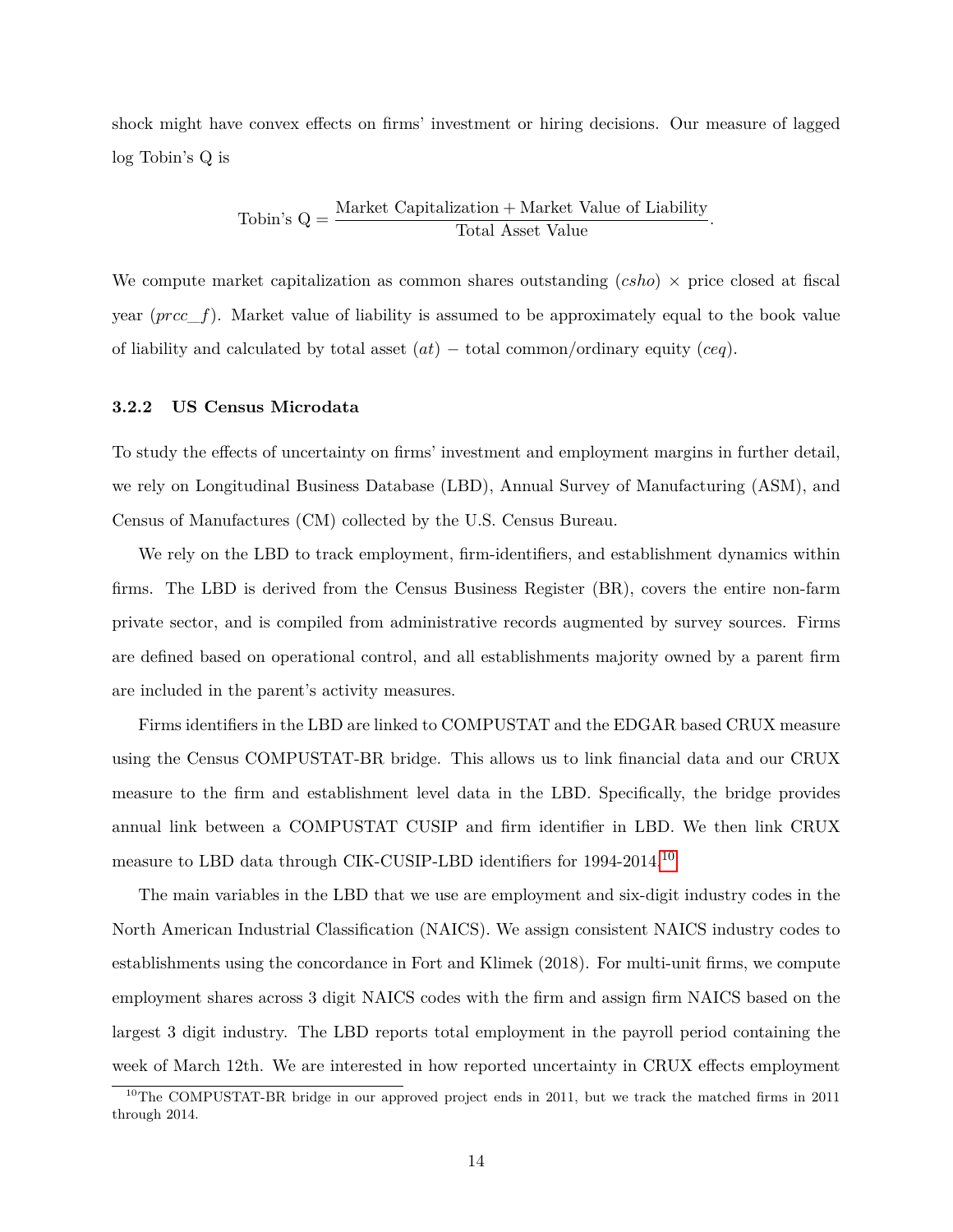shock might have convex effects on firms' investment or hiring decisions. Our measure of lagged log Tobin's Q is

$$\text{Tobin's Q} = \frac{\text{Market Capitalization} + \text{Market Value of Liability}}{\text{Total Asset Value}}.$$

We compute market capitalization as common shares outstanding (*csho*) $\times$ price closed at fiscal year (*prcc_f*). Market value of liability is assumed to be approximately equal to the book value of liability and calculated by total asset (*at*) $-$ total common/ordinary equity (*ceq*).

### 3.2.2 US Census Microdata

To study the effects of uncertainty on firms' investment and employment margins in further detail, we rely on Longitudinal Business Database (LBD), Annual Survey of Manufacturing (ASM), and Census of Manufactures (CM) collected by the U.S. Census Bureau.

We rely on the LBD to track employment, firm-identifiers, and establishment dynamics within firms. The LBD is derived from the Census Business Register (BR), covers the entire non-farm private sector, and is compiled from administrative records augmented by survey sources. Firms are defined based on operational control, and all establishments majority owned by a parent firm are included in the parent's activity measures.

Firms identifiers in the LBD are linked to COMPUSTAT and the EDGAR based CRUX measure using the Census COMPUSTAT-BR bridge. This allows us to link financial data and our CRUX measure to the firm and establishment level data in the LBD. Specifically, the bridge provides annual link between a COMPUSTAT CUSIP and firm identifier in LBD. We then link CRUX measure to LBD data through CIK-CUSIP-LBD identifiers for 1994-2014.[10]

The main variables in the LBD that we use are employment and six-digit industry codes in the North American Industrial Classification (NAICS). We assign consistent NAICS industry codes to establishments using the concordance in Fort and Klimek (2018). For multi-unit firms, we compute employment shares across 3 digit NAICS codes with the firm and assign firm NAICS based on the largest 3 digit industry. The LBD reports total employment in the payroll period containing the week of March 12th. We are interested in how reported uncertainty in CRUX effects employment

[10] The COMPUSTAT-BR bridge in our approved project ends in 2011, but we track the matched firms in 2011 through 2014.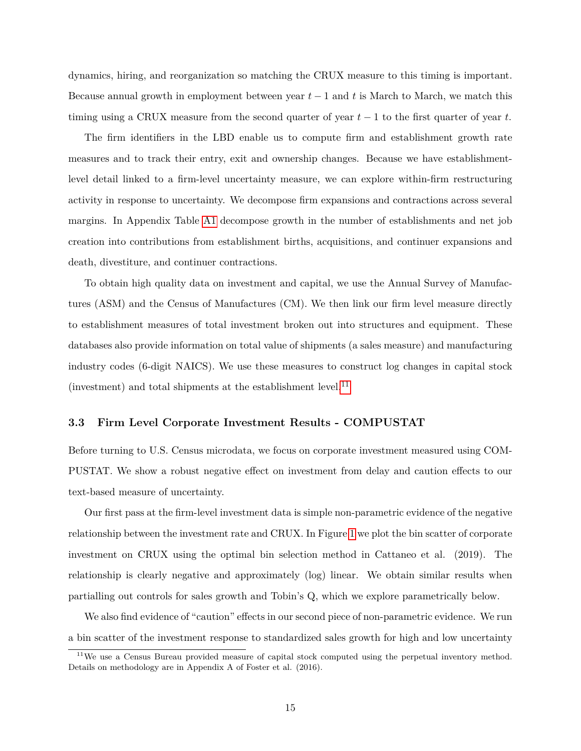dynamics, hiring, and reorganization so matching the CRUX measure to this timing is important. Because annual growth in employment between year $t-1$ and $t$ is March to March, we match this timing using a CRUX measure from the second quarter of year $t-1$ to the first quarter of year $t$.

The firm identifiers in the LBD enable us to compute firm and establishment growth rate measures and to track their entry, exit and ownership changes. Because we have establishment-level detail linked to a firm-level uncertainty measure, we can explore within-firm restructuring activity in response to uncertainty. We decompose firm expansions and contractions across several margins. In Appendix Table A1 decompose growth in the number of establishments and net job creation into contributions from establishment births, acquisitions, and continuer expansions and death, divestiture, and continuer contractions.

To obtain high quality data on investment and capital, we use the Annual Survey of Manufactures (ASM) and the Census of Manufactures (CM). We then link our firm level measure directly to establishment measures of total investment broken out into structures and equipment. These databases also provide information on total value of shipments (a sales measure) and manufacturing industry codes (6-digit NAICS). We use these measures to construct log changes in capital stock (investment) and total shipments at the establishment level.[11]

### 3.3 Firm Level Corporate Investment Results - COMPUSTAT

Before turning to U.S. Census microdata, we focus on corporate investment measured using COMPUSTAT. We show a robust negative effect on investment from delay and caution effects to our text-based measure of uncertainty.

Our first pass at the firm-level investment data is simple non-parametric evidence of the negative relationship between the investment rate and CRUX. In Figure 1 we plot the bin scatter of corporate investment on CRUX using the optimal bin selection method in Cattaneo et al. (2019). The relationship is clearly negative and approximately (log) linear. We obtain similar results when partialling out controls for sales growth and Tobin's Q, which we explore parametrically below.

We also find evidence of "caution" effects in our second piece of non-parametric evidence. We run a bin scatter of the investment response to standardized sales growth for high and low uncertainty

[11] We use a Census Bureau provided measure of capital stock computed using the perpetual inventory method. Details on methodology are in Appendix A of Foster et al. (2016).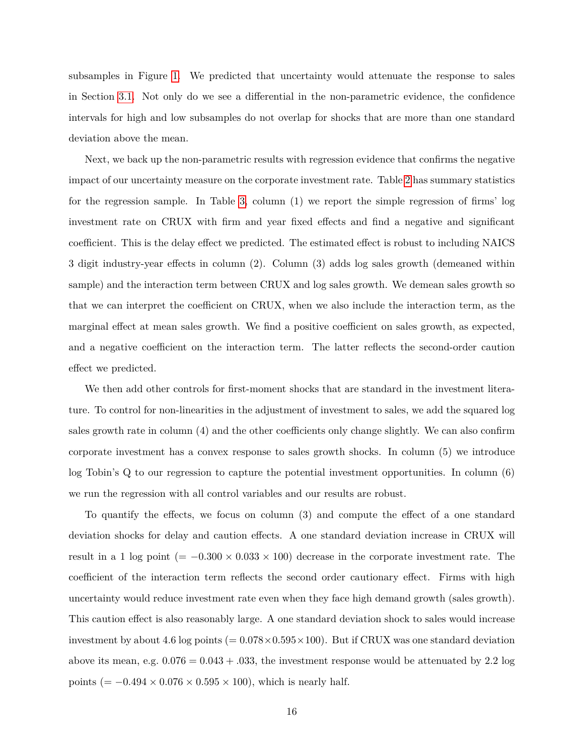subsamples in Figure 1. We predicted that uncertainty would attenuate the response to sales in Section 3.1. Not only do we see a differential in the non-parametric evidence, the confidence intervals for high and low subsamples do not overlap for shocks that are more than one standard deviation above the mean.

Next, we back up the non-parametric results with regression evidence that confirms the negative impact of our uncertainty measure on the corporate investment rate. Table 2 has summary statistics for the regression sample. In Table 3, column (1) we report the simple regression of firms' log investment rate on CRUX with firm and year fixed effects and find a negative and significant coefficient. This is the delay effect we predicted. The estimated effect is robust to including NAICS 3 digit industry-year effects in column (2). Column (3) adds log sales growth (demeaned within sample) and the interaction term between CRUX and log sales growth. We demean sales growth so that we can interpret the coefficient on CRUX, when we also include the interaction term, as the marginal effect at mean sales growth. We find a positive coefficient on sales growth, as expected, and a negative coefficient on the interaction term. The latter reflects the second-order caution effect we predicted.

We then add other controls for first-moment shocks that are standard in the investment literature. To control for non-linearities in the adjustment of investment to sales, we add the squared log sales growth rate in column (4) and the other coefficients only change slightly. We can also confirm corporate investment has a convex response to sales growth shocks. In column (5) we introduce log Tobin's Q to our regression to capture the potential investment opportunities. In column (6) we run the regression with all control variables and our results are robust.

To quantify the effects, we focus on column (3) and compute the effect of a one standard deviation shocks for delay and caution effects. A one standard deviation increase in CRUX will result in a 1 log point ($= -0.300 \times 0.033 \times 100$) decrease in the corporate investment rate. The coefficient of the interaction term reflects the second order cautionary effect. Firms with high uncertainty would reduce investment rate even when they face high demand growth (sales growth). This caution effect is also reasonably large. A one standard deviation shock to sales would increase investment by about 4.6 log points ($= 0.078 \times 0.595 \times 100$). But if CRUX was one standard deviation above its mean, e.g. $0.076 = 0.043 + .033$, the investment response would be attenuated by 2.2 log points ($= -0.494 \times 0.076 \times 0.595 \times 100$), which is nearly half.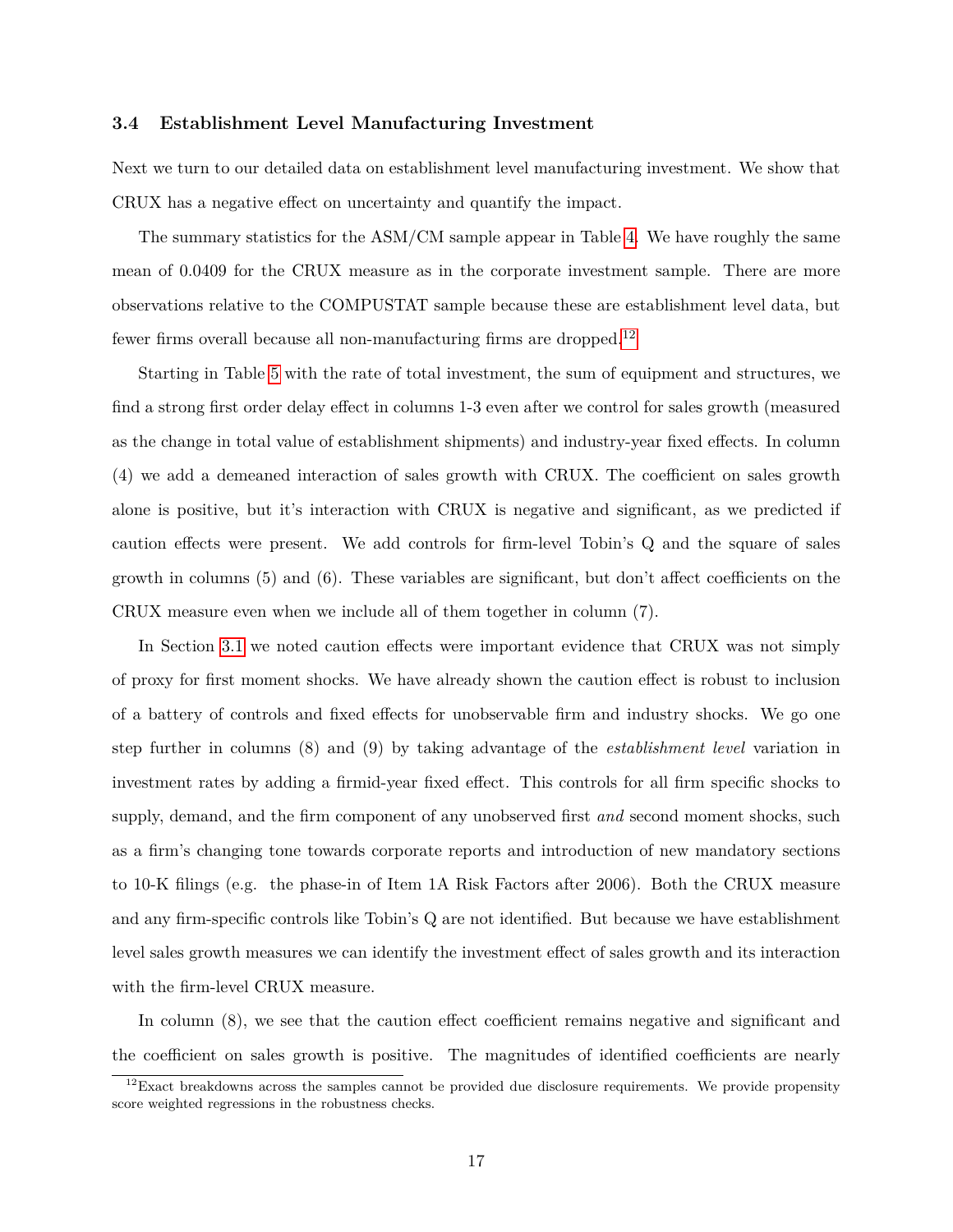### 3.4 Establishment Level Manufacturing Investment

Next we turn to our detailed data on establishment level manufacturing investment. We show that CRUX has a negative effect on uncertainty and quantify the impact.

The summary statistics for the ASM/CM sample appear in Table 4. We have roughly the same mean of 0.0409 for the CRUX measure as in the corporate investment sample. There are more observations relative to the COMPUSTAT sample because these are establishment level data, but fewer firms overall because all non-manufacturing firms are dropped.[12]

Starting in Table 5 with the rate of total investment, the sum of equipment and structures, we find a strong first order delay effect in columns 1-3 even after we control for sales growth (measured as the change in total value of establishment shipments) and industry-year fixed effects. In column (4) we add a demeaned interaction of sales growth with CRUX. The coefficient on sales growth alone is positive, but it's interaction with CRUX is negative and significant, as we predicted if caution effects were present. We add controls for firm-level Tobin's Q and the square of sales growth in columns (5) and (6). These variables are significant, but don't affect coefficients on the CRUX measure even when we include all of them together in column (7).

In Section 3.1 we noted caution effects were important evidence that CRUX was not simply of proxy for first moment shocks. We have already shown the caution effect is robust to inclusion of a battery of controls and fixed effects for unobservable firm and industry shocks. We go one step further in columns (8) and (9) by taking advantage of the *establishment level* variation in investment rates by adding a firmid-year fixed effect. This controls for all firm specific shocks to supply, demand, and the firm component of any unobserved first *and* second moment shocks, such as a firm's changing tone towards corporate reports and introduction of new mandatory sections to 10-K filings (e.g. the phase-in of Item 1A Risk Factors after 2006). Both the CRUX measure and any firm-specific controls like Tobin's Q are not identified. But because we have establishment level sales growth measures we can identify the investment effect of sales growth and its interaction with the firm-level CRUX measure.

In column (8), we see that the caution effect coefficient remains negative and significant and the coefficient on sales growth is positive. The magnitudes of identified coefficients are nearly

[12] Exact breakdowns across the samples cannot be provided due disclosure requirements. We provide propensity score weighted regressions in the robustness checks.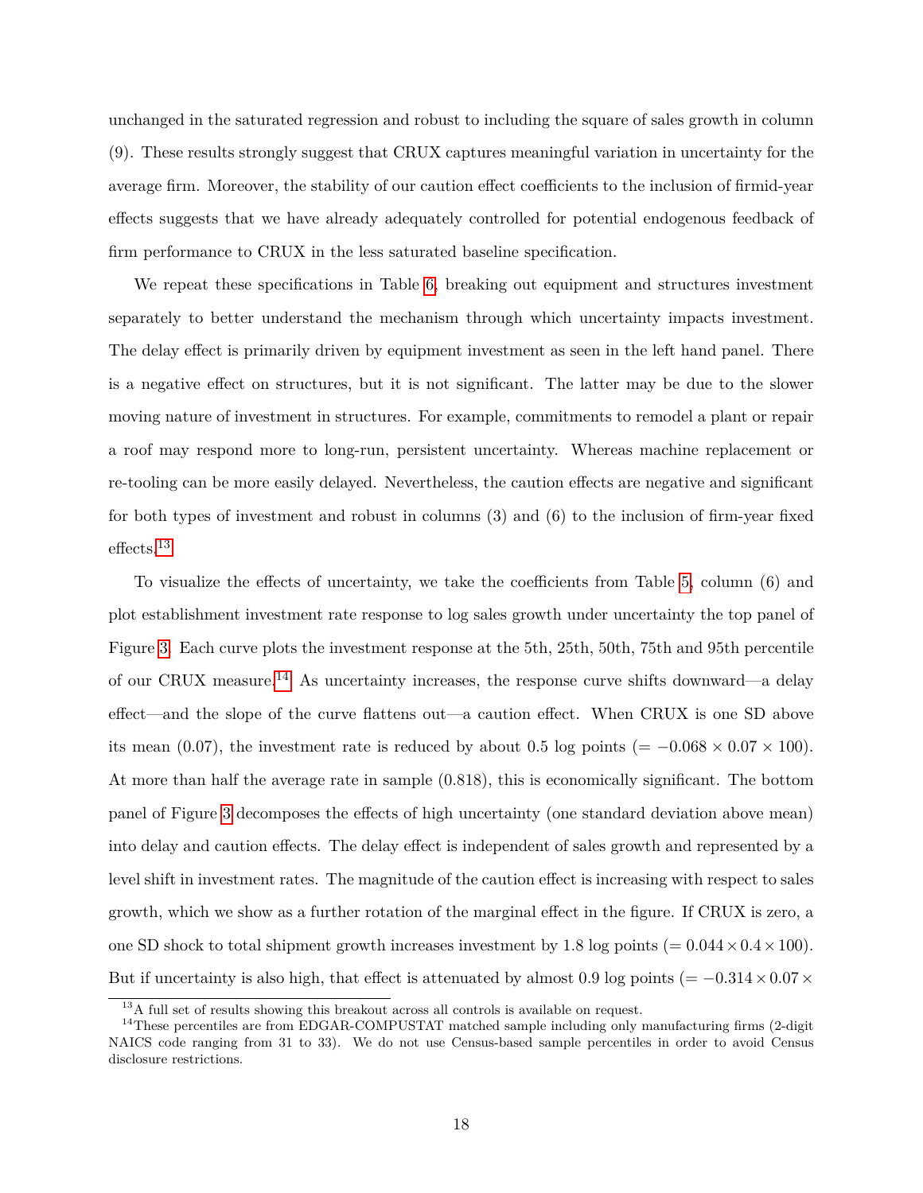unchanged in the saturated regression and robust to including the square of sales growth in column (9). These results strongly suggest that CRUX captures meaningful variation in uncertainty for the average firm. Moreover, the stability of our caution effect coefficients to the inclusion of firmid-year effects suggests that we have already adequately controlled for potential endogenous feedback of firm performance to CRUX in the less saturated baseline specification.

We repeat these specifications in Table 6, breaking out equipment and structures investment separately to better understand the mechanism through which uncertainty impacts investment. The delay effect is primarily driven by equipment investment as seen in the left hand panel. There is a negative effect on structures, but it is not significant. The latter may be due to the slower moving nature of investment in structures. For example, commitments to remodel a plant or repair a roof may respond more to long-run, persistent uncertainty. Whereas machine replacement or re-tooling can be more easily delayed. Nevertheless, the caution effects are negative and significant for both types of investment and robust in columns (3) and (6) to the inclusion of firm-year fixed effects.[13]

To visualize the effects of uncertainty, we take the coefficients from Table 5, column (6) and plot establishment investment rate response to log sales growth under uncertainty the top panel of Figure 3. Each curve plots the investment response at the 5th, 25th, 50th, 75th and 95th percentile of our CRUX measure.[14] As uncertainty increases, the response curve shifts downward—a delay effect—and the slope of the curve flattens out—a caution effect. When CRUX is one SD above its mean (0.07), the investment rate is reduced by about 0.5 log points ($= -0.068 \times 0.07 \times 100$). At more than half the average rate in sample (0.818), this is economically significant. The bottom panel of Figure 3 decomposes the effects of high uncertainty (one standard deviation above mean) into delay and caution effects. The delay effect is independent of sales growth and represented by a level shift in investment rates. The magnitude of the caution effect is increasing with respect to sales growth, which we show as a further rotation of the marginal effect in the figure. If CRUX is zero, a one SD shock to total shipment growth increases investment by 1.8 log points ($= 0.044 \times 0.4 \times 100$). But if uncertainty is also high, that effect is attenuated by almost 0.9 log points ($= -0.314 \times 0.07 \times$

[13] A full set of results showing this breakout across all controls is available on request.

[14] These percentiles are from EDGAR-COMPUSTAT matched sample including only manufacturing firms (2-digit NAICS code ranging from 31 to 33). We do not use Census-based sample percentiles in order to avoid Census disclosure restrictions.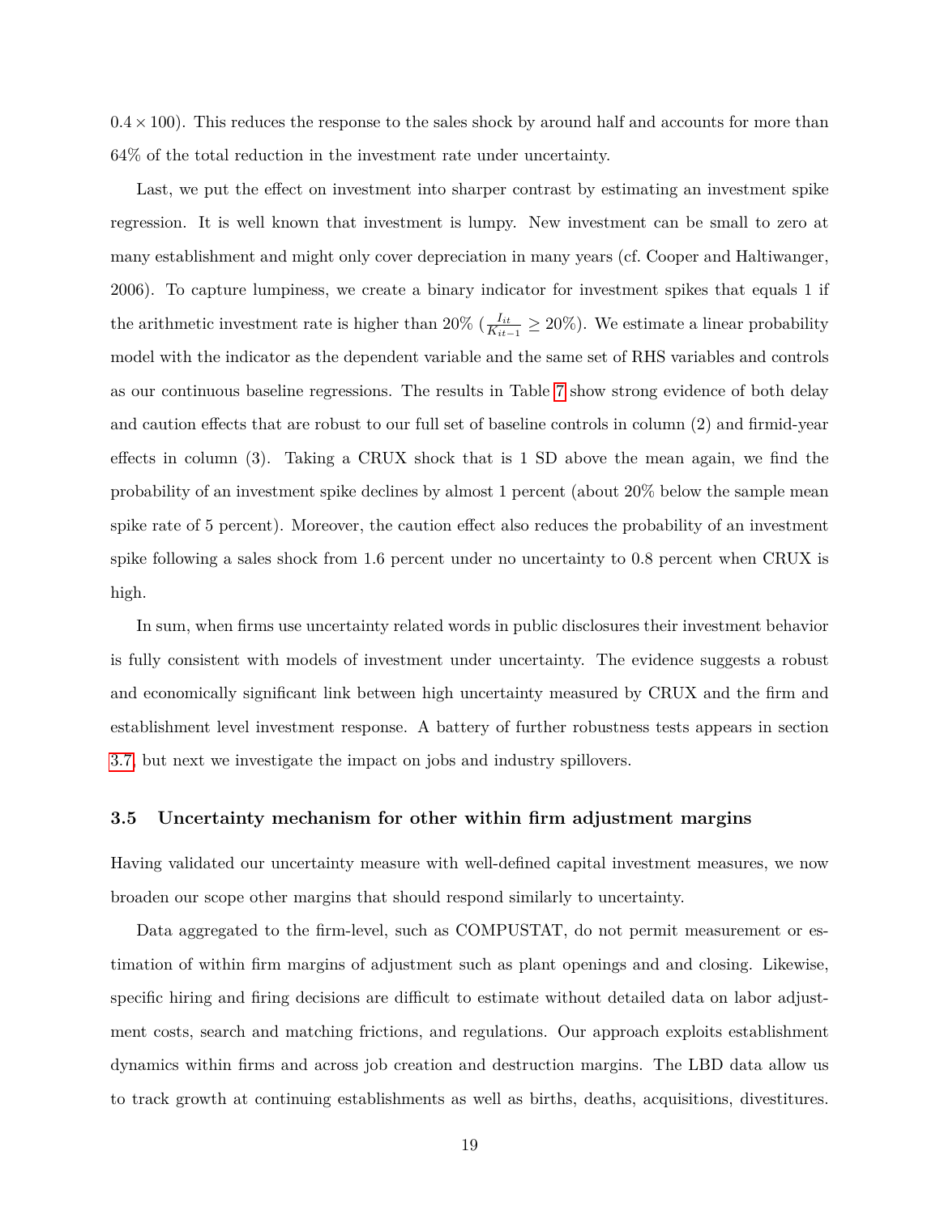$0.4 \times 100$). This reduces the response to the sales shock by around half and accounts for more than 64% of the total reduction in the investment rate under uncertainty.

Last, we put the effect on investment into sharper contrast by estimating an investment spike regression. It is well known that investment is lumpy. New investment can be small to zero at many establishment and might only cover depreciation in many years (cf. Cooper and Haltiwanger, 2006). To capture lumpiness, we create a binary indicator for investment spikes that equals 1 if the arithmetic investment rate is higher than 20% ($\frac{I_{it}}{K_{it-1}} \geq 20\%$). We estimate a linear probability model with the indicator as the dependent variable and the same set of RHS variables and controls as our continuous baseline regressions. The results in Table 7 show strong evidence of both delay and caution effects that are robust to our full set of baseline controls in column (2) and firmid-year effects in column (3). Taking a CRUX shock that is 1 SD above the mean again, we find the probability of an investment spike declines by almost 1 percent (about 20% below the sample mean spike rate of 5 percent). Moreover, the caution effect also reduces the probability of an investment spike following a sales shock from 1.6 percent under no uncertainty to 0.8 percent when CRUX is high.

In sum, when firms use uncertainty related words in public disclosures their investment behavior is fully consistent with models of investment under uncertainty. The evidence suggests a robust and economically significant link between high uncertainty measured by CRUX and the firm and establishment level investment response. A battery of further robustness tests appears in section 3.7, but next we investigate the impact on jobs and industry spillovers.

### 3.5 Uncertainty mechanism for other within firm adjustment margins

Having validated our uncertainty measure with well-defined capital investment measures, we now broaden our scope other margins that should respond similarly to uncertainty.

Data aggregated to the firm-level, such as COMPUSTAT, do not permit measurement or estimation of within firm margins of adjustment such as plant openings and and closing. Likewise, specific hiring and firing decisions are difficult to estimate without detailed data on labor adjustment costs, search and matching frictions, and regulations. Our approach exploits establishment dynamics within firms and across job creation and destruction margins. The LBD data allow us to track growth at continuing establishments as well as births, deaths, acquisitions, divestitures.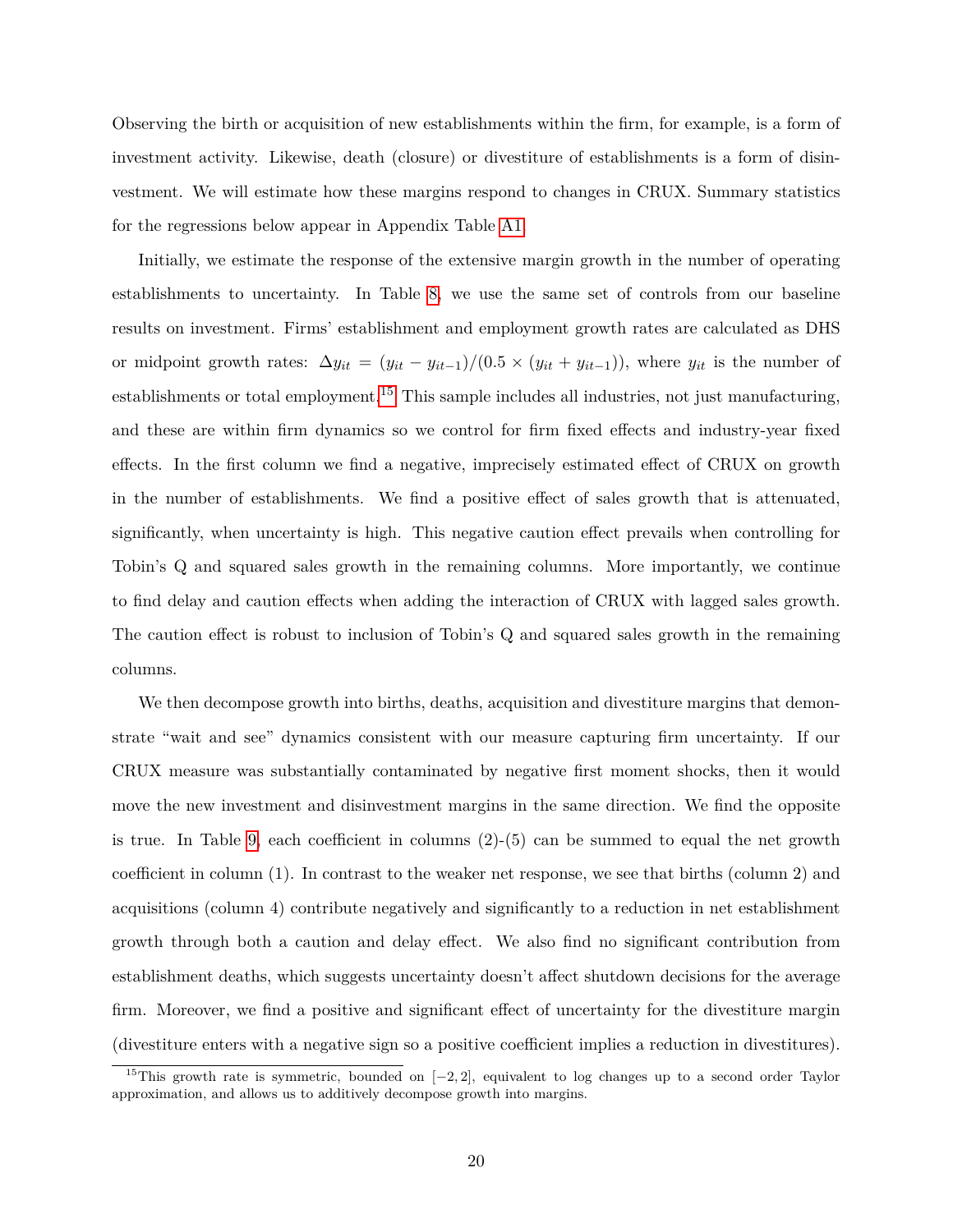Observing the birth or acquisition of new establishments within the firm, for example, is a form of investment activity. Likewise, death (closure) or divestiture of establishments is a form of disinvestment. We will estimate how these margins respond to changes in CRUX. Summary statistics for the regressions below appear in Appendix Table A1.

Initially, we estimate the response of the extensive margin growth in the number of operating establishments to uncertainty. In Table 8, we use the same set of controls from our baseline results on investment. Firms' establishment and employment growth rates are calculated as DHS or midpoint growth rates: $\Delta y_{it} = (y_{it} - y_{it-1})/(0.5 \times (y_{it} + y_{it-1}))$, where $y_{it}$ is the number of establishments or total employment.[15] This sample includes all industries, not just manufacturing, and these are within firm dynamics so we control for firm fixed effects and industry-year fixed effects. In the first column we find a negative, imprecisely estimated effect of CRUX on growth in the number of establishments. We find a positive effect of sales growth that is attenuated, significantly, when uncertainty is high. This negative caution effect prevails when controlling for Tobin's Q and squared sales growth in the remaining columns. More importantly, we continue to find delay and caution effects when adding the interaction of CRUX with lagged sales growth. The caution effect is robust to inclusion of Tobin's Q and squared sales growth in the remaining columns.

We then decompose growth into births, deaths, acquisition and divestiture margins that demonstrate "wait and see" dynamics consistent with our measure capturing firm uncertainty. If our CRUX measure was substantially contaminated by negative first moment shocks, then it would move the new investment and disinvestment margins in the same direction. We find the opposite is true. In Table 9, each coefficient in columns (2)-(5) can be summed to equal the net growth coefficient in column (1). In contrast to the weaker net response, we see that births (column 2) and acquisitions (column 4) contribute negatively and significantly to a reduction in net establishment growth through both a caution and delay effect. We also find no significant contribution from establishment deaths, which suggests uncertainty doesn't affect shutdown decisions for the average firm. Moreover, we find a positive and significant effect of uncertainty for the divestiture margin (divestiture enters with a negative sign so a positive coefficient implies a reduction in divestitures).

[15] This growth rate is symmetric, bounded on $[-2, 2]$, equivalent to log changes up to a second order Taylor approximation, and allows us to additively decompose growth into margins.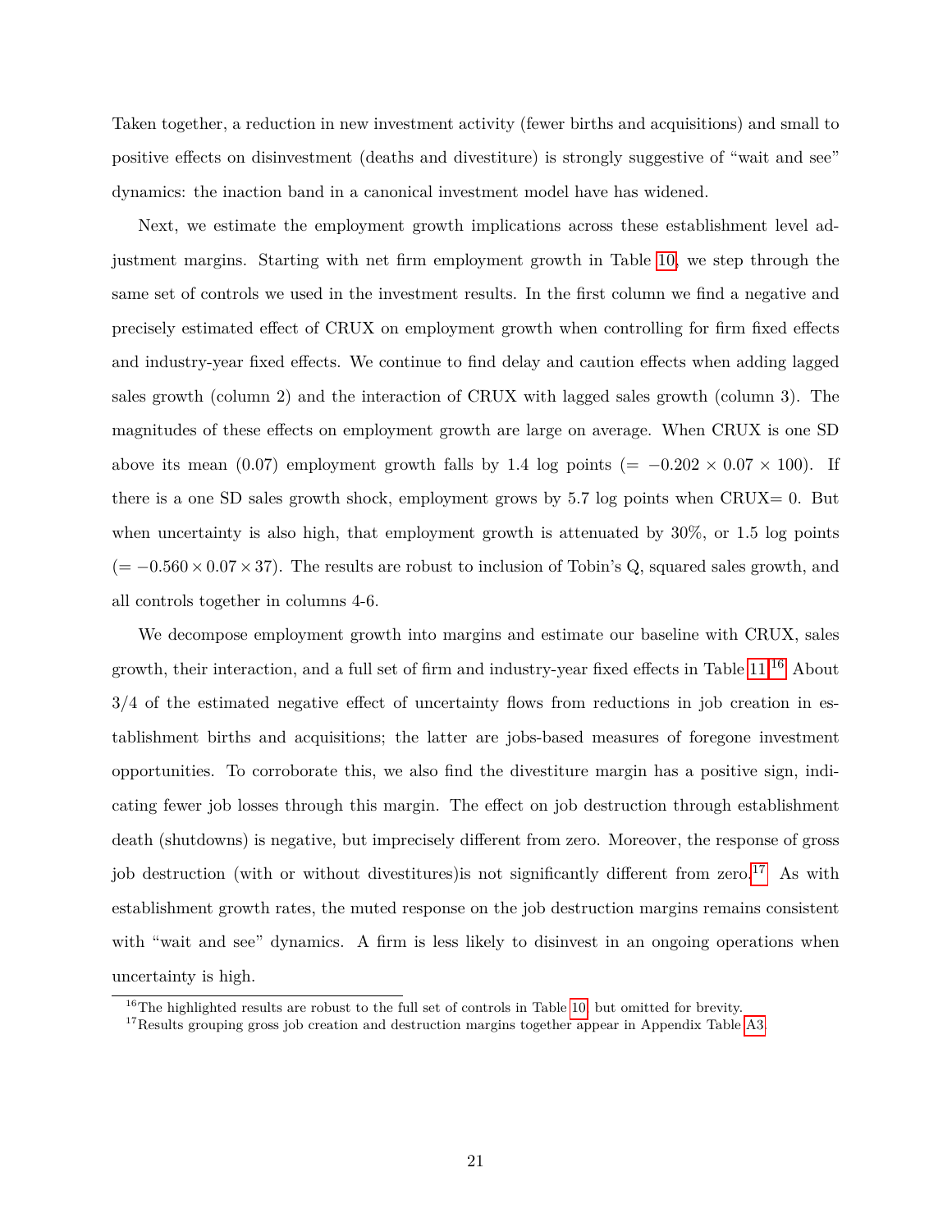Taken together, a reduction in new investment activity (fewer births and acquisitions) and small to positive effects on disinvestment (deaths and divestiture) is strongly suggestive of "wait and see" dynamics: the inaction band in a canonical investment model have has widened.

Next, we estimate the employment growth implications across these establishment level adjustment margins. Starting with net firm employment growth in Table 10, we step through the same set of controls we used in the investment results. In the first column we find a negative and precisely estimated effect of CRUX on employment growth when controlling for firm fixed effects and industry-year fixed effects. We continue to find delay and caution effects when adding lagged sales growth (column 2) and the interaction of CRUX with lagged sales growth (column 3). The magnitudes of these effects on employment growth are large on average. When CRUX is one SD above its mean (0.07) employment growth falls by 1.4 log points ($= -0.202 \times 0.07 \times 100$). If there is a one SD sales growth shock, employment grows by 5.7 log points when CRUX$= 0$. But when uncertainty is also high, that employment growth is attenuated by 30%, or 1.5 log points ($= -0.560 \times 0.07 \times 37$). The results are robust to inclusion of Tobin's Q, squared sales growth, and all controls together in columns 4-6.

We decompose employment growth into margins and estimate our baseline with CRUX, sales growth, their interaction, and a full set of firm and industry-year fixed effects in Table 11.[16] About 3/4 of the estimated negative effect of uncertainty flows from reductions in job creation in establishment births and acquisitions; the latter are jobs-based measures of foregone investment opportunities. To corroborate this, we also find the divestiture margin has a positive sign, indicating fewer job losses through this margin. The effect on job destruction through establishment death (shutdowns) is negative, but imprecisely different from zero. Moreover, the response of gross job destruction (with or without divestitures)is not significantly different from zero.[17] As with establishment growth rates, the muted response on the job destruction margins remains consistent with "wait and see" dynamics. A firm is less likely to disinvest in an ongoing operations when uncertainty is high.

[16] The highlighted results are robust to the full set of controls in Table 10, but omitted for brevity.

[17] Results grouping gross job creation and destruction margins together appear in Appendix Table A3.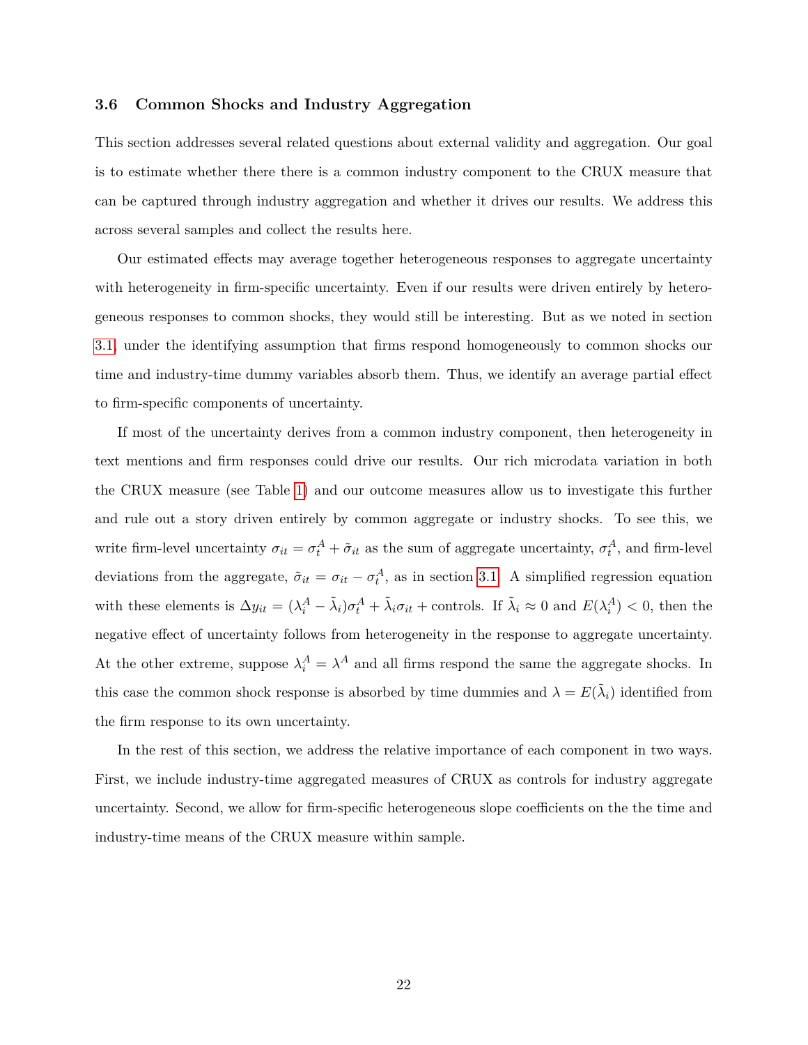### 3.6 Common Shocks and Industry Aggregation

This section addresses several related questions about external validity and aggregation. Our goal is to estimate whether there there is a common industry component to the CRUX measure that can be captured through industry aggregation and whether it drives our results. We address this across several samples and collect the results here.

Our estimated effects may average together heterogeneous responses to aggregate uncertainty with heterogeneity in firm-specific uncertainty. Even if our results were driven entirely by heterogeneous responses to common shocks, they would still be interesting. But as we noted in section 3.1, under the identifying assumption that firms respond homogeneously to common shocks our time and industry-time dummy variables absorb them. Thus, we identify an average partial effect to firm-specific components of uncertainty.

If most of the uncertainty derives from a common industry component, then heterogeneity in text mentions and firm responses could drive our results. Our rich microdata variation in both the CRUX measure (see Table 1) and our outcome measures allow us to investigate this further and rule out a story driven entirely by common aggregate or industry shocks. To see this, we write firm-level uncertainty $\sigma_{it} = \sigma_t^A + \tilde{\sigma}_{it}$ as the sum of aggregate uncertainty, $\sigma_t^A$, and firm-level deviations from the aggregate, $\tilde{\sigma}_{it} = \sigma_{it} - \sigma_t^A$, as in section 3.1. A simplified regression equation with these elements is $\Delta y_{it} = (\lambda_i^A - \tilde{\lambda}_i)\sigma_t^A + \tilde{\lambda}_i \sigma_{it} + \text{controls}$. If $\tilde{\lambda}_i \approx 0$ and $E(\lambda_i^A) < 0$, then the negative effect of uncertainty follows from heterogeneity in the response to aggregate uncertainty. At the other extreme, suppose $\lambda_i^A = \lambda^A$ and all firms respond the same the aggregate shocks. In this case the common shock response is absorbed by time dummies and $\lambda = E(\tilde{\lambda}_i)$ identified from the firm response to its own uncertainty.

In the rest of this section, we address the relative importance of each component in two ways. First, we include industry-time aggregated measures of CRUX as controls for industry aggregate uncertainty. Second, we allow for firm-specific heterogeneous slope coefficients on the the time and industry-time means of the CRUX measure within sample.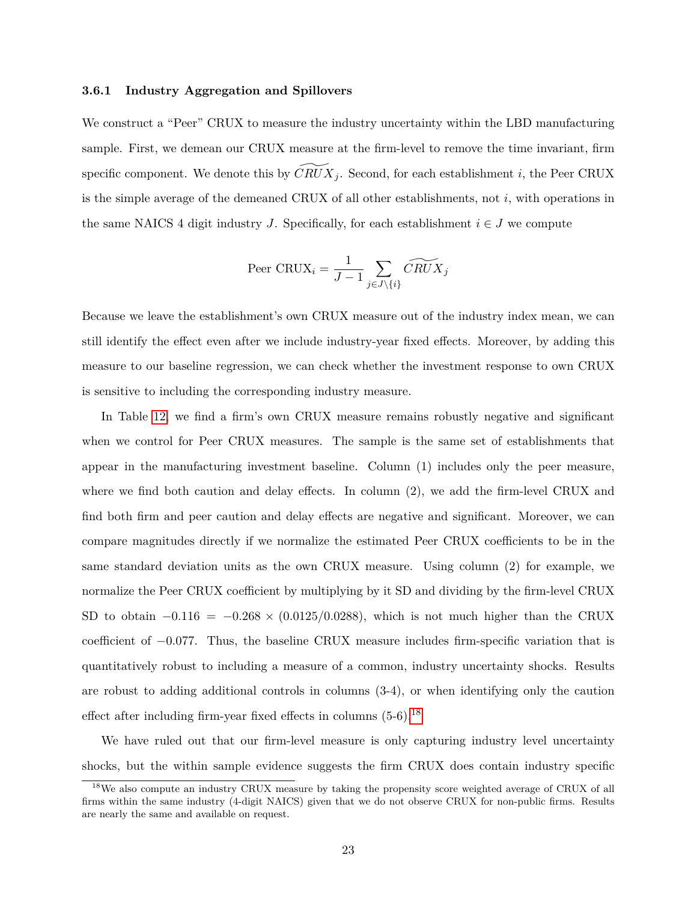### 3.6.1 Industry Aggregation and Spillovers

We construct a "Peer" CRUX to measure the industry uncertainty within the LBD manufacturing sample. First, we demean our CRUX measure at the firm-level to remove the time invariant, firm specific component. We denote this by $\widetilde{CRUX}_j$. Second, for each establishment $i$, the Peer CRUX is the simple average of the demeaned CRUX of all other establishments, not $i$, with operations in the same NAICS 4 digit industry $J$. Specifically, for each establishment $i \in J$ we compute

$$\text{Peer CRUX}_i = \frac{1}{J-1} \sum_{j \in J \setminus \{i\}} \widetilde{CRUX}_j$$

Because we leave the establishment's own CRUX measure out of the industry index mean, we can still identify the effect even after we include industry-year fixed effects. Moreover, by adding this measure to our baseline regression, we can check whether the investment response to own CRUX is sensitive to including the corresponding industry measure.

In Table 12, we find a firm's own CRUX measure remains robustly negative and significant when we control for Peer CRUX measures. The sample is the same set of establishments that appear in the manufacturing investment baseline. Column (1) includes only the peer measure, where we find both caution and delay effects. In column (2), we add the firm-level CRUX and find both firm and peer caution and delay effects are negative and significant. Moreover, we can compare magnitudes directly if we normalize the estimated Peer CRUX coefficients to be in the same standard deviation units as the own CRUX measure. Using column (2) for example, we normalize the Peer CRUX coefficient by multiplying by it SD and dividing by the firm-level CRUX SD to obtain $-0.116 = -0.268 \times (0.0125/0.0288)$, which is not much higher than the CRUX coefficient of $-0.077$. Thus, the baseline CRUX measure includes firm-specific variation that is quantitatively robust to including a measure of a common, industry uncertainty shocks. Results are robust to adding additional controls in columns (3-4), or when identifying only the caution effect after including firm-year fixed effects in columns (5-6).[18]

We have ruled out that our firm-level measure is only capturing industry level uncertainty shocks, but the within sample evidence suggests the firm CRUX does contain industry specific

[18] We also compute an industry CRUX measure by taking the propensity score weighted average of CRUX of all firms within the same industry (4-digit NAICS) given that we do not observe CRUX for non-public firms. Results are nearly the same and available on request.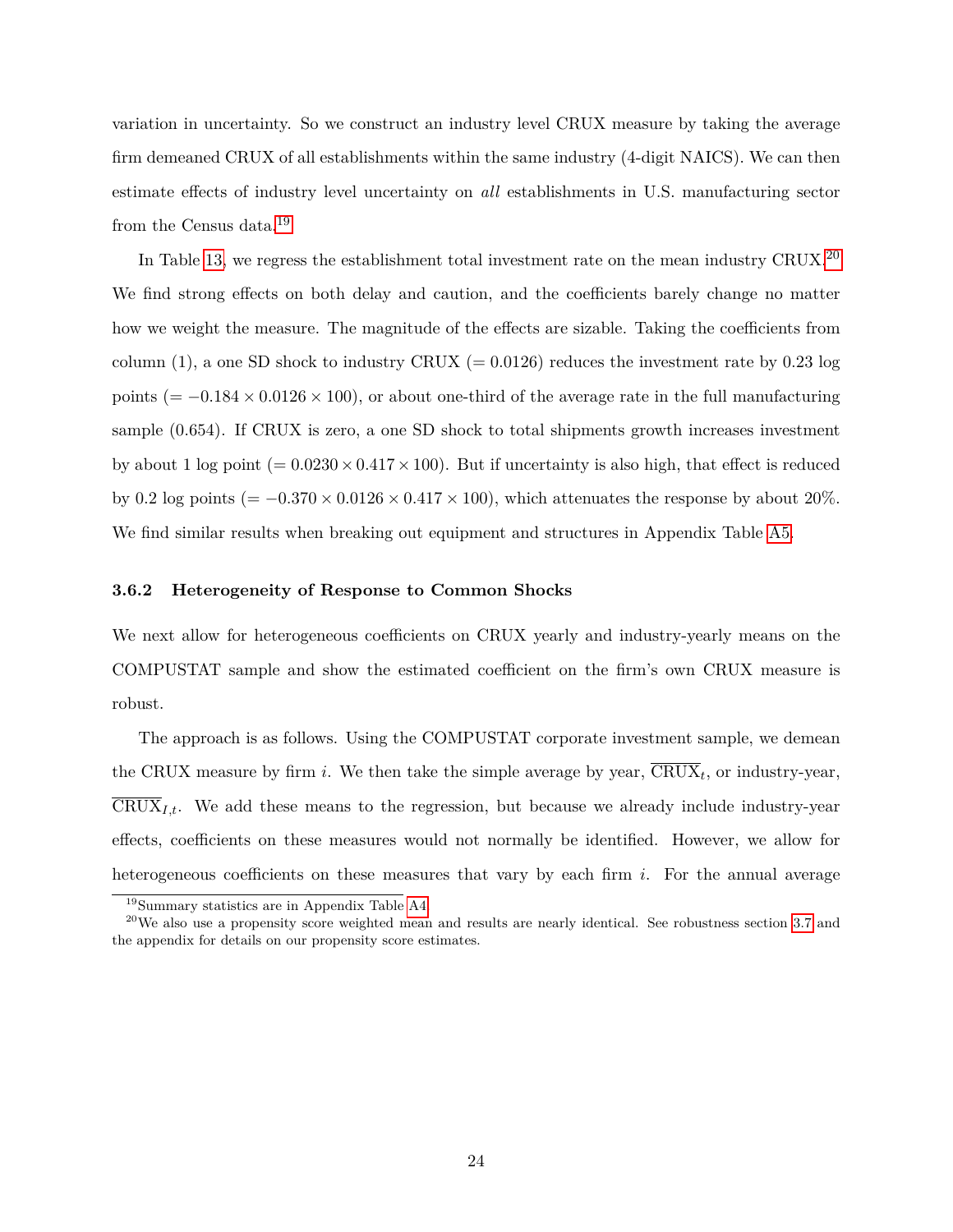variation in uncertainty. So we construct an industry level CRUX measure by taking the average firm demeaned CRUX of all establishments within the same industry (4-digit NAICS). We can then estimate effects of industry level uncertainty on *all* establishments in U.S. manufacturing sector from the Census data.[19]

In Table 13, we regress the establishment total investment rate on the mean industry CRUX.[20] We find strong effects on both delay and caution, and the coefficients barely change no matter how we weight the measure. The magnitude of the effects are sizable. Taking the coefficients from column (1), a one SD shock to industry CRUX (= 0.0126) reduces the investment rate by 0.23 log points ($= -0.184 \times 0.0126 \times 100$), or about one-third of the average rate in the full manufacturing sample (0.654). If CRUX is zero, a one SD shock to total shipments growth increases investment by about 1 log point ($= 0.0230 \times 0.417 \times 100$). But if uncertainty is also high, that effect is reduced by 0.2 log points ($= -0.370 \times 0.0126 \times 0.417 \times 100$), which attenuates the response by about 20%. We find similar results when breaking out equipment and structures in Appendix Table A5.

### 3.6.2 Heterogeneity of Response to Common Shocks

We next allow for heterogeneous coefficients on CRUX yearly and industry-yearly means on the COMPUSTAT sample and show the estimated coefficient on the firm's own CRUX measure is robust.

The approach is as follows. Using the COMPUSTAT corporate investment sample, we demean the CRUX measure by firm $i$. We then take the simple average by year, $\overline{\text{CRUX}}_t$, or industry-year, $\overline{\text{CRUX}}_{I,t}$. We add these means to the regression, but because we already include industry-year effects, coefficients on these measures would not normally be identified. However, we allow for heterogeneous coefficients on these measures that vary by each firm $i$. For the annual average

[19] Summary statistics are in Appendix Table A4.

[20] We also use a propensity score weighted mean and results are nearly identical. See robustness section 3.7 and the appendix for details on our propensity score estimates.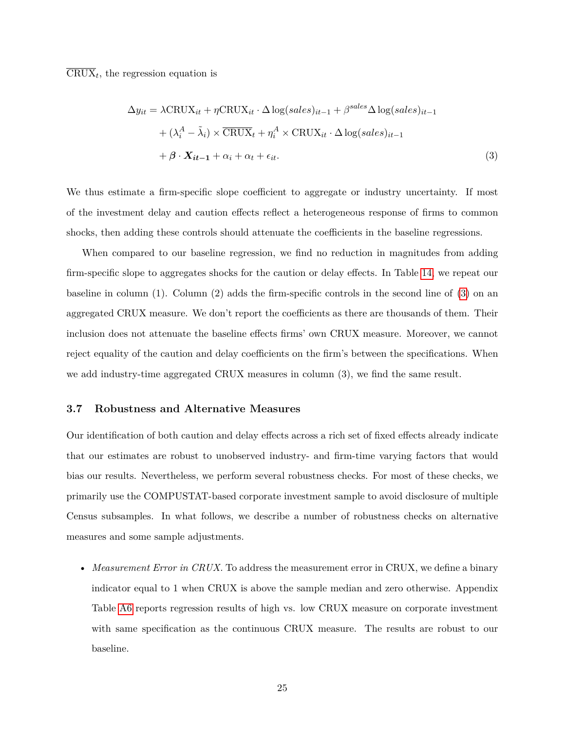$\overline{\text{CRUX}}_t$, the regression equation is

$$
\begin{aligned}
\Delta y_{it} = &\lambda \text{CRUX}_{it} + \eta \text{CRUX}_{it} \cdot \Delta \log(sales)_{it-1} + \beta^{sales} \Delta \log(sales)_{it-1} \\
&+ (\lambda_i^A - \tilde{\lambda}_i) \times \overline{\text{CRUX}}_t + \eta_i^A \times \text{CRUX}_{it} \cdot \Delta \log(sales)_{it-1} \\
&+ \boldsymbol{\beta} \cdot \boldsymbol{X_{it-1}} + \alpha_i + \alpha_t + \epsilon_{it}. \qquad (3)
\end{aligned}
$$

We thus estimate a firm-specific slope coefficient to aggregate or industry uncertainty. If most of the investment delay and caution effects reflect a heterogeneous response of firms to common shocks, then adding these controls should attenuate the coefficients in the baseline regressions.

When compared to our baseline regression, we find no reduction in magnitudes from adding firm-specific slope to aggregates shocks for the caution or delay effects. In Table 14, we repeat our baseline in column (1). Column (2) adds the firm-specific controls in the second line of (3) on an aggregated CRUX measure. We don't report the coefficients as there are thousands of them. Their inclusion does not attenuate the baseline effects firms' own CRUX measure. Moreover, we cannot reject equality of the caution and delay coefficients on the firm's between the specifications. When we add industry-time aggregated CRUX measures in column (3), we find the same result.

### 3.7 Robustness and Alternative Measures

Our identification of both caution and delay effects across a rich set of fixed effects already indicate that our estimates are robust to unobserved industry- and firm-time varying factors that would bias our results. Nevertheless, we perform several robustness checks. For most of these checks, we primarily use the COMPUSTAT-based corporate investment sample to avoid disclosure of multiple Census subsamples. In what follows, we describe a number of robustness checks on alternative measures and some sample adjustments.

- *Measurement Error in CRUX.* To address the measurement error in CRUX, we define a binary indicator equal to 1 when CRUX is above the sample median and zero otherwise. Appendix Table A6 reports regression results of high vs. low CRUX measure on corporate investment with same specification as the continuous CRUX measure. The results are robust to our baseline.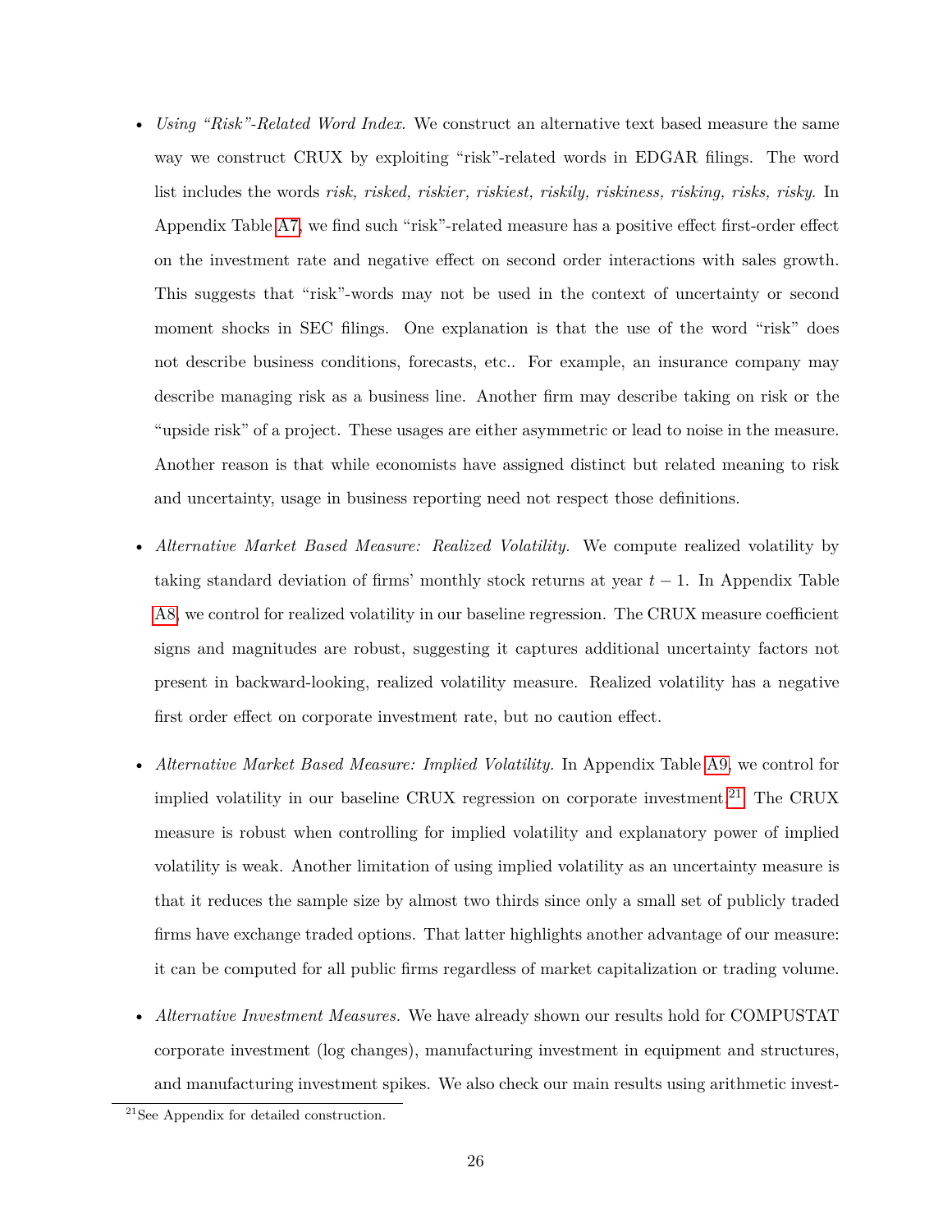- *Using "Risk"-Related Word Index.* We construct an alternative text based measure the same way we construct CRUX by exploiting "risk"-related words in EDGAR filings. The word list includes the words *risk, risked, riskier, riskiest, riskily, riskiness, risking, risks, risky.* In Appendix Table A7, we find such "risk"-related measure has a positive effect first-order effect on the investment rate and negative effect on second order interactions with sales growth. This suggests that "risk"-words may not be used in the context of uncertainty or second moment shocks in SEC filings. One explanation is that the use of the word "risk" does not describe business conditions, forecasts, etc.. For example, an insurance company may describe managing risk as a business line. Another firm may describe taking on risk or the "upside risk" of a project. These usages are either asymmetric or lead to noise in the measure. Another reason is that while economists have assigned distinct but related meaning to risk and uncertainty, usage in business reporting need not respect those definitions.

- *Alternative Market Based Measure: Realized Volatility.* We compute realized volatility by taking standard deviation of firms' monthly stock returns at year $t-1$. In Appendix Table A8, we control for realized volatility in our baseline regression. The CRUX measure coefficient signs and magnitudes are robust, suggesting it captures additional uncertainty factors not present in backward-looking, realized volatility measure. Realized volatility has a negative first order effect on corporate investment rate, but no caution effect.

- *Alternative Market Based Measure: Implied Volatility.* In Appendix Table A9, we control for implied volatility in our baseline CRUX regression on corporate investment.[21] The CRUX measure is robust when controlling for implied volatility and explanatory power of implied volatility is weak. Another limitation of using implied volatility as an uncertainty measure is that it reduces the sample size by almost two thirds since only a small set of publicly traded firms have exchange traded options. That latter highlights another advantage of our measure: it can be computed for all public firms regardless of market capitalization or trading volume.

- *Alternative Investment Measures.* We have already shown our results hold for COMPUSTAT corporate investment (log changes), manufacturing investment in equipment and structures, and manufacturing investment spikes. We also check our main results using arithmetic invest-

[21] See Appendix for detailed construction.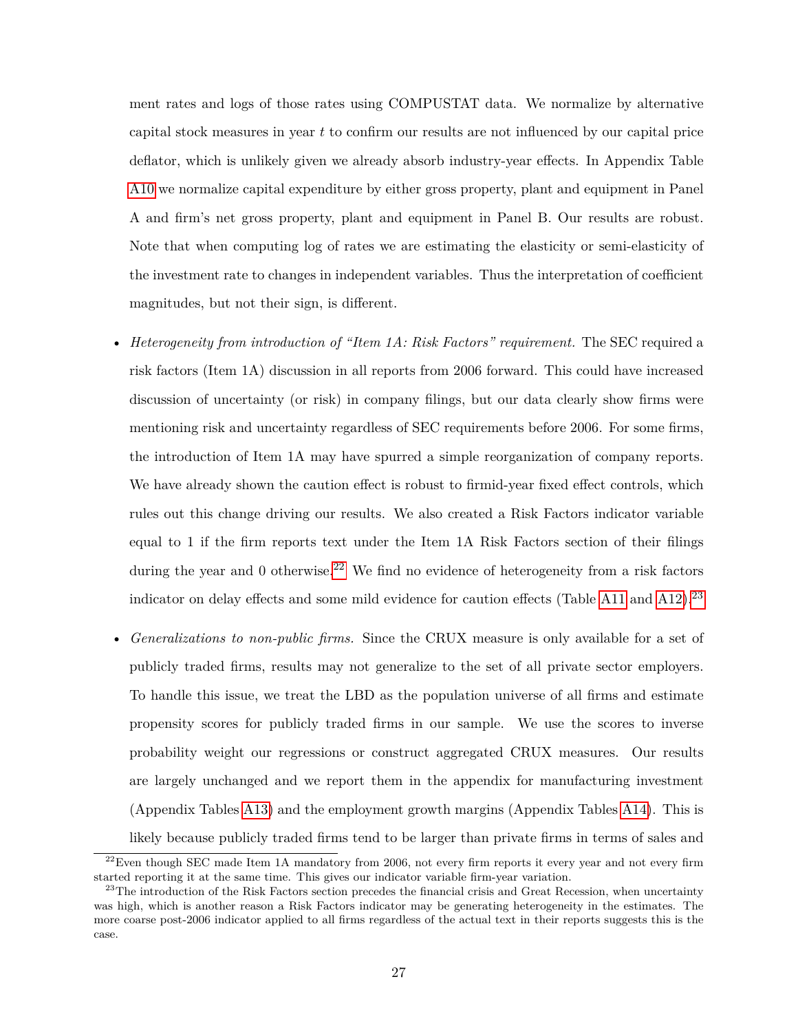ment rates and logs of those rates using COMPUSTAT data. We normalize by alternative capital stock measures in year $t$ to confirm our results are not influenced by our capital price deflator, which is unlikely given we already absorb industry-year effects. In Appendix Table A10 we normalize capital expenditure by either gross property, plant and equipment in Panel A and firm's net gross property, plant and equipment in Panel B. Our results are robust. Note that when computing log of rates we are estimating the elasticity or semi-elasticity of the investment rate to changes in independent variables. Thus the interpretation of coefficient magnitudes, but not their sign, is different.

- *Heterogeneity from introduction of "Item 1A: Risk Factors" requirement.* The SEC required a risk factors (Item 1A) discussion in all reports from 2006 forward. This could have increased discussion of uncertainty (or risk) in company filings, but our data clearly show firms were mentioning risk and uncertainty regardless of SEC requirements before 2006. For some firms, the introduction of Item 1A may have spurred a simple reorganization of company reports. We have already shown the caution effect is robust to firmid-year fixed effect controls, which rules out this change driving our results. We also created a Risk Factors indicator variable equal to 1 if the firm reports text under the Item 1A Risk Factors section of their filings during the year and 0 otherwise.[22] We find no evidence of heterogeneity from a risk factors indicator on delay effects and some mild evidence for caution effects (Table A11 and A12).[23]

- *Generalizations to non-public firms.* Since the CRUX measure is only available for a set of publicly traded firms, results may not generalize to the set of all private sector employers. To handle this issue, we treat the LBD as the population universe of all firms and estimate propensity scores for publicly traded firms in our sample. We use the scores to inverse probability weight our regressions or construct aggregated CRUX measures. Our results are largely unchanged and we report them in the appendix for manufacturing investment (Appendix Tables A13) and the employment growth margins (Appendix Tables A14). This is likely because publicly traded firms tend to be larger than private firms in terms of sales and

[22] Even though SEC made Item 1A mandatory from 2006, not every firm reports it every year and not every firm started reporting it at the same time. This gives our indicator variable firm-year variation.

[23] The introduction of the Risk Factors section precedes the financial crisis and Great Recession, when uncertainty was high, which is another reason a Risk Factors indicator may be generating heterogeneity in the estimates. The more coarse post-2006 indicator applied to all firms regardless of the actual text in their reports suggests this is the case.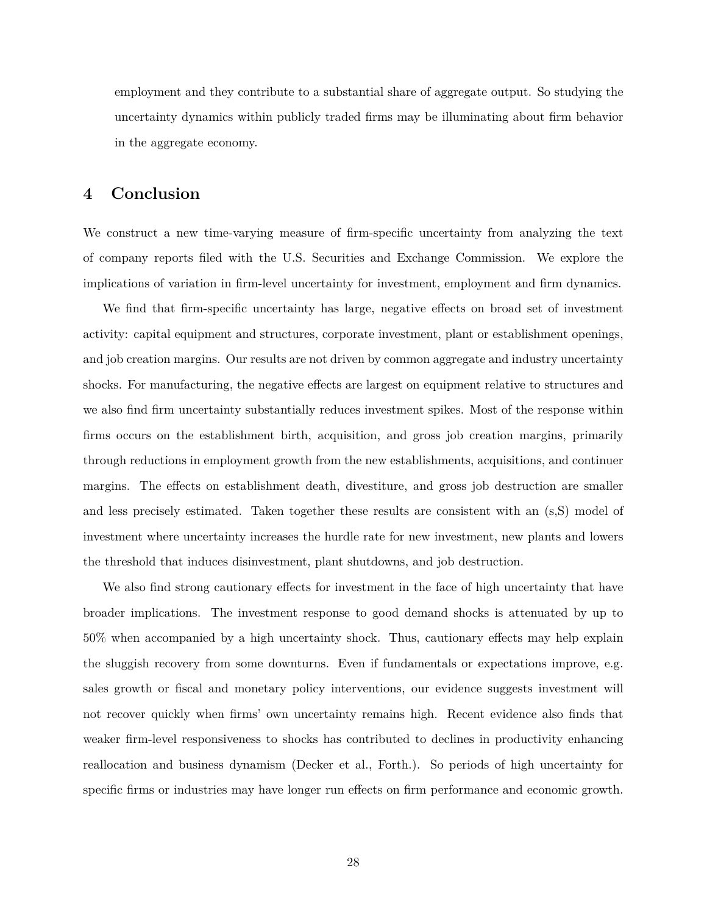employment and they contribute to a substantial share of aggregate output. So studying the uncertainty dynamics within publicly traded firms may be illuminating about firm behavior in the aggregate economy.

# 4 Conclusion

We construct a new time-varying measure of firm-specific uncertainty from analyzing the text of company reports filed with the U.S. Securities and Exchange Commission. We explore the implications of variation in firm-level uncertainty for investment, employment and firm dynamics.

We find that firm-specific uncertainty has large, negative effects on broad set of investment activity: capital equipment and structures, corporate investment, plant or establishment openings, and job creation margins. Our results are not driven by common aggregate and industry uncertainty shocks. For manufacturing, the negative effects are largest on equipment relative to structures and we also find firm uncertainty substantially reduces investment spikes. Most of the response within firms occurs on the establishment birth, acquisition, and gross job creation margins, primarily through reductions in employment growth from the new establishments, acquisitions, and continuer margins. The effects on establishment death, divestiture, and gross job destruction are smaller and less precisely estimated. Taken together these results are consistent with an (s,S) model of investment where uncertainty increases the hurdle rate for new investment, new plants and lowers the threshold that induces disinvestment, plant shutdowns, and job destruction.

We also find strong cautionary effects for investment in the face of high uncertainty that have broader implications. The investment response to good demand shocks is attenuated by up to 50% when accompanied by a high uncertainty shock. Thus, cautionary effects may help explain the sluggish recovery from some downturns. Even if fundamentals or expectations improve, e.g. sales growth or fiscal and monetary policy interventions, our evidence suggests investment will not recover quickly when firms' own uncertainty remains high. Recent evidence also finds that weaker firm-level responsiveness to shocks has contributed to declines in productivity enhancing reallocation and business dynamism (Decker et al., Forth.). So periods of high uncertainty for specific firms or industries may have longer run effects on firm performance and economic growth.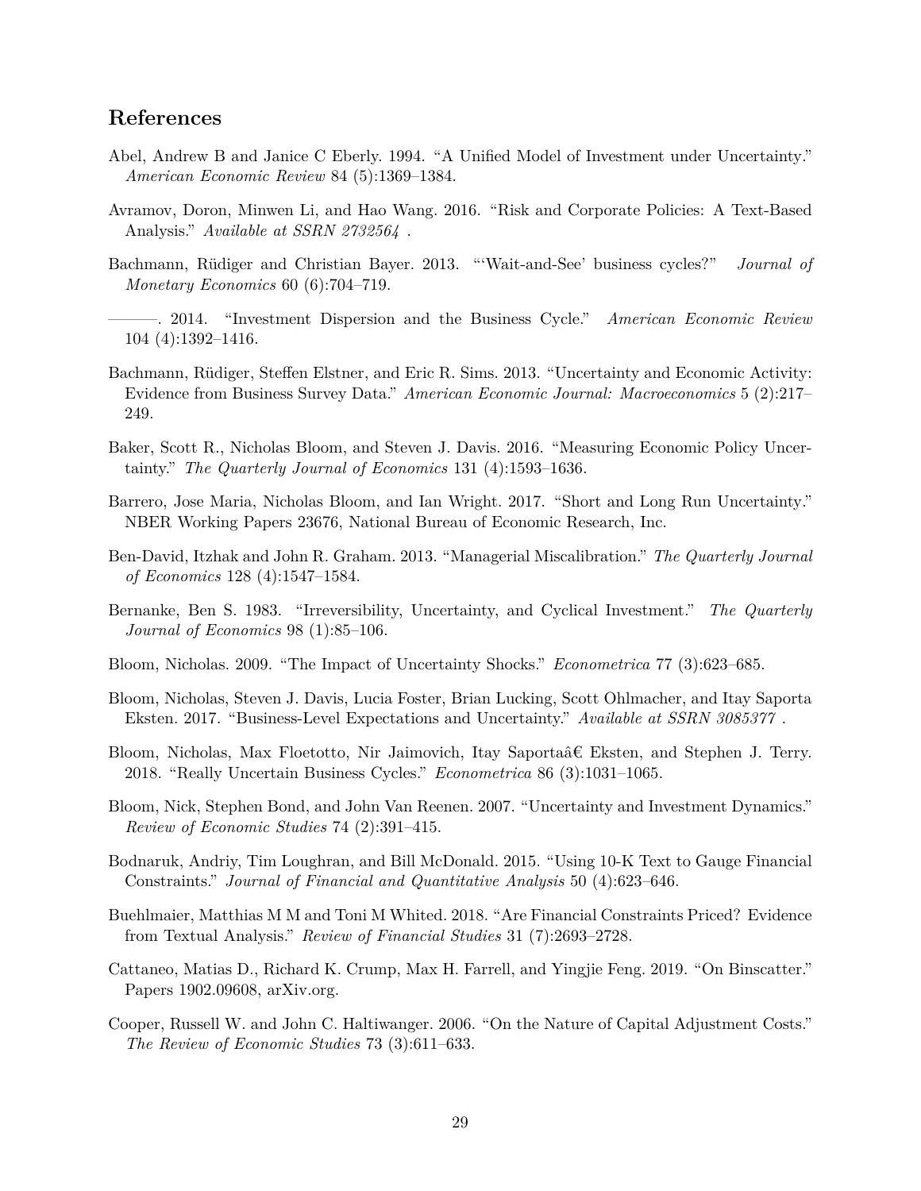## References

Abel, Andrew B and Janice C Eberly. 1994. "A Unified Model of Investment under Uncertainty." *American Economic Review* 84 (5):1369–1384.

Avramov, Doron, Minwen Li, and Hao Wang. 2016. "Risk and Corporate Policies: A Text-Based Analysis." *Available at SSRN 2732564* .

Bachmann, Rüdiger and Christian Bayer. 2013. "'Wait-and-See' business cycles?" *Journal of Monetary Economics* 60 (6):704–719.

———. 2014. "Investment Dispersion and the Business Cycle." *American Economic Review* 104 (4):1392–1416.

Bachmann, Rüdiger, Steffen Elstner, and Eric R. Sims. 2013. "Uncertainty and Economic Activity: Evidence from Business Survey Data." *American Economic Journal: Macroeconomics* 5 (2):217–249.

Baker, Scott R., Nicholas Bloom, and Steven J. Davis. 2016. "Measuring Economic Policy Uncertainty." *The Quarterly Journal of Economics* 131 (4):1593–1636.

Barrero, Jose Maria, Nicholas Bloom, and Ian Wright. 2017. "Short and Long Run Uncertainty." NBER Working Papers 23676, National Bureau of Economic Research, Inc.

Ben-David, Itzhak and John R. Graham. 2013. "Managerial Miscalibration." *The Quarterly Journal of Economics* 128 (4):1547–1584.

Bernanke, Ben S. 1983. "Irreversibility, Uncertainty, and Cyclical Investment." *The Quarterly Journal of Economics* 98 (1):85–106.

Bloom, Nicholas. 2009. "The Impact of Uncertainty Shocks." *Econometrica* 77 (3):623–685.

Bloom, Nicholas, Steven J. Davis, Lucia Foster, Brian Lucking, Scott Ohlmacher, and Itay Saporta Eksten. 2017. "Business-Level Expectations and Uncertainty." *Available at SSRN 3085377* .

Bloom, Nicholas, Max Floetotto, Nir Jaimovich, Itay Saportaâ€ Eksten, and Stephen J. Terry. 2018. "Really Uncertain Business Cycles." *Econometrica* 86 (3):1031–1065.

Bloom, Nick, Stephen Bond, and John Van Reenen. 2007. "Uncertainty and Investment Dynamics." *Review of Economic Studies* 74 (2):391–415.

Bodnaruk, Andriy, Tim Loughran, and Bill McDonald. 2015. "Using 10-K Text to Gauge Financial Constraints." *Journal of Financial and Quantitative Analysis* 50 (4):623–646.

Buehlmaier, Matthias M M and Toni M Whited. 2018. "Are Financial Constraints Priced? Evidence from Textual Analysis." *Review of Financial Studies* 31 (7):2693–2728.

Cattaneo, Matias D., Richard K. Crump, Max H. Farrell, and Yingjie Feng. 2019. "On Binscatter." Papers 1902.09608, arXiv.org.

Cooper, Russell W. and John C. Haltiwanger. 2006. "On the Nature of Capital Adjustment Costs." *The Review of Economic Studies* 73 (3):611–633.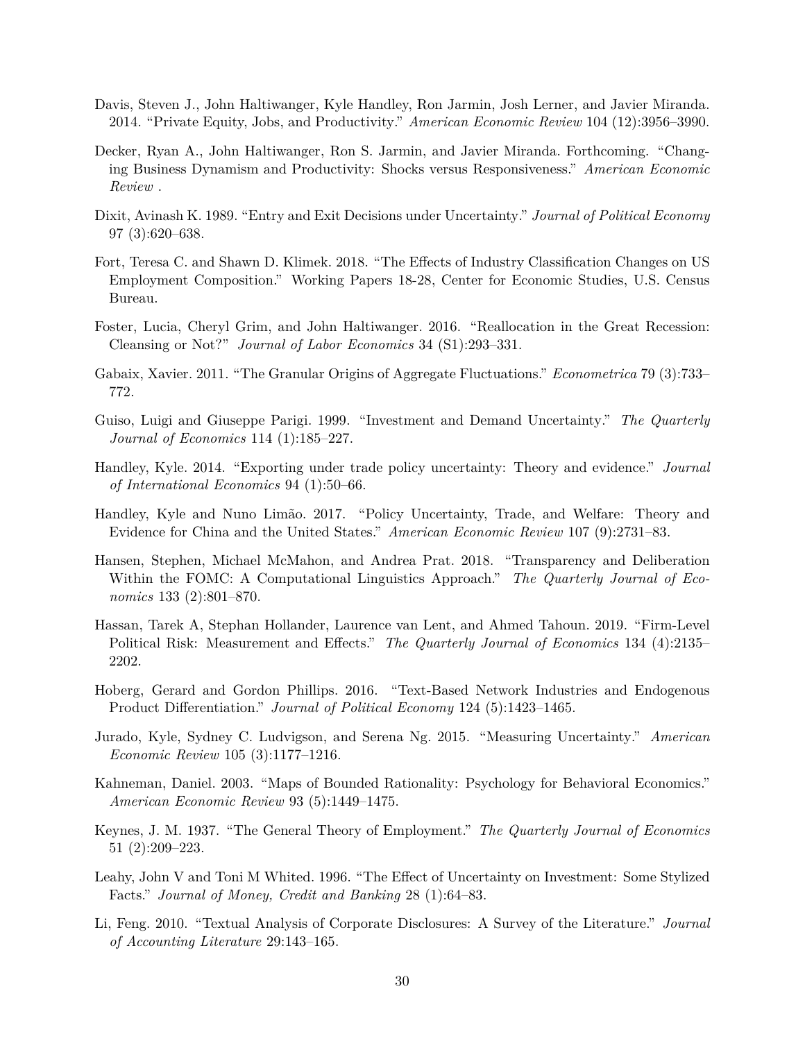Davis, Steven J., John Haltiwanger, Kyle Handley, Ron Jarmin, Josh Lerner, and Javier Miranda. 2014. "Private Equity, Jobs, and Productivity." *American Economic Review* 104 (12):3956–3990.

Decker, Ryan A., John Haltiwanger, Ron S. Jarmin, and Javier Miranda. Forthcoming. "Changing Business Dynamism and Productivity: Shocks versus Responsiveness." *American Economic Review* .

Dixit, Avinash K. 1989. "Entry and Exit Decisions under Uncertainty." *Journal of Political Economy* 97 (3):620–638.

Fort, Teresa C. and Shawn D. Klimek. 2018. "The Effects of Industry Classification Changes on US Employment Composition." Working Papers 18-28, Center for Economic Studies, U.S. Census Bureau.

Foster, Lucia, Cheryl Grim, and John Haltiwanger. 2016. "Reallocation in the Great Recession: Cleansing or Not?" *Journal of Labor Economics* 34 (S1):293–331.

Gabaix, Xavier. 2011. "The Granular Origins of Aggregate Fluctuations." *Econometrica* 79 (3):733–772.

Guiso, Luigi and Giuseppe Parigi. 1999. "Investment and Demand Uncertainty." *The Quarterly Journal of Economics* 114 (1):185–227.

Handley, Kyle. 2014. "Exporting under trade policy uncertainty: Theory and evidence." *Journal of International Economics* 94 (1):50–66.

Handley, Kyle and Nuno Limão. 2017. "Policy Uncertainty, Trade, and Welfare: Theory and Evidence for China and the United States." *American Economic Review* 107 (9):2731–83.

Hansen, Stephen, Michael McMahon, and Andrea Prat. 2018. "Transparency and Deliberation Within the FOMC: A Computational Linguistics Approach." *The Quarterly Journal of Economics* 133 (2):801–870.

Hassan, Tarek A, Stephan Hollander, Laurence van Lent, and Ahmed Tahoun. 2019. "Firm-Level Political Risk: Measurement and Effects." *The Quarterly Journal of Economics* 134 (4):2135–2202.

Hoberg, Gerard and Gordon Phillips. 2016. "Text-Based Network Industries and Endogenous Product Differentiation." *Journal of Political Economy* 124 (5):1423–1465.

Jurado, Kyle, Sydney C. Ludvigson, and Serena Ng. 2015. "Measuring Uncertainty." *American Economic Review* 105 (3):1177–1216.

Kahneman, Daniel. 2003. "Maps of Bounded Rationality: Psychology for Behavioral Economics." *American Economic Review* 93 (5):1449–1475.

Keynes, J. M. 1937. "The General Theory of Employment." *The Quarterly Journal of Economics* 51 (2):209–223.

Leahy, John V and Toni M Whited. 1996. "The Effect of Uncertainty on Investment: Some Stylized Facts." *Journal of Money, Credit and Banking* 28 (1):64–83.

Li, Feng. 2010. "Textual Analysis of Corporate Disclosures: A Survey of the Literature." *Journal of Accounting Literature* 29:143–165.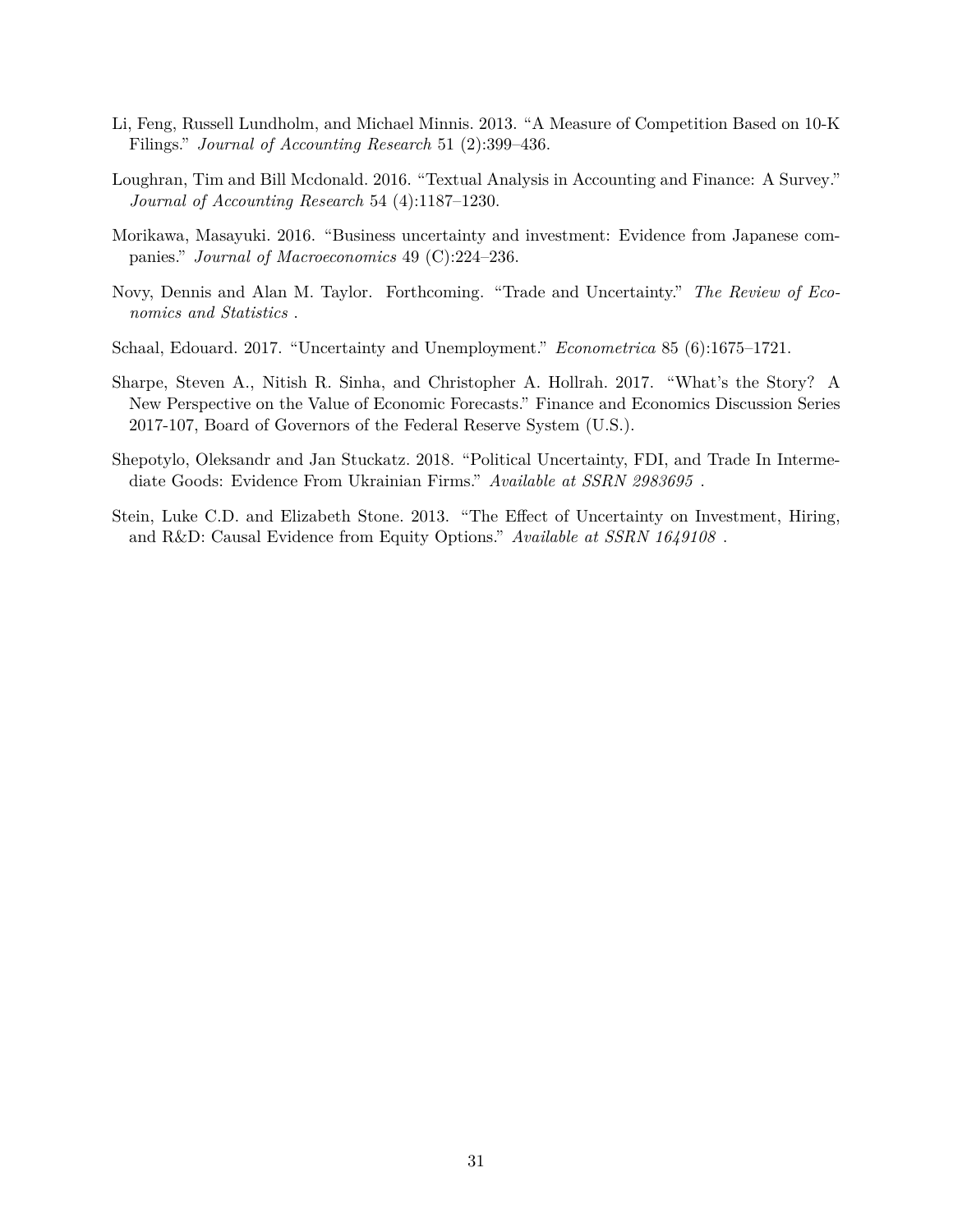Li, Feng, Russell Lundholm, and Michael Minnis. 2013. "A Measure of Competition Based on 10-K Filings." *Journal of Accounting Research* 51 (2):399–436.

Loughran, Tim and Bill Mcdonald. 2016. "Textual Analysis in Accounting and Finance: A Survey." *Journal of Accounting Research* 54 (4):1187–1230.

Morikawa, Masayuki. 2016. "Business uncertainty and investment: Evidence from Japanese companies." *Journal of Macroeconomics* 49 (C):224–236.

Novy, Dennis and Alan M. Taylor. Forthcoming. "Trade and Uncertainty." *The Review of Economics and Statistics* .

Schaal, Edouard. 2017. "Uncertainty and Unemployment." *Econometrica* 85 (6):1675–1721.

Sharpe, Steven A., Nitish R. Sinha, and Christopher A. Hollrah. 2017. "What's the Story? A New Perspective on the Value of Economic Forecasts." Finance and Economics Discussion Series 2017-107, Board of Governors of the Federal Reserve System (U.S.).

Shepotylo, Oleksandr and Jan Stuckatz. 2018. "Political Uncertainty, FDI, and Trade In Intermediate Goods: Evidence From Ukrainian Firms." *Available at SSRN 2983695* .

Stein, Luke C.D. and Elizabeth Stone. 2013. "The Effect of Uncertainty on Investment, Hiring, and R&D: Causal Evidence from Equity Options." *Available at SSRN 1649108* .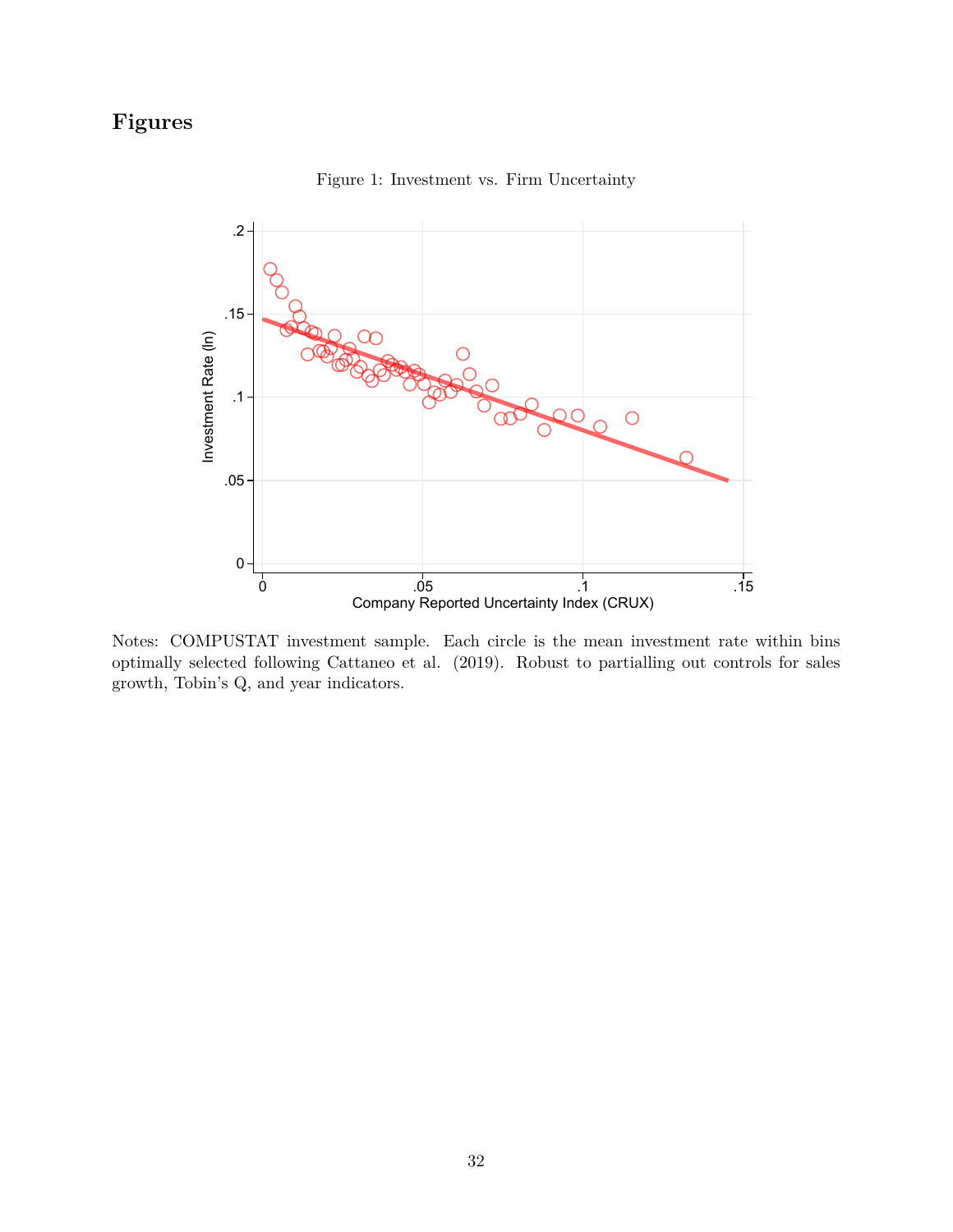# Figures

Figure 1: Investment vs. Firm Uncertainty

Notes: COMPUSTAT investment sample. Each circle is the mean investment rate within bins optimally selected following Cattaneo et al. (2019). Robust to partialling out controls for sales growth, Tobin's Q, and year indicators.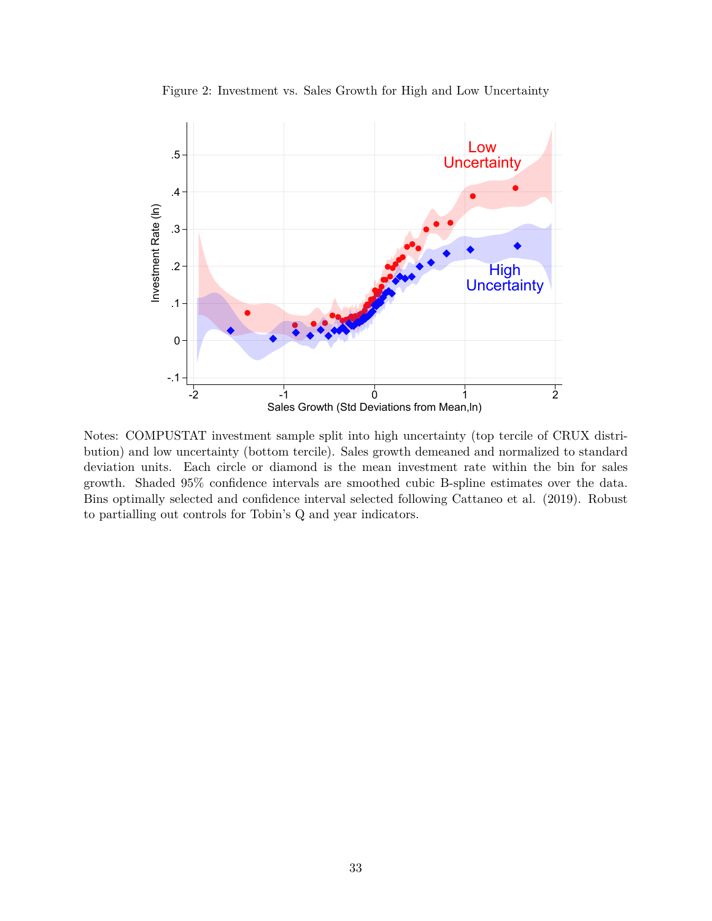Figure 2: Investment vs. Sales Growth for High and Low Uncertainty

Notes: COMPUSTAT investment sample split into high uncertainty (top tercile of CRUX distribution) and low uncertainty (bottom tercile). Sales growth demeaned and normalized to standard deviation units. Each circle or diamond is the mean investment rate within the bin for sales growth. Shaded 95% confidence intervals are smoothed cubic B-spline estimates over the data. Bins optimally selected and confidence interval selected following Cattaneo et al. (2019). Robust to partialling out controls for Tobin's Q and year indicators.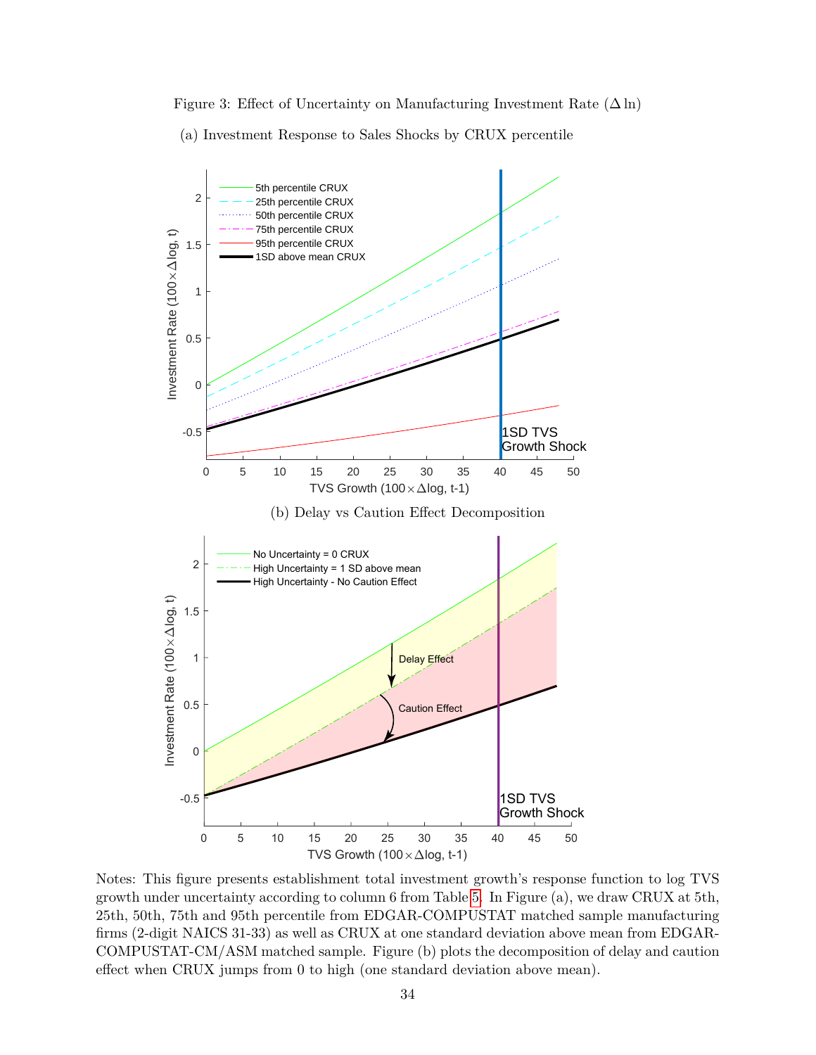Figure 3: Effect of Uncertainty on Manufacturing Investment Rate ($\Delta$ ln)

(a) Investment Response to Sales Shocks by CRUX percentile

(b) Delay vs Caution Effect Decomposition

Notes: This figure presents establishment total investment growth's response function to log TVS growth under uncertainty according to column 6 from Table 5. In Figure (a), we draw CRUX at 5th, 25th, 50th, 75th and 95th percentile from EDGAR-COMPUSTAT matched sample manufacturing firms (2-digit NAICS 31-33) as well as CRUX at one standard deviation above mean from EDGAR-COMPUSTAT-CM/ASM matched sample. Figure (b) plots the decomposition of delay and caution effect when CRUX jumps from 0 to high (one standard deviation above mean).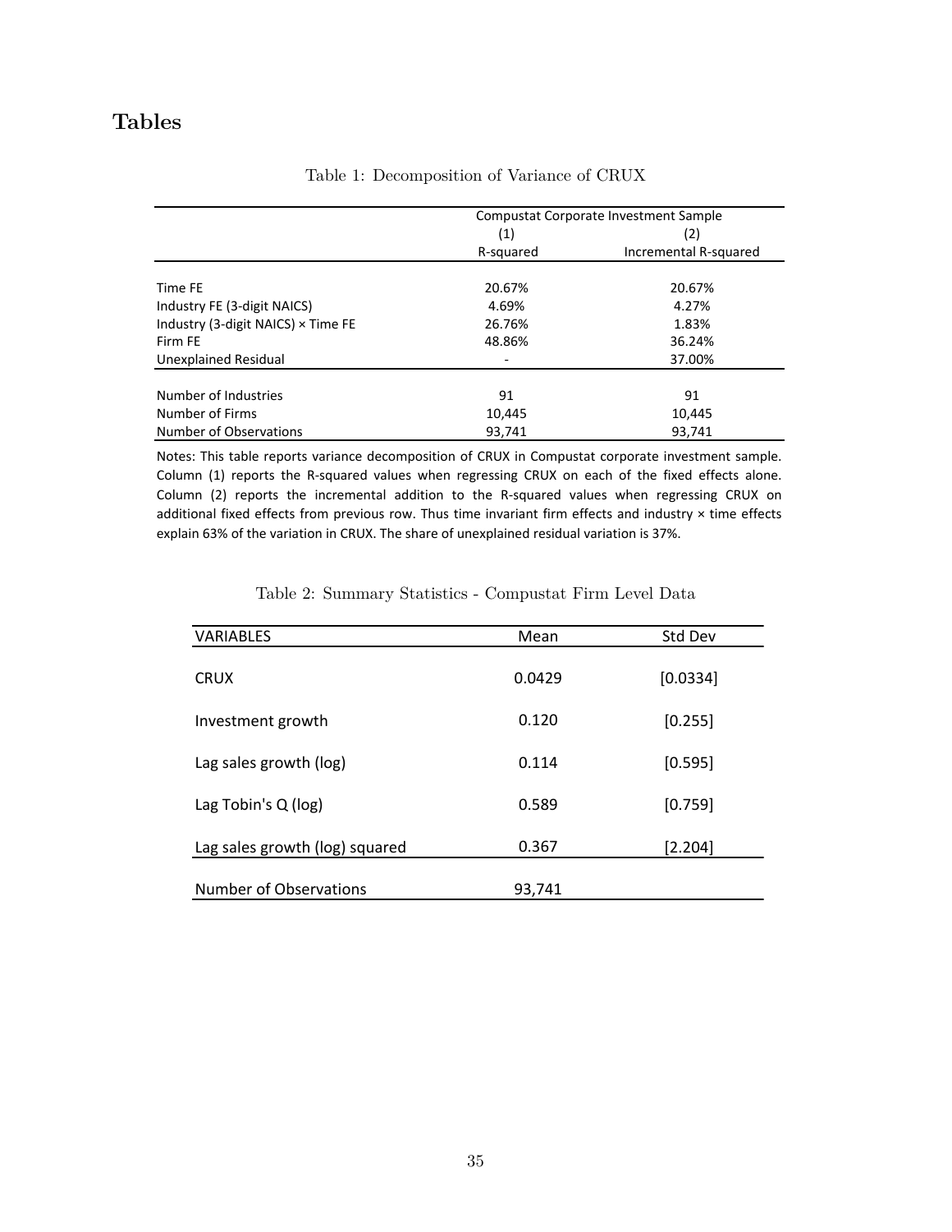# Tables

Table 1: Decomposition of Variance of CRUX

| | Compustat Corporate Investment Sample | |
|---|---|---|
| | (1) | (2) |
| | R-squared | Incremental R-squared |
| Time FE | 20.67% | 20.67% |
| Industry FE (3-digit NAICS) | 4.69% | 4.27% |
| Industry (3-digit NAICS) × Time FE | 26.76% | 1.83% |
| Firm FE | 48.86% | 36.24% |
| Unexplained Residual | - | 37.00% |
| Number of Industries | 91 | 91 |
| Number of Firms | 10,445 | 10,445 |
| Number of Observations | 93,741 | 93,741 |

Notes: This table reports variance decomposition of CRUX in Compustat corporate investment sample. Column (1) reports the R-squared values when regressing CRUX on each of the fixed effects alone. Column (2) reports the incremental addition to the R-squared values when regressing CRUX on additional fixed effects from previous row. Thus time invariant firm effects and industry × time effects explain 63% of the variation in CRUX. The share of unexplained residual variation is 37%.

Table 2: Summary Statistics - Compustat Firm Level Data

| VARIABLES | Mean | Std Dev |
|---|---|---|
| CRUX | 0.0429 | [0.0334] |
| Investment growth | 0.120 | [0.255] |
| Lag sales growth (log) | 0.114 | [0.595] |
| Lag Tobin's Q (log) | 0.589 | [0.759] |
| Lag sales growth (log) squared | 0.367 | [2.204] |
| Number of Observations | 93,741 | |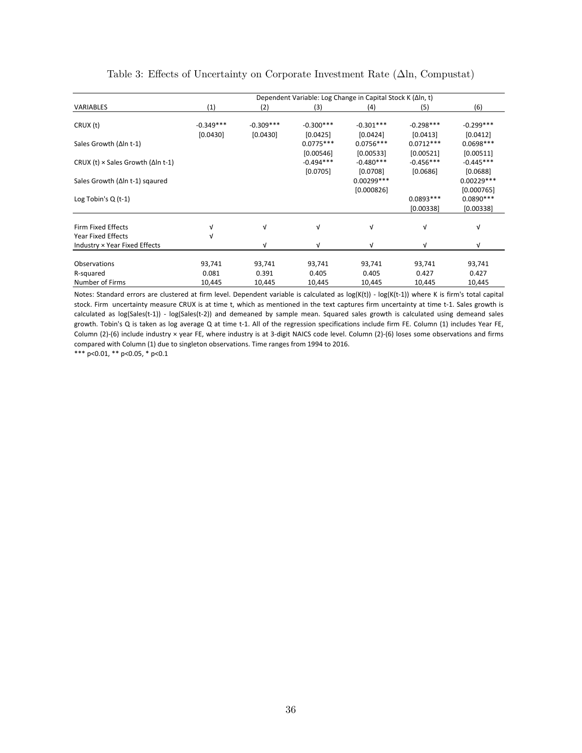Table 3: Effects of Uncertainty on Corporate Investment Rate (Δln, Compustat)

| | Dependent Variable: Log Change in Capital Stock K (Δln, t) | | | | | |
|---|---|---|---|---|---|---|
| VARIABLES | (1) | (2) | (3) | (4) | (5) | (6) |
| CRUX (t) | -0.349*** | -0.309*** | -0.300*** | -0.301*** | -0.298*** | -0.299*** |
| | [0.0430] | [0.0430] | [0.0425] | [0.0424] | [0.0413] | [0.0412] |
| Sales Growth (Δln t-1) | | | 0.0775*** | 0.0756*** | 0.0712*** | 0.0698*** |
| | | | [0.00546] | [0.00533] | [0.00521] | [0.00511] |
| CRUX (t) × Sales Growth (Δln t-1) | | | -0.494*** | -0.480*** | -0.456*** | -0.445*** |
| | | | [0.0705] | [0.0708] | [0.0686] | [0.0688] |
| Sales Growth (Δln t-1) sqaured | | | | 0.00299*** | | 0.00229*** |
| | | | | [0.000826] | | [0.000765] |
| Log Tobin's Q (t-1) | | | | | 0.0893*** | 0.0890*** |
| | | | | | [0.00338] | [0.00338] |
| Firm Fixed Effects | √ | √ | √ | √ | √ | √ |
| Year Fixed Effects | √ | | | | | |
| Industry × Year Fixed Effects | | √ | √ | √ | √ | √ |
| Observations | 93,741 | 93,741 | 93,741 | 93,741 | 93,741 | 93,741 |
| R-squared | 0.081 | 0.391 | 0.405 | 0.405 | 0.427 | 0.427 |
| Number of Firms | 10,445 | 10,445 | 10,445 | 10,445 | 10,445 | 10,445 |

Notes: Standard errors are clustered at firm level. Dependent variable is calculated as log(K(t)) - log(K(t-1)) where K is firm's total capital stock. Firm uncertainty measure CRUX is at time t, which as mentioned in the text captures firm uncertainty at time t-1. Sales growth is calculated as log(Sales(t-1)) - log(Sales(t-2)) and demeaned by sample mean. Squared sales growth is calculated using demeand sales growth. Tobin's Q is taken as log average Q at time t-1. All of the regression specifications include firm FE. Column (1) includes Year FE, Column (2)-(6) include industry × year FE, where industry is at 3-digit NAICS code level. Column (2)-(6) loses some observations and firms compared with Column (1) due to singleton observations. Time ranges from 1994 to 2016.

*** p<0.01, ** p<0.05, * p<0.1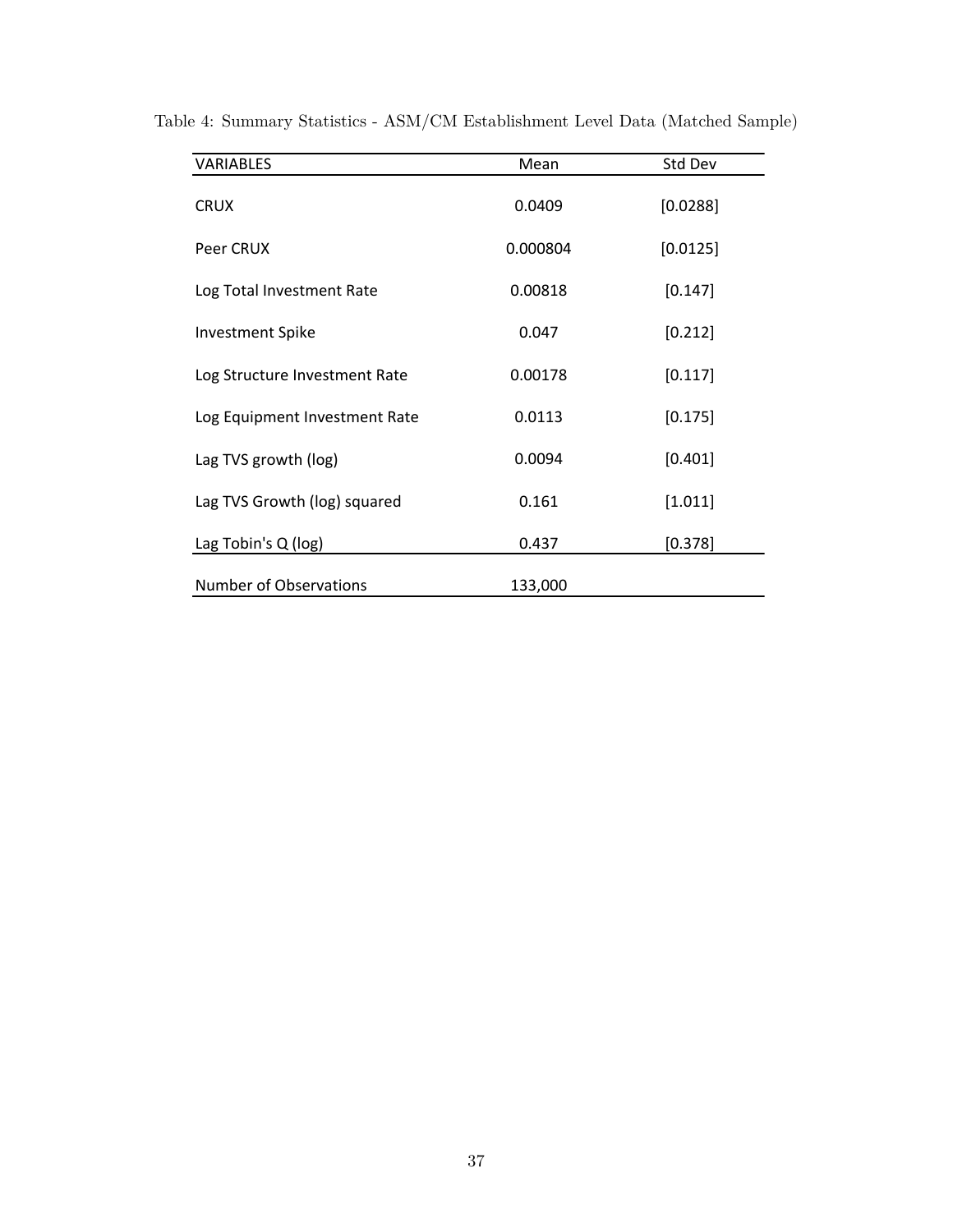Table 4: Summary Statistics - ASM/CM Establishment Level Data (Matched Sample)

| VARIABLES | Mean | Std Dev |
|---|---|---|
| CRUX | 0.0409 | [0.0288] |
| Peer CRUX | 0.000804 | [0.0125] |
| Log Total Investment Rate | 0.00818 | [0.147] |
| Investment Spike | 0.047 | [0.212] |
| Log Structure Investment Rate | 0.00178 | [0.117] |
| Log Equipment Investment Rate | 0.0113 | [0.175] |
| Lag TVS growth (log) | 0.0094 | [0.401] |
| Lag TVS Growth (log) squared | 0.161 | [1.011] |
| Lag Tobin's Q (log) | 0.437 | [0.378] |
| Number of Observations | 133,000 | |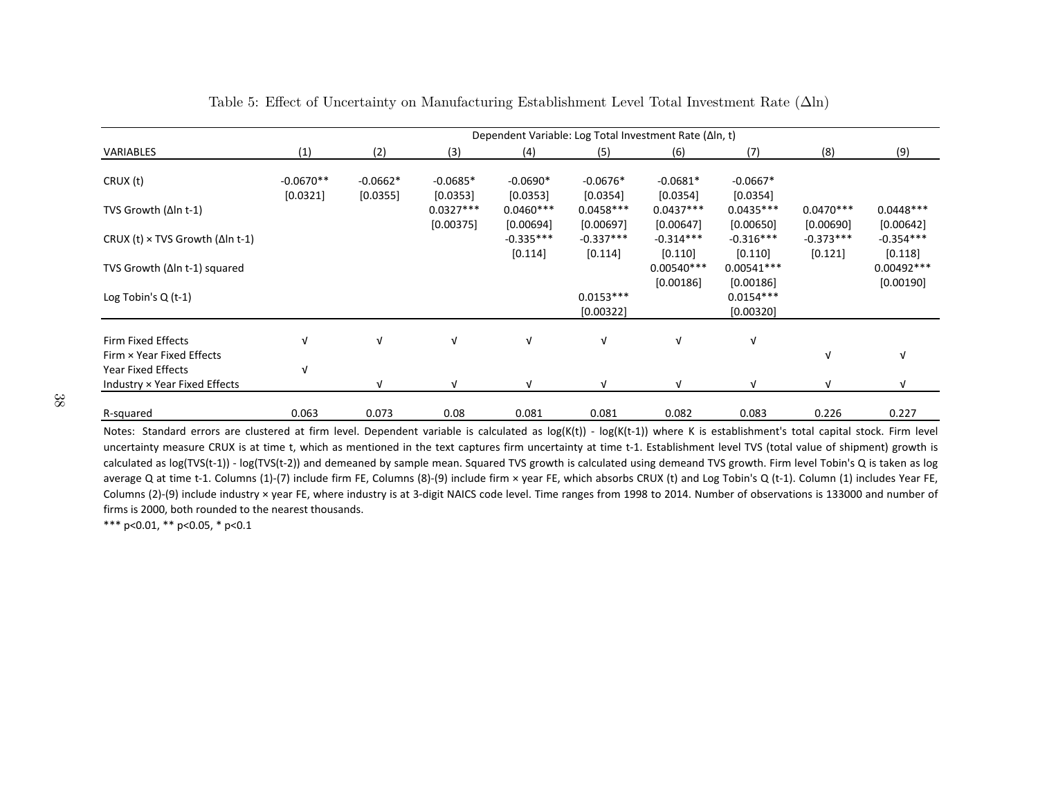Table 5: Effect of Uncertainty on Manufacturing Establishment Level Total Investment Rate ($\Delta$ln)

| | Dependent Variable: Log Total Investment Rate (Δln, t) | | | | | | | | |
|---|---|---|---|---|---|---|---|---|---|
| VARIABLES | (1) | (2) | (3) | (4) | (5) | (6) | (7) | (8) | (9) |
| CRUX (t) | -0.0670** | -0.0662* | -0.0685* | -0.0690* | -0.0676* | -0.0681* | -0.0667* | | |
| | [0.0321] | [0.0355] | [0.0353] | [0.0353] | [0.0354] | [0.0354] | [0.0354] | | |
| TVS Growth (Δln t-1) | | | 0.0327*** | 0.0460*** | 0.0458*** | 0.0437*** | 0.0435*** | 0.0470*** | 0.0448*** |
| | | | [0.00375] | [0.00694] | [0.00697] | [0.00647] | [0.00650] | [0.00690] | [0.00642] |
| CRUX (t) × TVS Growth (Δln t-1) | | | | -0.335*** | -0.337*** | -0.314*** | -0.316*** | -0.373*** | -0.354*** |
| | | | | [0.114] | [0.114] | [0.110] | [0.110] | [0.121] | [0.118] |
| TVS Growth (Δln t-1) squared | | | | | | 0.00540*** | 0.00541*** | | 0.00492*** |
| | | | | | | [0.00186] | [0.00186] | | [0.00190] |
| Log Tobin's Q (t-1) | | | | | 0.0153*** | | 0.0154*** | | |
| | | | | | [0.00322] | | [0.00320] | | |
| Firm Fixed Effects | √ | √ | √ | √ | √ | √ | √ | | |
| Firm × Year Fixed Effects | | | | | | | | √ | √ |
| Year Fixed Effects | √ | | | | | | | | |
| Industry × Year Fixed Effects | | √ | √ | √ | √ | √ | √ | √ | √ |
| R-squared | 0.063 | 0.073 | 0.08 | 0.081 | 0.081 | 0.082 | 0.083 | 0.226 | 0.227 |

Notes: Standard errors are clustered at firm level. Dependent variable is calculated as log(K(t)) - log(K(t-1)) where K is establishment's total capital stock. Firm level uncertainty measure CRUX is at time t, which as mentioned in the text captures firm uncertainty at time t-1. Establishment level TVS (total value of shipment) growth is calculated as log(TVS(t-1)) - log(TVS(t-2)) and demeaned by sample mean. Squared TVS growth is calculated using demeand TVS growth. Firm level Tobin's Q is taken as log average Q at time t-1. Columns (1)-(7) include firm FE, Columns (8)-(9) include firm × year FE, which absorbs CRUX (t) and Log Tobin's Q (t-1). Column (1) includes Year FE, Columns (2)-(9) include industry × year FE, where industry is at 3-digit NAICS code level. Time ranges from 1998 to 2014. Number of observations is 133000 and number of firms is 2000, both rounded to the nearest thousands.

*** p<0.01, ** p<0.05, * p<0.1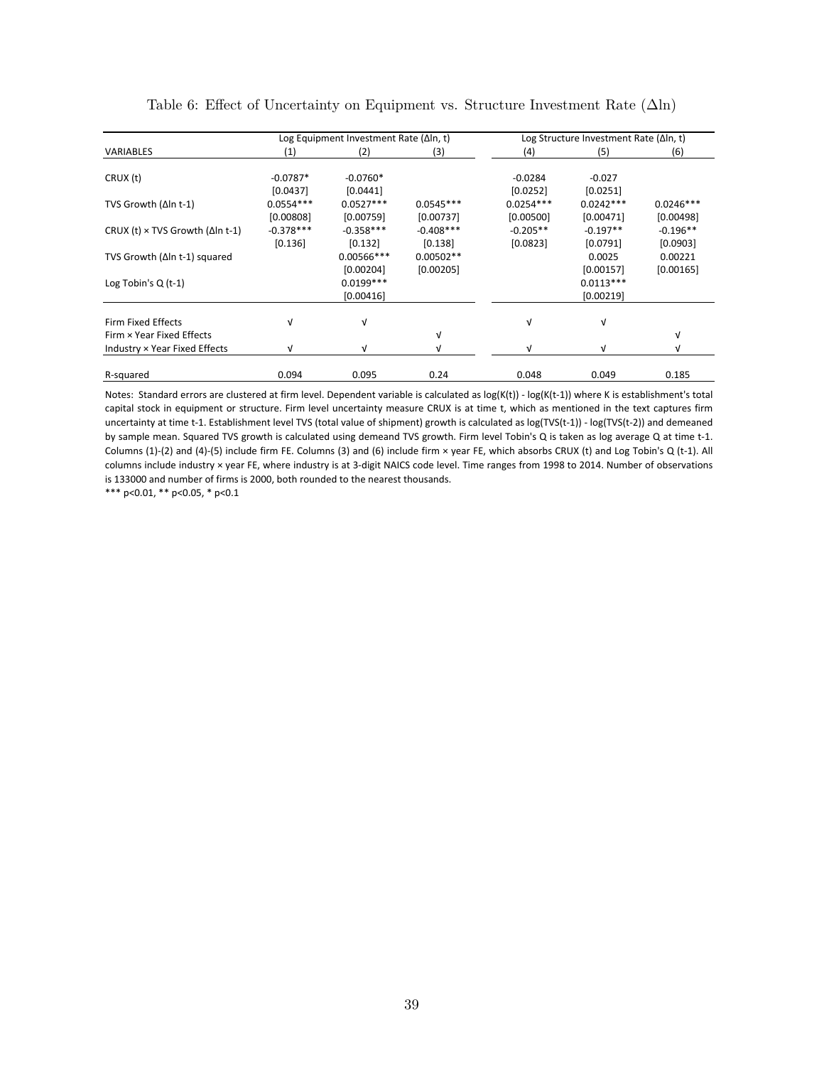Table 6: Effect of Uncertainty on Equipment vs. Structure Investment Rate ($\Delta$ln)

| | Log Equipment Investment Rate (Δln, t) | | | Log Structure Investment Rate (Δln, t) | | |
|---|---|---|---|---|---|---|
| VARIABLES | (1) | (2) | (3) | (4) | (5) | (6) |
| CRUX (t) | -0.0787* | -0.0760* | | -0.0284 | -0.027 | |
| | [0.0437] | [0.0441] | | [0.0252] | [0.0251] | |
| TVS Growth (Δln t-1) | 0.0554*** | 0.0527*** | 0.0545*** | 0.0254*** | 0.0242*** | 0.0246*** |
| | [0.00808] | [0.00759] | [0.00737] | [0.00500] | [0.00471] | [0.00498] |
| CRUX (t) × TVS Growth (Δln t-1) | -0.378*** | -0.358*** | -0.408*** | -0.205** | -0.197** | -0.196** |
| | [0.136] | [0.132] | [0.138] | [0.0823] | [0.0791] | [0.0903] |
| TVS Growth (Δln t-1) squared | | 0.00566*** | 0.00502** | | 0.0025 | 0.00221 |
| | | [0.00204] | [0.00205] | | [0.00157] | [0.00165] |
| Log Tobin's Q (t-1) | | 0.0199*** | | | 0.0113*** | |
| | | [0.00416] | | | [0.00219] | |
| Firm Fixed Effects | √ | √ | | √ | √ | |
| Firm × Year Fixed Effects | | | √ | | | √ |
| Industry × Year Fixed Effects | √ | √ | √ | √ | √ | √ |
| R-squared | 0.094 | 0.095 | 0.24 | 0.048 | 0.049 | 0.185 |

Notes: Standard errors are clustered at firm level. Dependent variable is calculated as log(K(t)) - log(K(t-1)) where K is establishment's total capital stock in equipment or structure. Firm level uncertainty measure CRUX is at time t, which as mentioned in the text captures firm uncertainty at time t-1. Establishment level TVS (total value of shipment) growth is calculated as log(TVS(t-1)) - log(TVS(t-2)) and demeaned by sample mean. Squared TVS growth is calculated using demeand TVS growth. Firm level Tobin's Q is taken as log average Q at time t-1. Columns (1)-(2) and (4)-(5) include firm FE. Columns (3) and (6) include firm × year FE, which absorbs CRUX (t) and Log Tobin's Q (t-1). All columns include industry × year FE, where industry is at 3-digit NAICS code level. Time ranges from 1998 to 2014. Number of observations is 133000 and number of firms is 2000, both rounded to the nearest thousands.

*** p<0.01, ** p<0.05, * p<0.1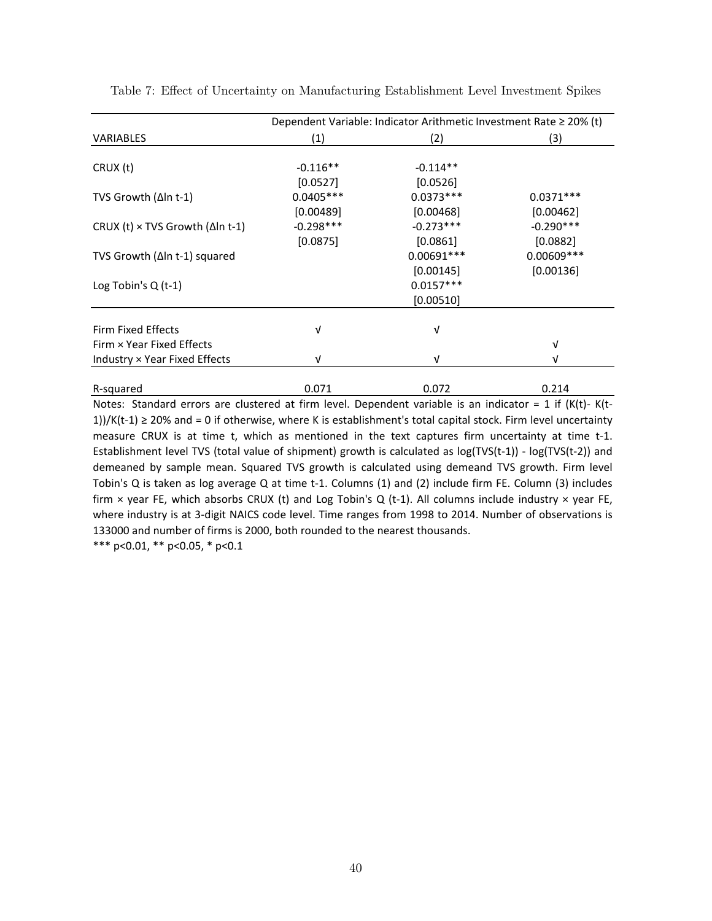Table 7: Effect of Uncertainty on Manufacturing Establishment Level Investment Spikes

| | Dependent Variable: Indicator Arithmetic Investment Rate ≥ 20% (t) | | |
|---|---|---|---|
| VARIABLES | (1) | (2) | (3) |
| CRUX (t) | -0.116** | -0.114** | |
| | [0.0527] | [0.0526] | |
| TVS Growth (Δln t-1) | 0.0405*** | 0.0373*** | 0.0371*** |
| | [0.00489] | [0.00468] | [0.00462] |
| CRUX (t) × TVS Growth (Δln t-1) | -0.298*** | -0.273*** | -0.290*** |
| | [0.0875] | [0.0861] | [0.0882] |
| TVS Growth (Δln t-1) squared | | 0.00691*** | 0.00609*** |
| | | [0.00145] | [0.00136] |
| Log Tobin's Q (t-1) | | 0.0157*** | |
| | | [0.00510] | |
| Firm Fixed Effects | √ | √ | |
| Firm × Year Fixed Effects | | | √ |
| Industry × Year Fixed Effects | √ | √ | √ |
| R-squared | 0.071 | 0.072 | 0.214 |

Notes: Standard errors are clustered at firm level. Dependent variable is an indicator = 1 if (K(t)- K(t-1))/K(t-1) ≥ 20% and = 0 if otherwise, where K is establishment's total capital stock. Firm level uncertainty measure CRUX is at time t, which as mentioned in the text captures firm uncertainty at time t-1. Establishment level TVS (total value of shipment) growth is calculated as log(TVS(t-1)) - log(TVS(t-2)) and demeaned by sample mean. Squared TVS growth is calculated using demeand TVS growth. Firm level Tobin's Q is taken as log average Q at time t-1. Columns (1) and (2) include firm FE. Column (3) includes firm × year FE, which absorbs CRUX (t) and Log Tobin's Q (t-1). All columns include industry × year FE, where industry is at 3-digit NAICS code level. Time ranges from 1998 to 2014. Number of observations is 133000 and number of firms is 2000, both rounded to the nearest thousands.

*** p<0.01, ** p<0.05, * p<0.1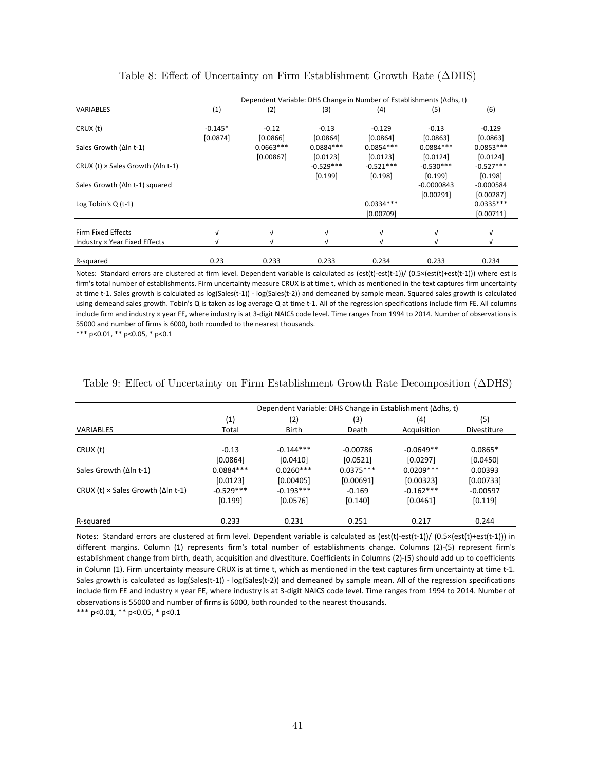Table 8: Effect of Uncertainty on Firm Establishment Growth Rate (ΔDHS)

| | Dependent Variable: DHS Change in Number of Establishments (Δdhs, t) | | | | | |
|---|---|---|---|---|---|---|
| VARIABLES | (1) | (2) | (3) | (4) | (5) | (6) |
| CRUX (t) | -0.145* | -0.12 | -0.13 | -0.129 | -0.13 | -0.129 |
| | [0.0874] | [0.0866] | [0.0864] | [0.0864] | [0.0863] | [0.0863] |
| Sales Growth (Δln t-1) | | 0.0663*** | 0.0884*** | 0.0854*** | 0.0884*** | 0.0853*** |
| | | [0.00867] | [0.0123] | [0.0123] | [0.0124] | [0.0124] |
| CRUX (t) × Sales Growth (Δln t-1) | | | -0.529*** | -0.521*** | -0.530*** | -0.527*** |
| | | | [0.199] | [0.198] | [0.199] | [0.198] |
| Sales Growth (Δln t-1) squared | | | | | -0.0000843 | -0.000584 |
| | | | | | [0.00291] | [0.00287] |
| Log Tobin's Q (t-1) | | | | 0.0334*** | | 0.0335*** |
| | | | | [0.00709] | | [0.00711] |
| Firm Fixed Effects | √ | √ | √ | √ | √ | √ |
| Industry × Year Fixed Effects | √ | √ | √ | √ | √ | √ |
| R-squared | 0.23 | 0.233 | 0.233 | 0.234 | 0.233 | 0.234 |

Notes: Standard errors are clustered at firm level. Dependent variable is calculated as (est(t)-est(t-1))/ (0.5×(est(t)+est(t-1))) where est is firm's total number of establishments. Firm uncertainty measure CRUX is at time t, which as mentioned in the text captures firm uncertainty at time t-1. Sales growth is calculated as log(Sales(t-1)) - log(Sales(t-2)) and demeaned by sample mean. Squared sales growth is calculated using demeand sales growth. Tobin's Q is taken as log average Q at time t-1. All of the regression specifications include firm FE. All columns include firm and industry × year FE, where industry is at 3-digit NAICS code level. Time ranges from 1994 to 2014. Number of observations is 55000 and number of firms is 6000, both rounded to the nearest thousands.

*** p<0.01, ** p<0.05, * p<0.1

Table 9: Effect of Uncertainty on Firm Establishment Growth Rate Decomposition (ΔDHS)

| | Dependent Variable: DHS Change in Establishment (Δdhs, t) | | | | |
|---|---|---|---|---|---|
| | (1) | (2) | (3) | (4) | (5) |
| VARIABLES | Total | Birth | Death | Acquisition | Divestiture |
| CRUX (t) | -0.13 | -0.144*** | -0.00786 | -0.0649** | 0.0865* |
| | [0.0864] | [0.0410] | [0.0521] | [0.0297] | [0.0450] |
| Sales Growth (Δln t-1) | 0.0884*** | 0.0260*** | 0.0375*** | 0.0209*** | 0.00393 |
| | [0.0123] | [0.00405] | [0.00691] | [0.00323] | [0.00733] |
| CRUX (t) × Sales Growth (Δln t-1) | -0.529*** | -0.193*** | -0.169 | -0.162*** | -0.00597 |
| | [0.199] | [0.0576] | [0.140] | [0.0461] | [0.119] |
| R-squared | 0.233 | 0.231 | 0.251 | 0.217 | 0.244 |

Notes: Standard errors are clustered at firm level. Dependent variable is calculated as (est(t)-est(t-1))/ (0.5×(est(t)+est(t-1))) in different margins. Column (1) represents firm's total number of establishments change. Columns (2)-(5) represent firm's establishment change from birth, death, acquisition and divestiture. Coefficients in Columns (2)-(5) should add up to coefficients in Column (1). Firm uncertainty measure CRUX is at time t, which as mentioned in the text captures firm uncertainty at time t-1. Sales growth is calculated as log(Sales(t-1)) - log(Sales(t-2)) and demeaned by sample mean. All of the regression specifications include firm FE and industry × year FE, where industry is at 3-digit NAICS code level. Time ranges from 1994 to 2014. Number of observations is 55000 and number of firms is 6000, both rounded to the nearest thousands.

*** p<0.01, ** p<0.05, * p<0.1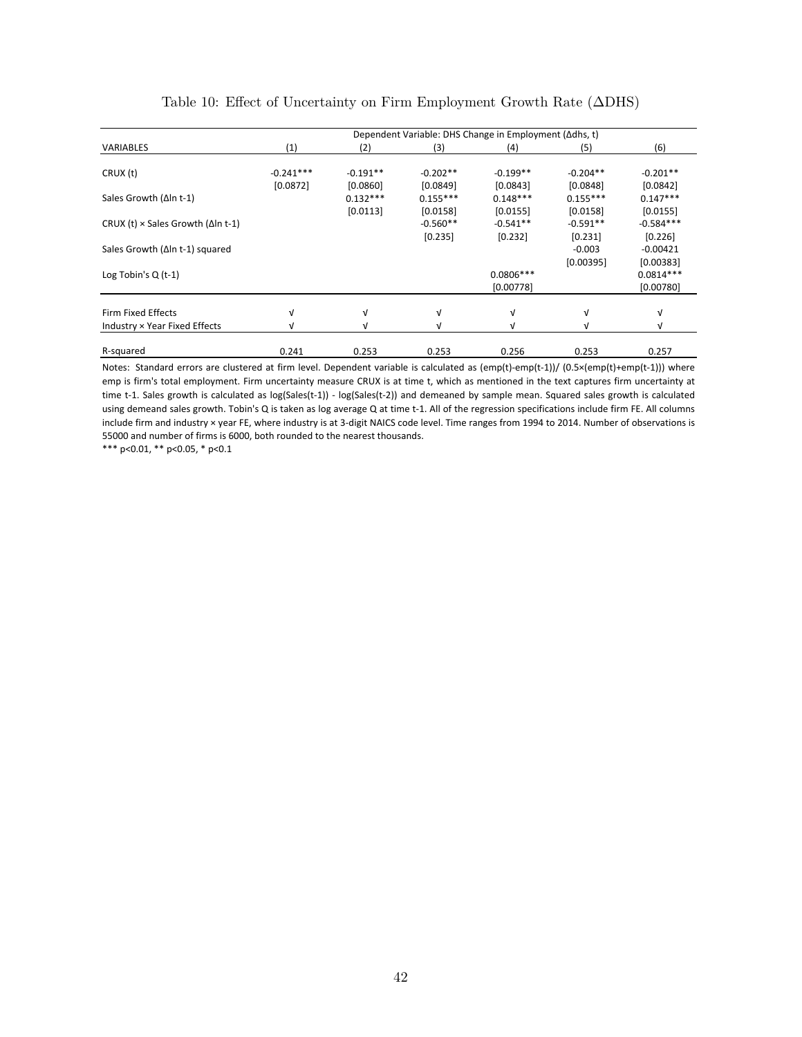Table 10: Effect of Uncertainty on Firm Employment Growth Rate (ΔDHS)

| | Dependent Variable: DHS Change in Employment (Δdhs, t) | | | | | |
|---|---|---|---|---|---|---|
| VARIABLES | (1) | (2) | (3) | (4) | (5) | (6) |
| CRUX (t) | -0.241*** | -0.191** | -0.202** | -0.199** | -0.204** | -0.201** |
| | [0.0872] | [0.0860] | [0.0849] | [0.0843] | [0.0848] | [0.0842] |
| Sales Growth (Δln t-1) | | 0.132*** | 0.155*** | 0.148*** | 0.155*** | 0.147*** |
| | | [0.0113] | [0.0158] | [0.0155] | [0.0158] | [0.0155] |
| CRUX (t) × Sales Growth (Δln t-1) | | | -0.560** | -0.541** | -0.591** | -0.584*** |
| | | | [0.235] | [0.232] | [0.231] | [0.226] |
| Sales Growth (Δln t-1) squared | | | | | -0.003 | -0.00421 |
| | | | | | [0.00395] | [0.00383] |
| Log Tobin's Q (t-1) | | | | 0.0806*** | | 0.0814*** |
| | | | | [0.00778] | | [0.00780] |
| Firm Fixed Effects | √ | √ | √ | √ | √ | √ |
| Industry × Year Fixed Effects | √ | √ | √ | √ | √ | √ |
| R-squared | 0.241 | 0.253 | 0.253 | 0.256 | 0.253 | 0.257 |

Notes: Standard errors are clustered at firm level. Dependent variable is calculated as (emp(t)-emp(t-1))/ (0.5×(emp(t)+emp(t-1))) where emp is firm's total employment. Firm uncertainty measure CRUX is at time t, which as mentioned in the text captures firm uncertainty at time t-1. Sales growth is calculated as log(Sales(t-1)) - log(Sales(t-2)) and demeaned by sample mean. Squared sales growth is calculated using demeand sales growth. Tobin's Q is taken as log average Q at time t-1. All of the regression specifications include firm FE. All columns include firm and industry × year FE, where industry is at 3-digit NAICS code level. Time ranges from 1994 to 2014. Number of observations is 55000 and number of firms is 6000, both rounded to the nearest thousands.

*** p<0.01, ** p<0.05, * p<0.1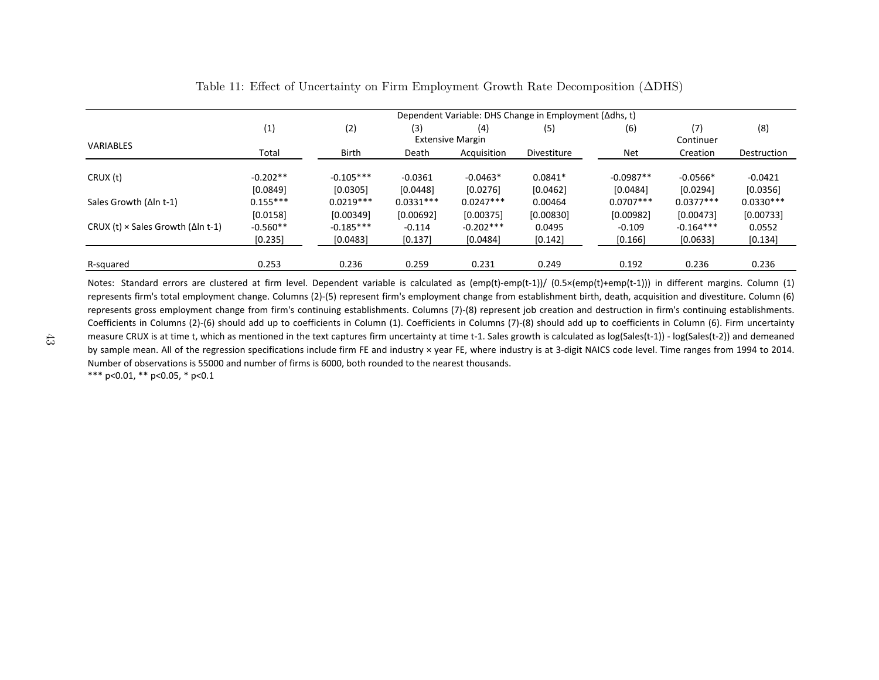Table 11: Effect of Uncertainty on Firm Employment Growth Rate Decomposition (ΔDHS)

| VARIABLES | Dependent Variable: DHS Change in Employment (Δdhs, t) | | | | | | | |
|---|---|---|---|---|---|---|---|---|
| | (1) | (2) | (3) | (4) | (5) | (6) | (7) | (8) |
| | | Extensive Margin | | | | | Continuer | |
| | Total | Birth | Death | Acquisition | Divestiture | Net | Creation | Destruction |
| CRUX (t) | -0.202** | -0.105*** | -0.0361 | -0.0463* | 0.0841* | -0.0987** | -0.0566* | -0.0421 |
| | [0.0849] | [0.0305] | [0.0448] | [0.0276] | [0.0462] | [0.0484] | [0.0294] | [0.0356] |
| Sales Growth (Δln t-1) | 0.155*** | 0.0219*** | 0.0331*** | 0.0247*** | 0.00464 | 0.0707*** | 0.0377*** | 0.0330*** |
| | [0.0158] | [0.00349] | [0.00692] | [0.00375] | [0.00830] | [0.00982] | [0.00473] | [0.00733] |
| CRUX (t) × Sales Growth (Δln t-1) | -0.560** | -0.185*** | -0.114 | -0.202*** | 0.0495 | -0.109 | -0.164*** | 0.0552 |
| | [0.235] | [0.0483] | [0.137] | [0.0484] | [0.142] | [0.166] | [0.0633] | [0.134] |
| R-squared | 0.253 | 0.236 | 0.259 | 0.231 | 0.249 | 0.192 | 0.236 | 0.236 |

Notes: Standard errors are clustered at firm level. Dependent variable is calculated as (emp(t)-emp(t-1))/ (0.5×(emp(t)+emp(t-1))) in different margins. Column (1) represents firm's total employment change. Columns (2)-(5) represent firm's employment change from establishment birth, death, acquisition and divestiture. Column (6) represents gross employment change from firm's continuing establishments. Columns (7)-(8) represent job creation and destruction in firm's continuing establishments. Coefficients in Columns (2)-(6) should add up to coefficients in Column (1). Coefficients in Columns (7)-(8) should add up to coefficients in Column (6). Firm uncertainty measure CRUX is at time t, which as mentioned in the text captures firm uncertainty at time t-1. Sales growth is calculated as log(Sales(t-1)) - log(Sales(t-2)) and demeaned by sample mean. All of the regression specifications include firm FE and industry × year FE, where industry is at 3-digit NAICS code level. Time ranges from 1994 to 2014. Number of observations is 55000 and number of firms is 6000, both rounded to the nearest thousands.

*** p<0.01, ** p<0.05, * p<0.1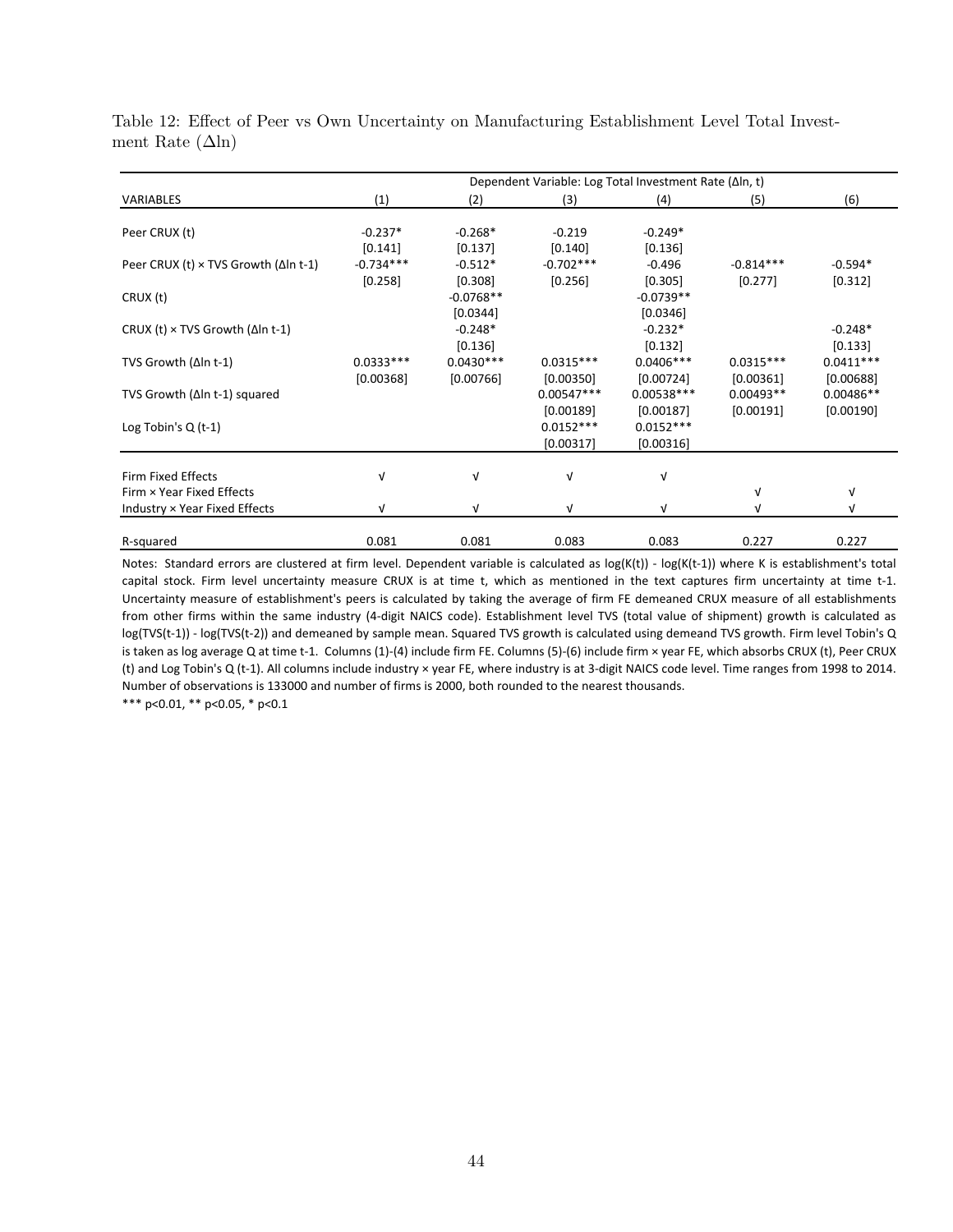Table 12: Effect of Peer vs Own Uncertainty on Manufacturing Establishment Level Total Investment Rate ($\Delta$ln)

| | Dependent Variable: Log Total Investment Rate (Δln, t) | | | | | |
|---|---|---|---|---|---|---|
| VARIABLES | (1) | (2) | (3) | (4) | (5) | (6) |
| Peer CRUX (t) | -0.237* | -0.268* | -0.219 | -0.249* | | |
| | [0.141] | [0.137] | [0.140] | [0.136] | | |
| Peer CRUX (t) × TVS Growth (Δln t-1) | -0.734*** | -0.512* | -0.702*** | -0.496 | -0.814*** | -0.594* |
| | [0.258] | [0.308] | [0.256] | [0.305] | [0.277] | [0.312] |
| CRUX (t) | | -0.0768** | | -0.0739** | | |
| | | [0.0344] | | [0.0346] | | |
| CRUX (t) × TVS Growth (Δln t-1) | | -0.248* | | -0.232* | | -0.248* |
| | | [0.136] | | [0.132] | | [0.133] |
| TVS Growth (Δln t-1) | 0.0333*** | 0.0430*** | 0.0315*** | 0.0406*** | 0.0315*** | 0.0411*** |
| | [0.00368] | [0.00766] | [0.00350] | [0.00724] | [0.00361] | [0.00688] |
| TVS Growth (Δln t-1) squared | | | 0.00547*** | 0.00538*** | 0.00493** | 0.00486** |
| | | | [0.00189] | [0.00187] | [0.00191] | [0.00190] |
| Log Tobin's Q (t-1) | | | 0.0152*** | 0.0152*** | | |
| | | | [0.00317] | [0.00316] | | |
| Firm Fixed Effects | √ | √ | √ | √ | | |
| Firm × Year Fixed Effects | | | | | √ | √ |
| Industry × Year Fixed Effects | √ | √ | √ | √ | √ | √ |
| R-squared | 0.081 | 0.081 | 0.083 | 0.083 | 0.227 | 0.227 |

Notes: Standard errors are clustered at firm level. Dependent variable is calculated as log(K(t)) - log(K(t-1)) where K is establishment's total capital stock. Firm level uncertainty measure CRUX is at time t, which as mentioned in the text captures firm uncertainty at time t-1. Uncertainty measure of establishment's peers is calculated by taking the average of firm FE demeaned CRUX measure of all establishments from other firms within the same industry (4-digit NAICS code). Establishment level TVS (total value of shipment) growth is calculated as log(TVS(t-1)) - log(TVS(t-2)) and demeaned by sample mean. Squared TVS growth is calculated using demeand TVS growth. Firm level Tobin's Q is taken as log average Q at time t-1. Columns (1)-(4) include firm FE. Columns (5)-(6) include firm × year FE, which absorbs CRUX (t), Peer CRUX (t) and Log Tobin's Q (t-1). All columns include industry × year FE, where industry is at 3-digit NAICS code level. Time ranges from 1998 to 2014. Number of observations is 133000 and number of firms is 2000, both rounded to the nearest thousands.

*** p<0.01, ** p<0.05, * p<0.1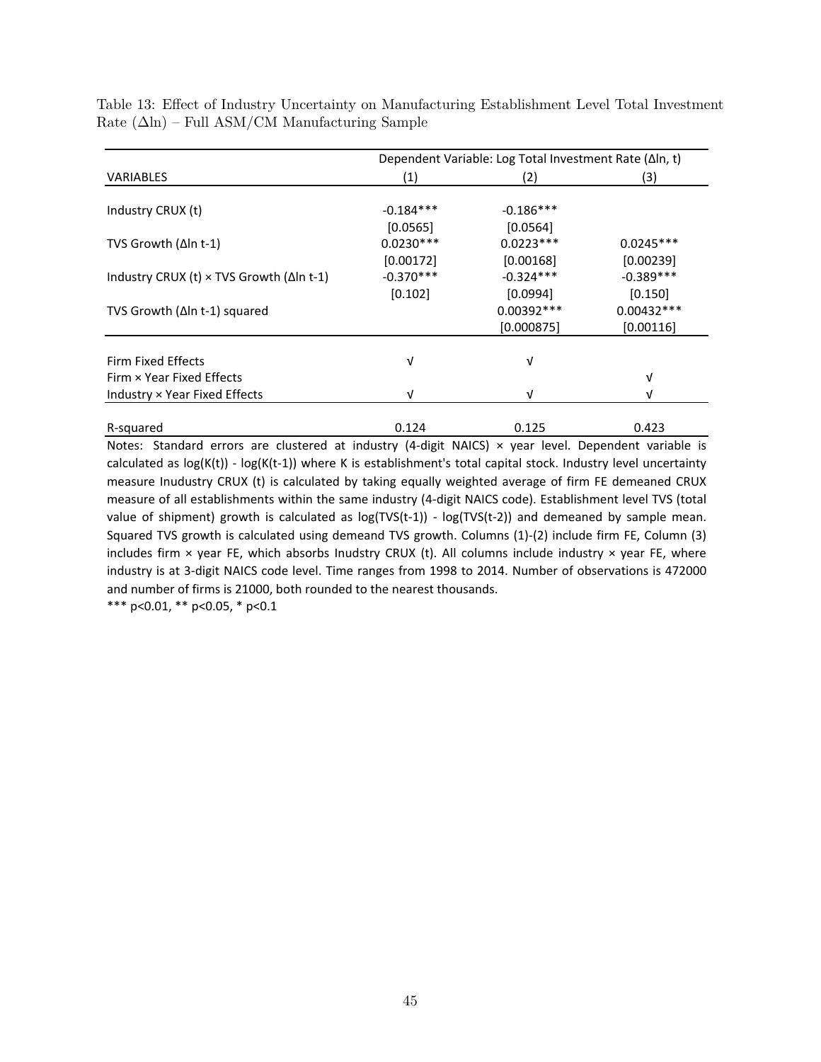Table 13: Effect of Industry Uncertainty on Manufacturing Establishment Level Total Investment Rate ($\Delta$ln) – Full ASM/CM Manufacturing Sample

| | Dependent Variable: Log Total Investment Rate (Δln, t) | | |
|---|---|---|---|
| VARIABLES | (1) | (2) | (3) |
| Industry CRUX (t) | -0.184*** | -0.186*** | |
| | [0.0565] | [0.0564] | |
| TVS Growth (Δln t-1) | 0.0230*** | 0.0223*** | 0.0245*** |
| | [0.00172] | [0.00168] | [0.00239] |
| Industry CRUX (t) × TVS Growth (Δln t-1) | -0.370*** | -0.324*** | -0.389*** |
| | [0.102] | [0.0994] | [0.150] |
| TVS Growth (Δln t-1) squared | | 0.00392*** | 0.00432*** |
| | | [0.000875] | [0.00116] |
| Firm Fixed Effects | √ | √ | |
| Firm × Year Fixed Effects | | | √ |
| Industry × Year Fixed Effects | √ | √ | √ |
| R-squared | 0.124 | 0.125 | 0.423 |

Notes: Standard errors are clustered at industry (4-digit NAICS) × year level. Dependent variable is calculated as log(K(t)) - log(K(t-1)) where K is establishment's total capital stock. Industry level uncertainty measure Inudustry CRUX (t) is calculated by taking equally weighted average of firm FE demeaned CRUX measure of all establishments within the same industry (4-digit NAICS code). Establishment level TVS (total value of shipment) growth is calculated as log(TVS(t-1)) - log(TVS(t-2)) and demeaned by sample mean. Squared TVS growth is calculated using demeand TVS growth. Columns (1)-(2) include firm FE, Column (3) includes firm × year FE, which absorbs Inudstry CRUX (t). All columns include industry × year FE, where industry is at 3-digit NAICS code level. Time ranges from 1998 to 2014. Number of observations is 472000 and number of firms is 21000, both rounded to the nearest thousands.

*** p<0.01, ** p<0.05, * p<0.1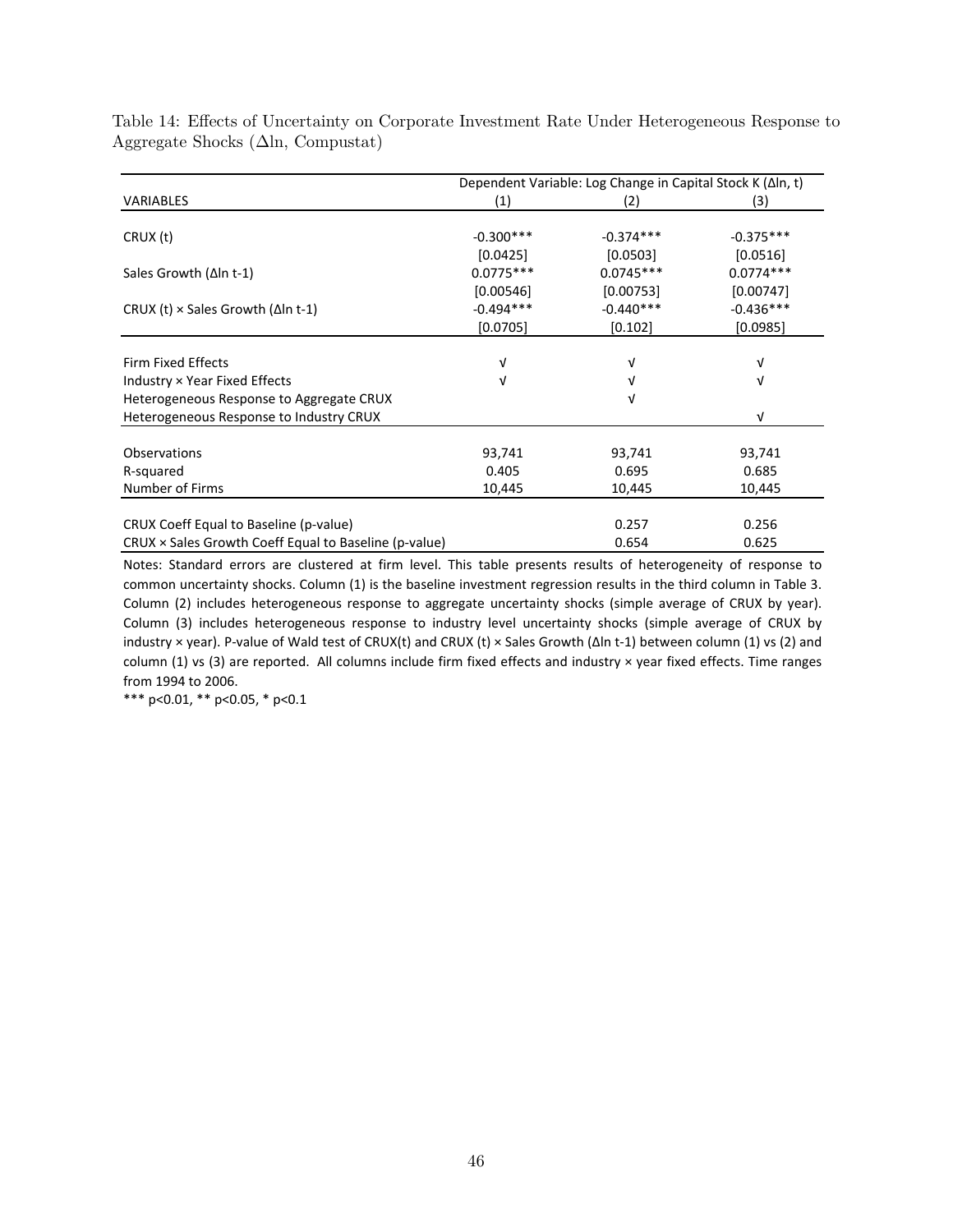Table 14: Effects of Uncertainty on Corporate Investment Rate Under Heterogeneous Response to Aggregate Shocks (Δln, Compustat)

| | Dependent Variable: Log Change in Capital Stock K (Δln, t) | | |
|---|---|---|---|
| VARIABLES | (1) | (2) | (3) |
| CRUX (t) | -0.300*** | -0.374*** | -0.375*** |
| | [0.0425] | [0.0503] | [0.0516] |
| Sales Growth (Δln t-1) | 0.0775*** | 0.0745*** | 0.0774*** |
| | [0.00546] | [0.00753] | [0.00747] |
| CRUX (t) × Sales Growth (Δln t-1) | -0.494*** | -0.440*** | -0.436*** |
| | [0.0705] | [0.102] | [0.0985] |
| Firm Fixed Effects | √ | √ | √ |
| Industry × Year Fixed Effects | √ | √ | √ |
| Heterogeneous Response to Aggregate CRUX | | √ | |
| Heterogeneous Response to Industry CRUX | | | √ |
| Observations | 93,741 | 93,741 | 93,741 |
| R-squared | 0.405 | 0.695 | 0.685 |
| Number of Firms | 10,445 | 10,445 | 10,445 |
| CRUX Coeff Equal to Baseline (p-value) | | 0.257 | 0.256 |
| CRUX × Sales Growth Coeff Equal to Baseline (p-value) | | 0.654 | 0.625 |

Notes: Standard errors are clustered at firm level. This table presents results of heterogeneity of response to common uncertainty shocks. Column (1) is the baseline investment regression results in the third column in Table 3. Column (2) includes heterogeneous response to aggregate uncertainty shocks (simple average of CRUX by year). Column (3) includes heterogeneous response to industry level uncertainty shocks (simple average of CRUX by industry × year). P-value of Wald test of CRUX(t) and CRUX (t) × Sales Growth (Δln t-1) between column (1) vs (2) and column (1) vs (3) are reported. All columns include firm fixed effects and industry × year fixed effects. Time ranges from 1994 to 2006.

*** p<0.01, ** p<0.05, * p<0.1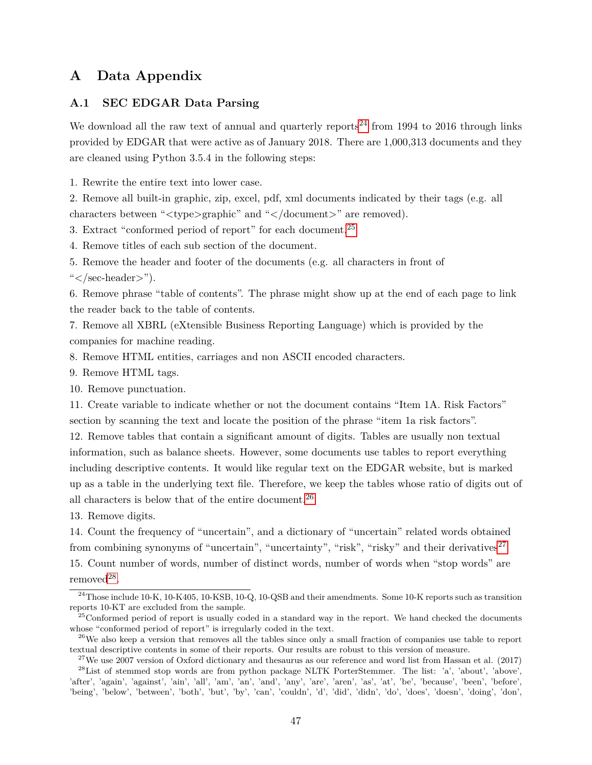# A Data Appendix

## A.1 SEC EDGAR Data Parsing

We download all the raw text of annual and quarterly reports[24] from 1994 to 2016 through links provided by EDGAR that were active as of January 2018. There are 1,000,313 documents and they are cleaned using Python 3.5.4 in the following steps:

1. Rewrite the entire text into lower case.
2. Remove all built-in graphic, zip, excel, pdf, xml documents indicated by their tags (e.g. all characters between "<type>graphic" and "</document>" are removed).
3. Extract "conformed period of report" for each document.[25]
4. Remove titles of each sub section of the document.
5. Remove the header and footer of the documents (e.g. all characters in front of "</sec-header>").
6. Remove phrase "table of contents". The phrase might show up at the end of each page to link the reader back to the table of contents.
7. Remove all XBRL (eXtensible Business Reporting Language) which is provided by the companies for machine reading.
8. Remove HTML entities, carriages and non ASCII encoded characters.
9. Remove HTML tags.
10. Remove punctuation.
11. Create variable to indicate whether or not the document contains "Item 1A. Risk Factors" section by scanning the text and locate the position of the phrase "item 1a risk factors".
12. Remove tables that contain a significant amount of digits. Tables are usually non textual information, such as balance sheets. However, some documents use tables to report everything including descriptive contents. It would like regular text on the EDGAR website, but is marked up as a table in the underlying text file. Therefore, we keep the tables whose ratio of digits out of all characters is below that of the entire document.[26]
13. Remove digits.
14. Count the frequency of "uncertain", and a dictionary of "uncertain" related words obtained from combining synonyms of "uncertain", "uncertainty", "risk", "risky" and their derivatives[27].
15. Count number of words, number of distinct words, number of words when "stop words" are removed[28].

[24] Those include 10-K, 10-K405, 10-KSB, 10-Q, 10-QSB and their amendments. Some 10-K reports such as transition reports 10-KT are excluded from the sample.

[25] Conformed period of report is usually coded in a standard way in the report. We hand checked the documents whose "conformed period of report" is irregularly coded in the text.

[26] We also keep a version that removes all the tables since only a small fraction of companies use table to report textual descriptive contents in some of their reports. Our results are robust to this version of measure.

[27] We use 2007 version of Oxford dictionary and thesaurus as our reference and word list from Hassan et al. (2017)

[28] List of stemmed stop words are from python package NLTK PorterStemmer. The list: 'a', 'about', 'above', 'after', 'again', 'against', 'ain', 'all', 'am', 'an', 'and', 'any', 'are', 'aren', 'as', 'at', 'be', 'because', 'been', 'before', 'being', 'below', 'between', 'both', 'but', 'by', 'can', 'couldn', 'd', 'did', 'didn', 'do', 'does', 'doesn', 'doing', 'don',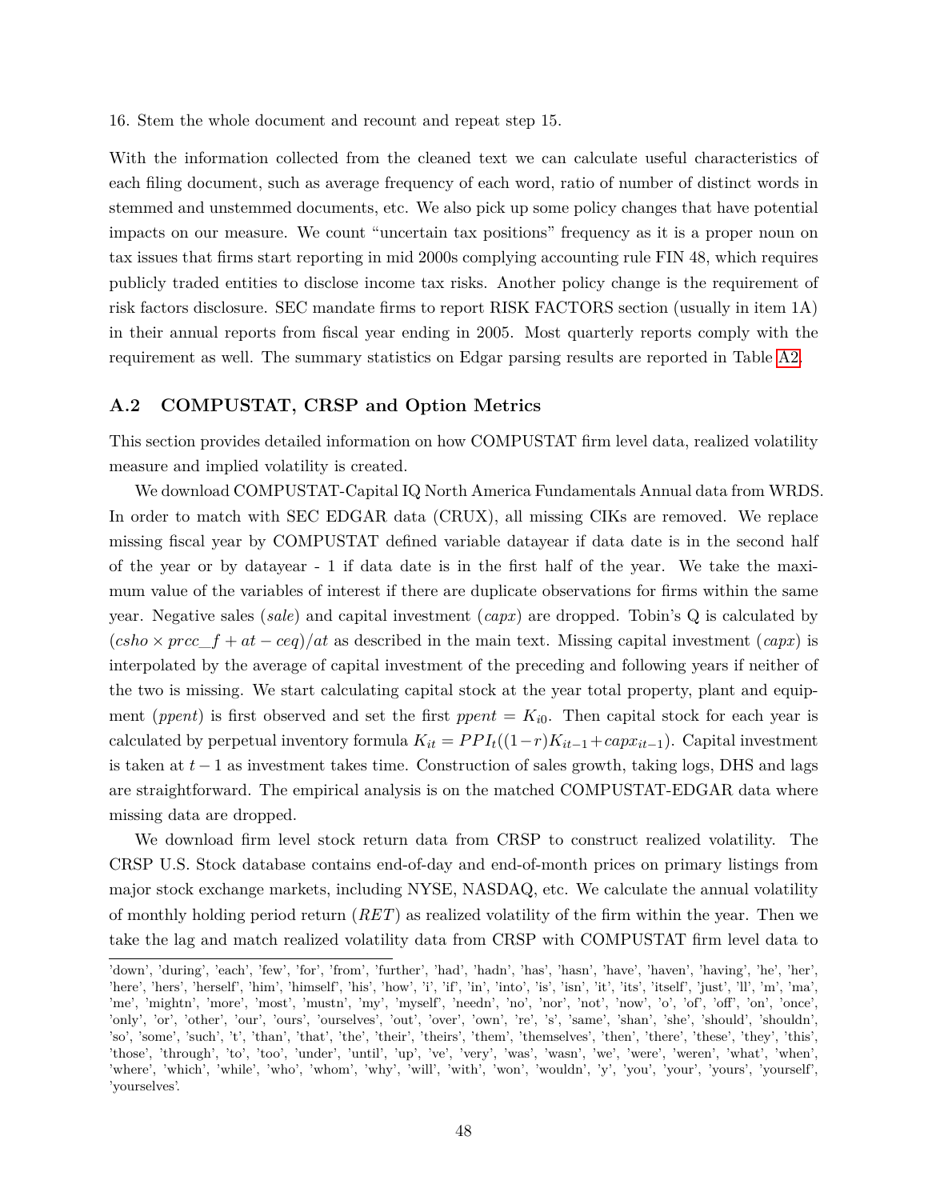16. Stem the whole document and recount and repeat step 15.

With the information collected from the cleaned text we can calculate useful characteristics of each filing document, such as average frequency of each word, ratio of number of distinct words in stemmed and unstemmed documents, etc. We also pick up some policy changes that have potential impacts on our measure. We count "uncertain tax positions" frequency as it is a proper noun on tax issues that firms start reporting in mid 2000s complying accounting rule FIN 48, which requires publicly traded entities to disclose income tax risks. Another policy change is the requirement of risk factors disclosure. SEC mandate firms to report RISK FACTORS section (usually in item 1A) in their annual reports from fiscal year ending in 2005. Most quarterly reports comply with the requirement as well. The summary statistics on Edgar parsing results are reported in Table A2.

## A.2 COMPUSTAT, CRSP and Option Metrics

This section provides detailed information on how COMPUSTAT firm level data, realized volatility measure and implied volatility is created.

We download COMPUSTAT-Capital IQ North America Fundamentals Annual data from WRDS. In order to match with SEC EDGAR data (CRUX), all missing CIKs are removed. We replace missing fiscal year by COMPUSTAT defined variable datayear if data date is in the second half of the year or by datayear - 1 if data date is in the first half of the year. We take the maximum value of the variables of interest if there are duplicate observations for firms within the same year. Negative sales (*sale*) and capital investment (*capx*) are dropped. Tobin's Q is calculated by $(csho \times prcc\_f + at - ceq)/at$ as described in the main text. Missing capital investment (*capx*) is interpolated by the average of capital investment of the preceding and following years if neither of the two is missing. We start calculating capital stock at the year total property, plant and equipment (*ppent*) is first observed and set the first $ppent = K_{i0}$. Then capital stock for each year is calculated by perpetual inventory formula $K_{it} = PPI_t((1-r)K_{it-1} + capx_{it-1})$. Capital investment is taken at $t-1$ as investment takes time. Construction of sales growth, taking logs, DHS and lags are straightforward. The empirical analysis is on the matched COMPUSTAT-EDGAR data where missing data are dropped.

We download firm level stock return data from CRSP to construct realized volatility. The CRSP U.S. Stock database contains end-of-day and end-of-month prices on primary listings from major stock exchange markets, including NYSE, NASDAQ, etc. We calculate the annual volatility of monthly holding period return (*RET*) as realized volatility of the firm within the year. Then we take the lag and match realized volatility data from CRSP with COMPUSTAT firm level data to

---

'down', 'during', 'each', 'few', 'for', 'from', 'further', 'had', 'hadn', 'has', 'hasn', 'have', 'haven', 'having', 'he', 'her', 'here', 'hers', 'herself', 'him', 'himself', 'his', 'how', 'i', 'if', 'in', 'into', 'is', 'isn', 'it', 'its', 'itself', 'just', 'll', 'm', 'ma', 'me', 'mightn', 'more', 'most', 'mustn', 'my', 'myself', 'needn', 'no', 'nor', 'not', 'now', 'o', 'of', 'off', 'on', 'once', 'only', 'or', 'other', 'our', 'ours', 'ourselves', 'out', 'over', 'own', 're', 's', 'same', 'shan', 'she', 'should', 'shouldn', 'so', 'some', 'such', 't', 'than', 'that', 'the', 'their', 'theirs', 'them', 'themselves', 'then', 'there', 'these', 'they', 'this', 'those', 'through', 'to', 'too', 'under', 'until', 'up', 've', 'very', 'was', 'wasn', 'we', 'were', 'weren', 'what', 'when', 'where', 'which', 'while', 'who', 'whom', 'why', 'will', 'with', 'won', 'wouldn', 'y', 'you', 'your', 'yours', 'yourself', 'yourselves'.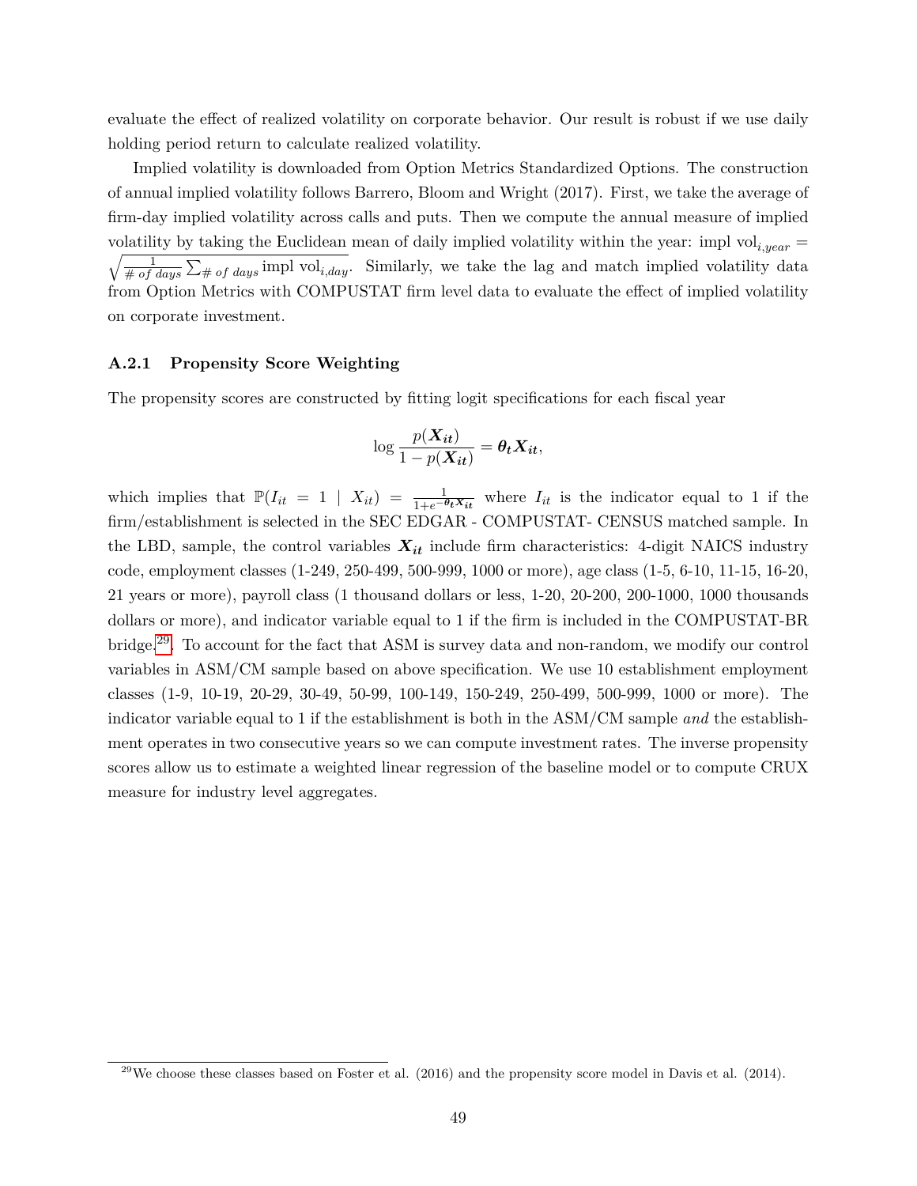evaluate the effect of realized volatility on corporate behavior. Our result is robust if we use daily holding period return to calculate realized volatility.

Implied volatility is downloaded from Option Metrics Standardized Options. The construction of annual implied volatility follows Barrero, Bloom and Wright (2017). First, we take the average of firm-day implied volatility across calls and puts. Then we compute the annual measure of implied volatility by taking the Euclidean mean of daily implied volatility within the year: $\text{impl vol}_{i,year} = \sqrt{\frac{1}{\#\ of\ days}\sum_{\#\ of\ days} \text{impl vol}_{i,day}}$. Similarly, we take the lag and match implied volatility data from Option Metrics with COMPUSTAT firm level data to evaluate the effect of implied volatility on corporate investment.

### A.2.1 Propensity Score Weighting

The propensity scores are constructed by fitting logit specifications for each fiscal year

$$\log \frac{p(\boldsymbol{X_{it}})}{1 - p(\boldsymbol{X_{it}})} = \boldsymbol{\theta_t X_{it}},$$

which implies that $\mathbb{P}(I_{it} = 1 \mid X_{it}) = \frac{1}{1+e^{-\boldsymbol{\theta_t X_{it}}}}$ where $I_{it}$ is the indicator equal to 1 if the firm/establishment is selected in the SEC EDGAR - COMPUSTAT- CENSUS matched sample. In the LBD, sample, the control variables $\boldsymbol{X_{it}}$ include firm characteristics: 4-digit NAICS industry code, employment classes (1-249, 250-499, 500-999, 1000 or more), age class (1-5, 6-10, 11-15, 16-20, 21 years or more), payroll class (1 thousand dollars or less, 1-20, 20-200, 200-1000, 1000 thousands dollars or more), and indicator variable equal to 1 if the firm is included in the COMPUSTAT-BR bridge.[29]. To account for the fact that ASM is survey data and non-random, we modify our control variables in ASM/CM sample based on above specification. We use 10 establishment employment classes (1-9, 10-19, 20-29, 30-49, 50-99, 100-149, 150-249, 250-499, 500-999, 1000 or more). The indicator variable equal to 1 if the establishment is both in the ASM/CM sample *and* the establishment operates in two consecutive years so we can compute investment rates. The inverse propensity scores allow us to estimate a weighted linear regression of the baseline model or to compute CRUX measure for industry level aggregates.

[29] We choose these classes based on Foster et al. (2016) and the propensity score model in Davis et al. (2014).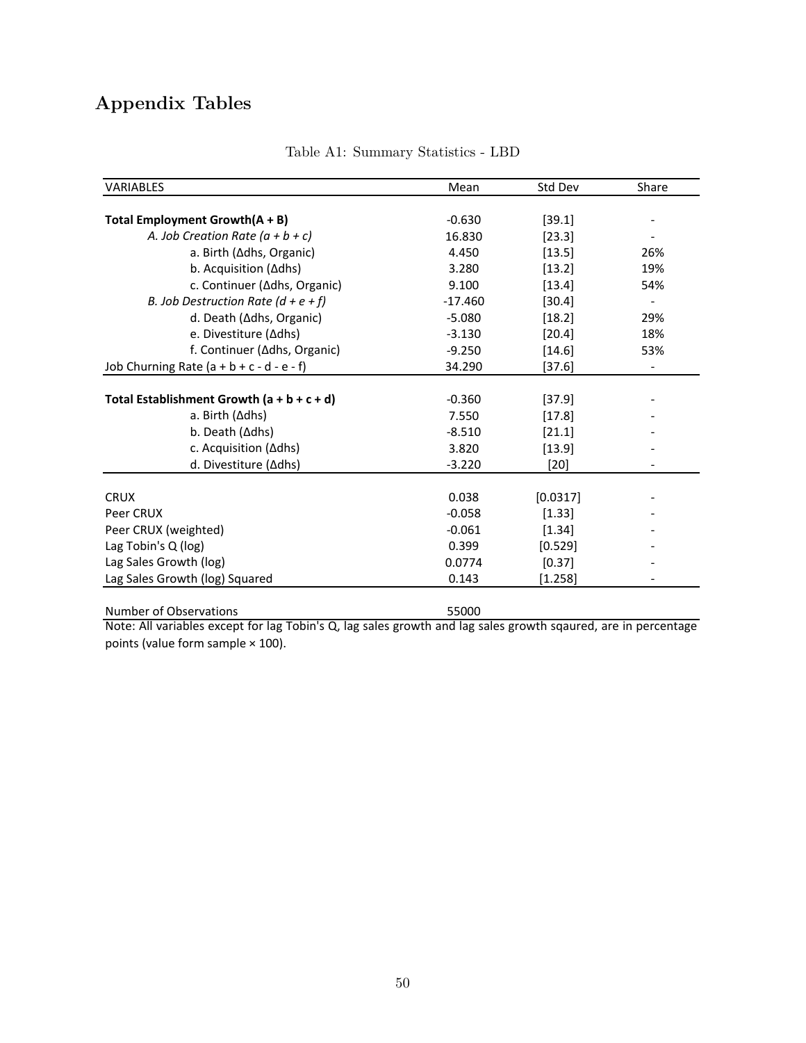# Appendix Tables

Table A1: Summary Statistics - LBD

| VARIABLES | Mean | Std Dev | Share |
|---|---|---|---|
| **Total Employment Growth(A + B)** | -0.630 | [39.1] | - |
| *A. Job Creation Rate (a + b + c)* | 16.830 | [23.3] | - |
| a. Birth (Δdhs, Organic) | 4.450 | [13.5] | 26% |
| b. Acquisition (Δdhs) | 3.280 | [13.2] | 19% |
| c. Continuer (Δdhs, Organic) | 9.100 | [13.4] | 54% |
| *B. Job Destruction Rate (d + e + f)* | -17.460 | [30.4] | - |
| d. Death (Δdhs, Organic) | -5.080 | [18.2] | 29% |
| e. Divestiture (Δdhs) | -3.130 | [20.4] | 18% |
| f. Continuer (Δdhs, Organic) | -9.250 | [14.6] | 53% |
| Job Churning Rate (a + b + c - d - e - f) | 34.290 | [37.6] | - |
| **Total Establishment Growth (a + b + c + d)** | -0.360 | [37.9] | - |
| a. Birth (Δdhs) | 7.550 | [17.8] | - |
| b. Death (Δdhs) | -8.510 | [21.1] | - |
| c. Acquisition (Δdhs) | 3.820 | [13.9] | - |
| d. Divestiture (Δdhs) | -3.220 | [20] | - |
| CRUX | 0.038 | [0.0317] | - |
| Peer CRUX | -0.058 | [1.33] | - |
| Peer CRUX (weighted) | -0.061 | [1.34] | - |
| Lag Tobin's Q (log) | 0.399 | [0.529] | - |
| Lag Sales Growth (log) | 0.0774 | [0.37] | - |
| Lag Sales Growth (log) Squared | 0.143 | [1.258] | - |
| Number of Observations | 55000 | | |

Note: All variables except for lag Tobin's Q, lag sales growth and lag sales growth sqaured, are in percentage points (value form sample × 100).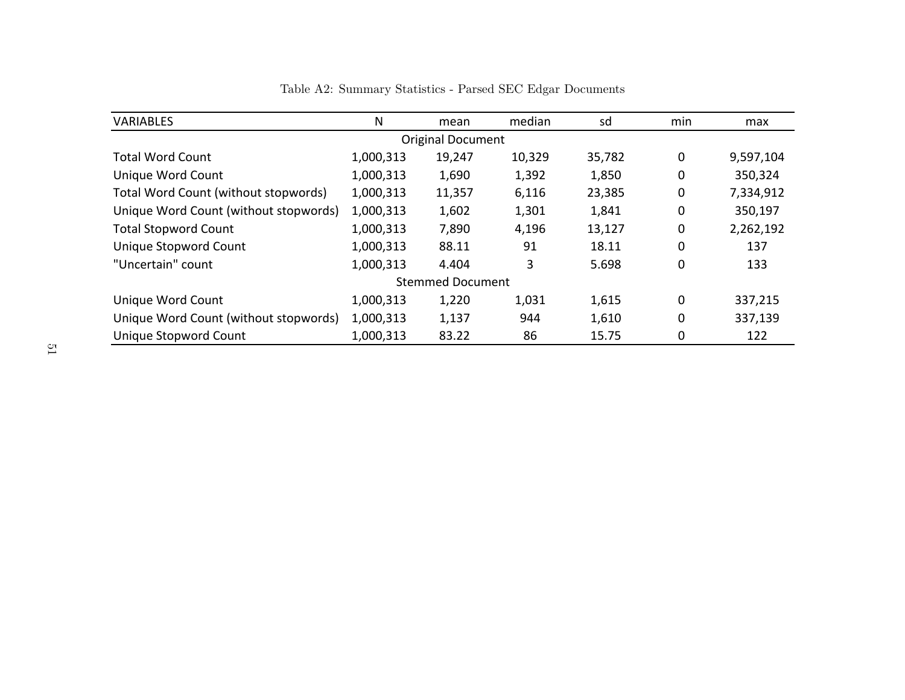Table A2: Summary Statistics - Parsed SEC Edgar Documents

| VARIABLES | N | mean | median | sd | min | max |
|---|---|---|---|---|---|---|
| | | Original Document | | | | |
| Total Word Count | 1,000,313 | 19,247 | 10,329 | 35,782 | 0 | 9,597,104 |
| Unique Word Count | 1,000,313 | 1,690 | 1,392 | 1,850 | 0 | 350,324 |
| Total Word Count (without stopwords) | 1,000,313 | 11,357 | 6,116 | 23,385 | 0 | 7,334,912 |
| Unique Word Count (without stopwords) | 1,000,313 | 1,602 | 1,301 | 1,841 | 0 | 350,197 |
| Total Stopword Count | 1,000,313 | 7,890 | 4,196 | 13,127 | 0 | 2,262,192 |
| Unique Stopword Count | 1,000,313 | 88.11 | 91 | 18.11 | 0 | 137 |
| "Uncertain" count | 1,000,313 | 4.404 | 3 | 5.698 | 0 | 133 |
| | | Stemmed Document | | | | |
| Unique Word Count | 1,000,313 | 1,220 | 1,031 | 1,615 | 0 | 337,215 |
| Unique Word Count (without stopwords) | 1,000,313 | 1,137 | 944 | 1,610 | 0 | 337,139 |
| Unique Stopword Count | 1,000,313 | 83.22 | 86 | 15.75 | 0 | 122 |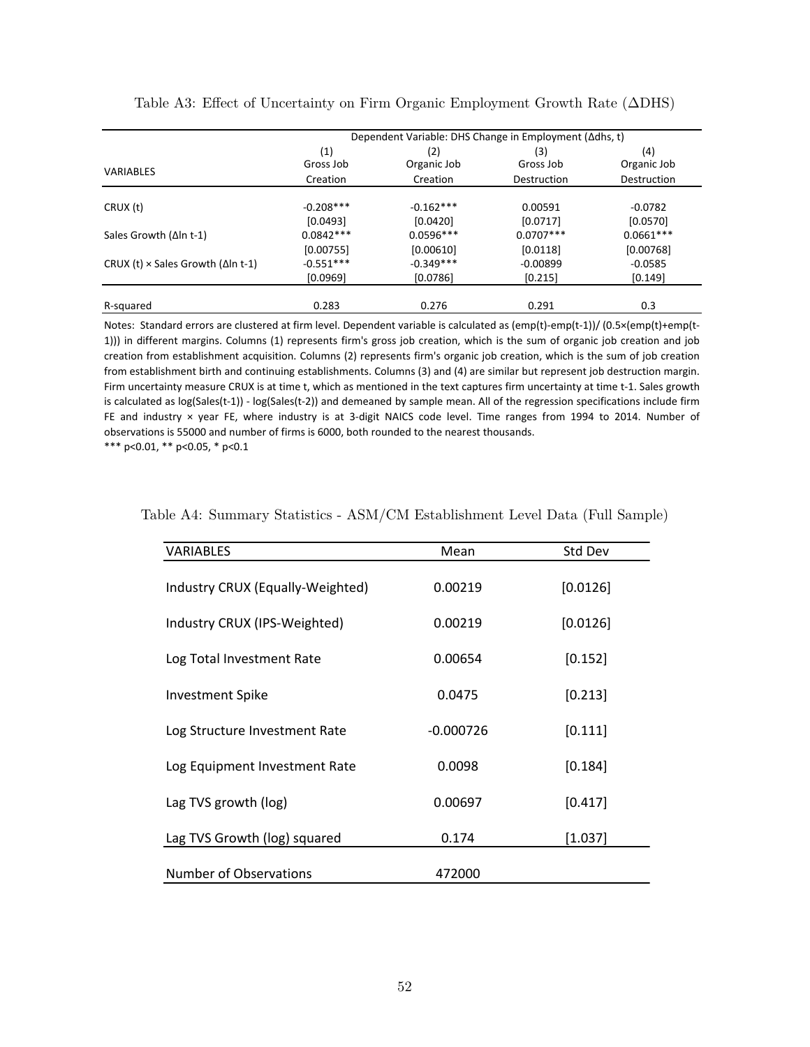Table A3: Effect of Uncertainty on Firm Organic Employment Growth Rate (ΔDHS)

| VARIABLES | Dependent Variable: DHS Change in Employment (Δdhs, t) | | | |
|---|---|---|---|---|
| | (1) | (2) | (3) | (4) |
| | Gross Job Creation | Organic Job Creation | Gross Job Destruction | Organic Job Destruction |
| CRUX (t) | -0.208*** | -0.162*** | 0.00591 | -0.0782 |
| | [0.0493] | [0.0420] | [0.0717] | [0.0570] |
| Sales Growth (Δln t-1) | 0.0842*** | 0.0596*** | 0.0707*** | 0.0661*** |
| | [0.00755] | [0.00610] | [0.0118] | [0.00768] |
| CRUX (t) × Sales Growth (Δln t-1) | -0.551*** | -0.349*** | -0.00899 | -0.0585 |
| | [0.0969] | [0.0786] | [0.215] | [0.149] |
| R-squared | 0.283 | 0.276 | 0.291 | 0.3 |

Notes: Standard errors are clustered at firm level. Dependent variable is calculated as (emp(t)-emp(t-1))/ (0.5×(emp(t)+emp(t-1))) in different margins. Columns (1) represents firm's gross job creation, which is the sum of organic job creation and job creation from establishment acquisition. Columns (2) represents firm's organic job creation, which is the sum of job creation from establishment birth and continuing establishments. Columns (3) and (4) are similar but represent job destruction margin. Firm uncertainty measure CRUX is at time t, which as mentioned in the text captures firm uncertainty at time t-1. Sales growth is calculated as log(Sales(t-1)) - log(Sales(t-2)) and demeaned by sample mean. All of the regression specifications include firm FE and industry × year FE, where industry is at 3-digit NAICS code level. Time ranges from 1994 to 2014. Number of observations is 55000 and number of firms is 6000, both rounded to the nearest thousands.
*** p<0.01, ** p<0.05, * p<0.1

Table A4: Summary Statistics - ASM/CM Establishment Level Data (Full Sample)

| VARIABLES | Mean | Std Dev |
|---|---|---|
| Industry CRUX (Equally-Weighted) | 0.00219 | [0.0126] |
| Industry CRUX (IPS-Weighted) | 0.00219 | [0.0126] |
| Log Total Investment Rate | 0.00654 | [0.152] |
| Investment Spike | 0.0475 | [0.213] |
| Log Structure Investment Rate | -0.000726 | [0.111] |
| Log Equipment Investment Rate | 0.0098 | [0.184] |
| Lag TVS growth (log) | 0.00697 | [0.417] |
| Lag TVS Growth (log) squared | 0.174 | [1.037] |
| Number of Observations | 472000 | |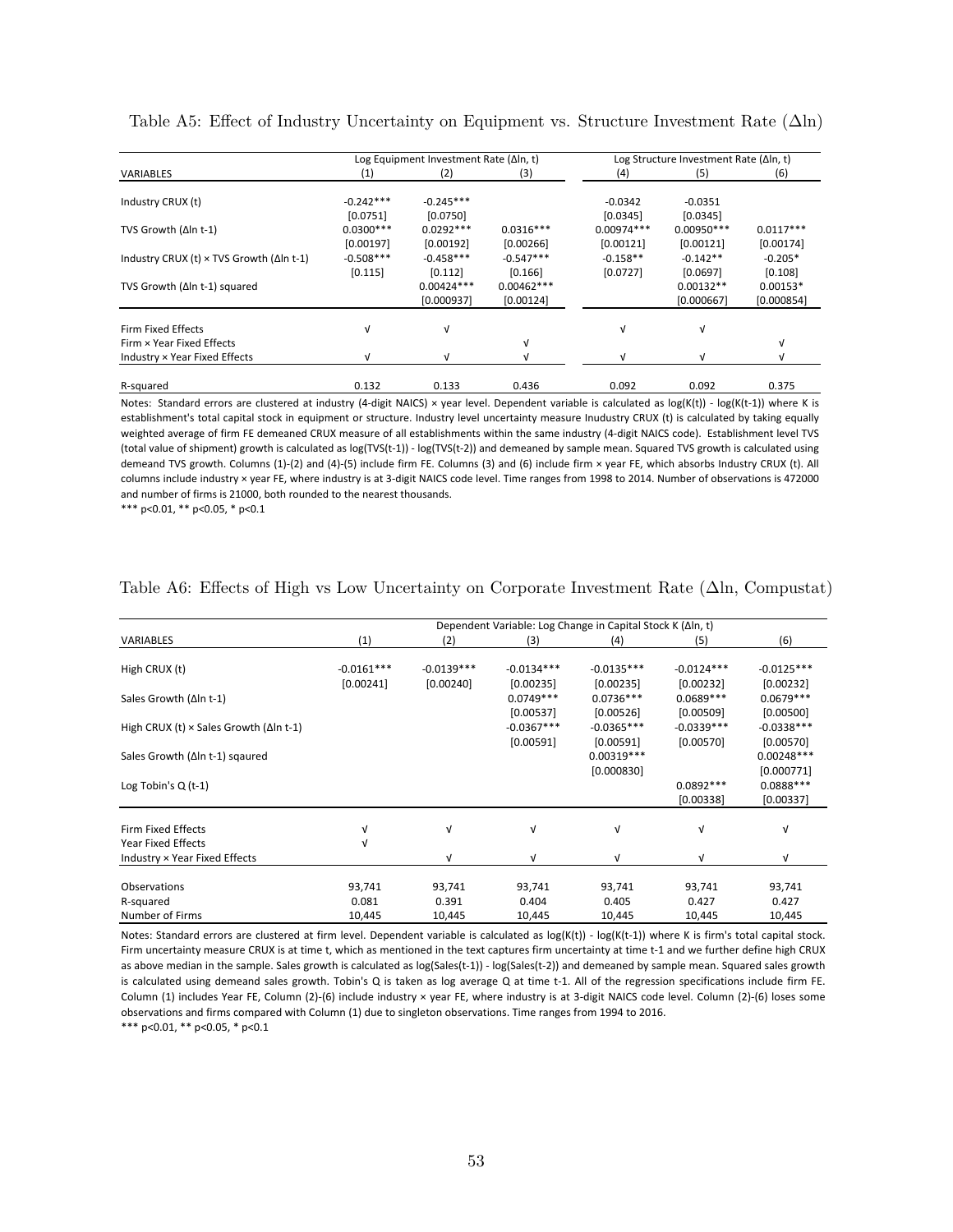Table A5: Effect of Industry Uncertainty on Equipment vs. Structure Investment Rate (Δln)

| VARIABLES | Log Equipment Investment Rate (Δln, t) (1) | (2) | (3) | Log Structure Investment Rate (Δln, t) (4) | (5) | (6) |
|---|---|---|---|---|---|---|
| Industry CRUX (t) | -0.242*** | -0.245*** | | -0.0342 | -0.0351 | |
| | [0.0751] | [0.0750] | | [0.0345] | [0.0345] | |
| TVS Growth (Δln t-1) | 0.0300*** | 0.0292*** | 0.0316*** | 0.00974*** | 0.00950*** | 0.0117*** |
| | [0.00197] | [0.00192] | [0.00266] | [0.00121] | [0.00121] | [0.00174] |
| Industry CRUX (t) × TVS Growth (Δln t-1) | -0.508*** | -0.458*** | -0.547*** | -0.158** | -0.142** | -0.205* |
| | [0.115] | [0.112] | [0.166] | [0.0727] | [0.0697] | [0.108] |
| TVS Growth (Δln t-1) squared | | 0.00424*** | 0.00462*** | | 0.00132** | 0.00153* |
| | | [0.000937] | [0.00124] | | [0.000667] | [0.000854] |
| Firm Fixed Effects | √ | √ | | √ | √ | |
| Firm × Year Fixed Effects | | | √ | | | √ |
| Industry × Year Fixed Effects | √ | √ | √ | √ | √ | √ |
| R-squared | 0.132 | 0.133 | 0.436 | 0.092 | 0.092 | 0.375 |

Notes: Standard errors are clustered at industry (4-digit NAICS) × year level. Dependent variable is calculated as log(K(t)) - log(K(t-1)) where K is establishment's total capital stock in equipment or structure. Industry level uncertainty measure Inudustry CRUX (t) is calculated by taking equally weighted average of firm FE demeaned CRUX measure of all establishments within the same industry (4-digit NAICS code). Establishment level TVS (total value of shipment) growth is calculated as log(TVS(t-1)) - log(TVS(t-2)) and demeaned by sample mean. Squared TVS growth is calculated using demeand TVS growth. Columns (1)-(2) and (4)-(5) include firm FE. Columns (3) and (6) include firm × year FE, which absorbs Industry CRUX (t). All columns include industry × year FE, where industry is at 3-digit NAICS code level. Time ranges from 1998 to 2014. Number of observations is 472000 and number of firms is 21000, both rounded to the nearest thousands.

*** p<0.01, ** p<0.05, * p<0.1

Table A6: Effects of High vs Low Uncertainty on Corporate Investment Rate (Δln, Compustat)

| VARIABLES | Dependent Variable: Log Change in Capital Stock K (Δln, t) (1) | (2) | (3) | (4) | (5) | (6) |
|---|---|---|---|---|---|---|
| High CRUX (t) | -0.0161*** | -0.0139*** | -0.0134*** | -0.0135*** | -0.0124*** | -0.0125*** |
| | [0.00241] | [0.00240] | [0.00235] | [0.00235] | [0.00232] | [0.00232] |
| Sales Growth (Δln t-1) | | | 0.0749*** | 0.0736*** | 0.0689*** | 0.0679*** |
| | | | [0.00537] | [0.00526] | [0.00509] | [0.00500] |
| High CRUX (t) × Sales Growth (Δln t-1) | | | -0.0367*** | -0.0365*** | -0.0339*** | -0.0338*** |
| | | | [0.00591] | [0.00591] | [0.00570] | [0.00570] |
| Sales Growth (Δln t-1) sqaured | | | | 0.00319*** | | 0.00248*** |
| | | | | [0.000830] | | [0.000771] |
| Log Tobin's Q (t-1) | | | | | 0.0892*** | 0.0888*** |
| | | | | | [0.00338] | [0.00337] |
| Firm Fixed Effects | √ | √ | √ | √ | √ | √ |
| Year Fixed Effects | √ | | | | | |
| Industry × Year Fixed Effects | | √ | √ | √ | √ | √ |
| Observations | 93,741 | 93,741 | 93,741 | 93,741 | 93,741 | 93,741 |
| R-squared | 0.081 | 0.391 | 0.404 | 0.405 | 0.427 | 0.427 |
| Number of Firms | 10,445 | 10,445 | 10,445 | 10,445 | 10,445 | 10,445 |

Notes: Standard errors are clustered at firm level. Dependent variable is calculated as log(K(t)) - log(K(t-1)) where K is firm's total capital stock. Firm uncertainty measure CRUX is at time t, which as mentioned in the text captures firm uncertainty at time t-1 and we further define high CRUX as above median in the sample. Sales growth is calculated as log(Sales(t-1)) - log(Sales(t-2)) and demeaned by sample mean. Squared sales growth is calculated using demeand sales growth. Tobin's Q is taken as log average Q at time t-1. All of the regression specifications include firm FE. Column (1) includes Year FE, Column (2)-(6) include industry × year FE, where industry is at 3-digit NAICS code level. Column (2)-(6) loses some observations and firms compared with Column (1) due to singleton observations. Time ranges from 1994 to 2016.

*** p<0.01, ** p<0.05, * p<0.1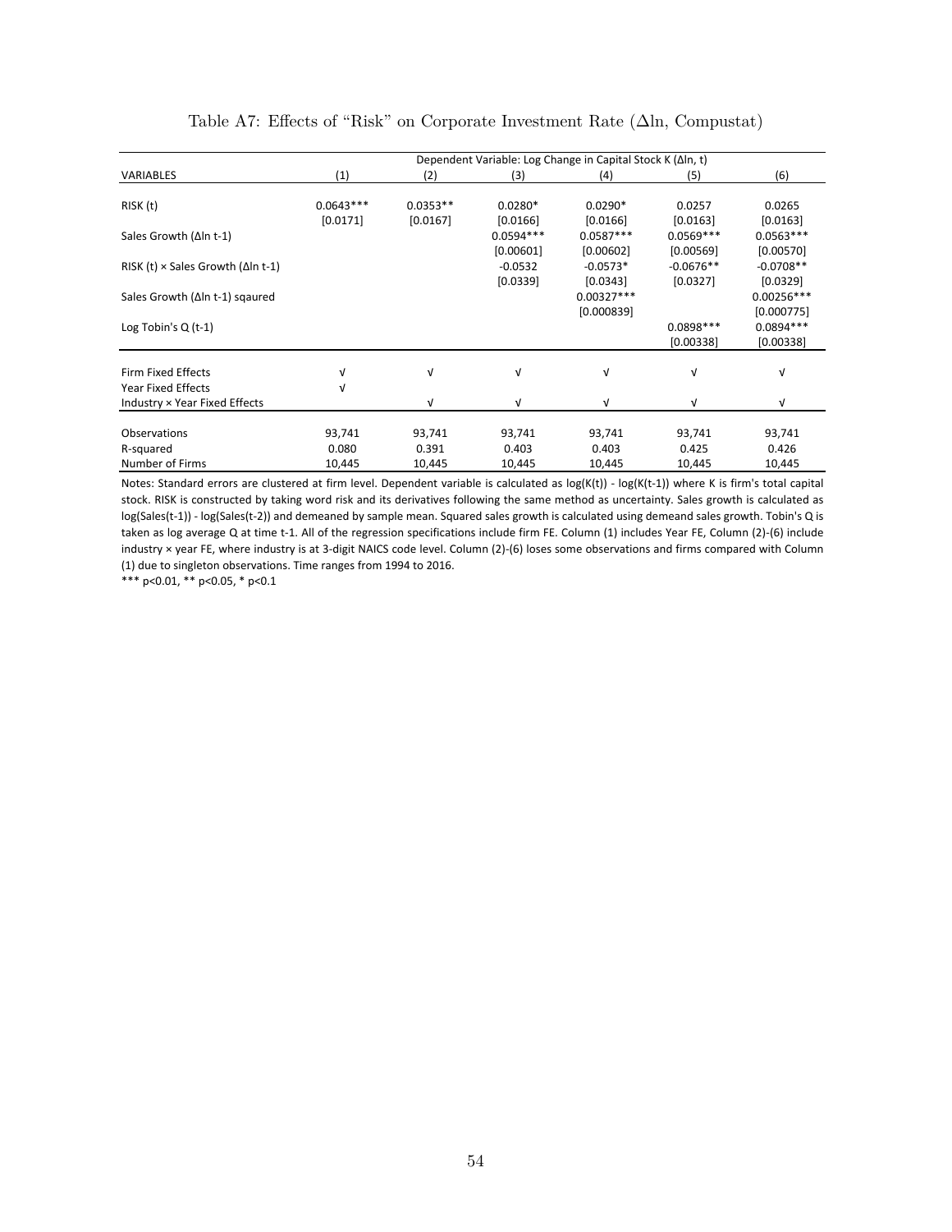Table A7: Effects of "Risk" on Corporate Investment Rate (Δln, Compustat)

| | Dependent Variable: Log Change in Capital Stock K (Δln, t) | | | | | |
|---|---|---|---|---|---|---|
| VARIABLES | (1) | (2) | (3) | (4) | (5) | (6) |
| RISK (t) | 0.0643*** | 0.0353** | 0.0280* | 0.0290* | 0.0257 | 0.0265 |
| | [0.0171] | [0.0167] | [0.0166] | [0.0166] | [0.0163] | [0.0163] |
| Sales Growth (Δln t-1) | | | 0.0594*** | 0.0587*** | 0.0569*** | 0.0563*** |
| | | | [0.00601] | [0.00602] | [0.00569] | [0.00570] |
| RISK (t) × Sales Growth (Δln t-1) | | | -0.0532 | -0.0573* | -0.0676** | -0.0708** |
| | | | [0.0339] | [0.0343] | [0.0327] | [0.0329] |
| Sales Growth (Δln t-1) sqaured | | | | 0.00327*** | | 0.00256*** |
| | | | | [0.000839] | | [0.000775] |
| Log Tobin's Q (t-1) | | | | | 0.0898*** | 0.0894*** |
| | | | | | [0.00338] | [0.00338] |
| Firm Fixed Effects | √ | √ | √ | √ | √ | √ |
| Year Fixed Effects | √ | | | | | |
| Industry × Year Fixed Effects | | √ | √ | √ | √ | √ |
| Observations | 93,741 | 93,741 | 93,741 | 93,741 | 93,741 | 93,741 |
| R-squared | 0.080 | 0.391 | 0.403 | 0.403 | 0.425 | 0.426 |
| Number of Firms | 10,445 | 10,445 | 10,445 | 10,445 | 10,445 | 10,445 |

Notes: Standard errors are clustered at firm level. Dependent variable is calculated as log(K(t)) - log(K(t-1)) where K is firm's total capital stock. RISK is constructed by taking word risk and its derivatives following the same method as uncertainty. Sales growth is calculated as log(Sales(t-1)) - log(Sales(t-2)) and demeaned by sample mean. Squared sales growth is calculated using demeand sales growth. Tobin's Q is taken as log average Q at time t-1. All of the regression specifications include firm FE. Column (1) includes Year FE, Column (2)-(6) include industry × year FE, where industry is at 3-digit NAICS code level. Column (2)-(6) loses some observations and firms compared with Column (1) due to singleton observations. Time ranges from 1994 to 2016.

*** p<0.01, ** p<0.05, * p<0.1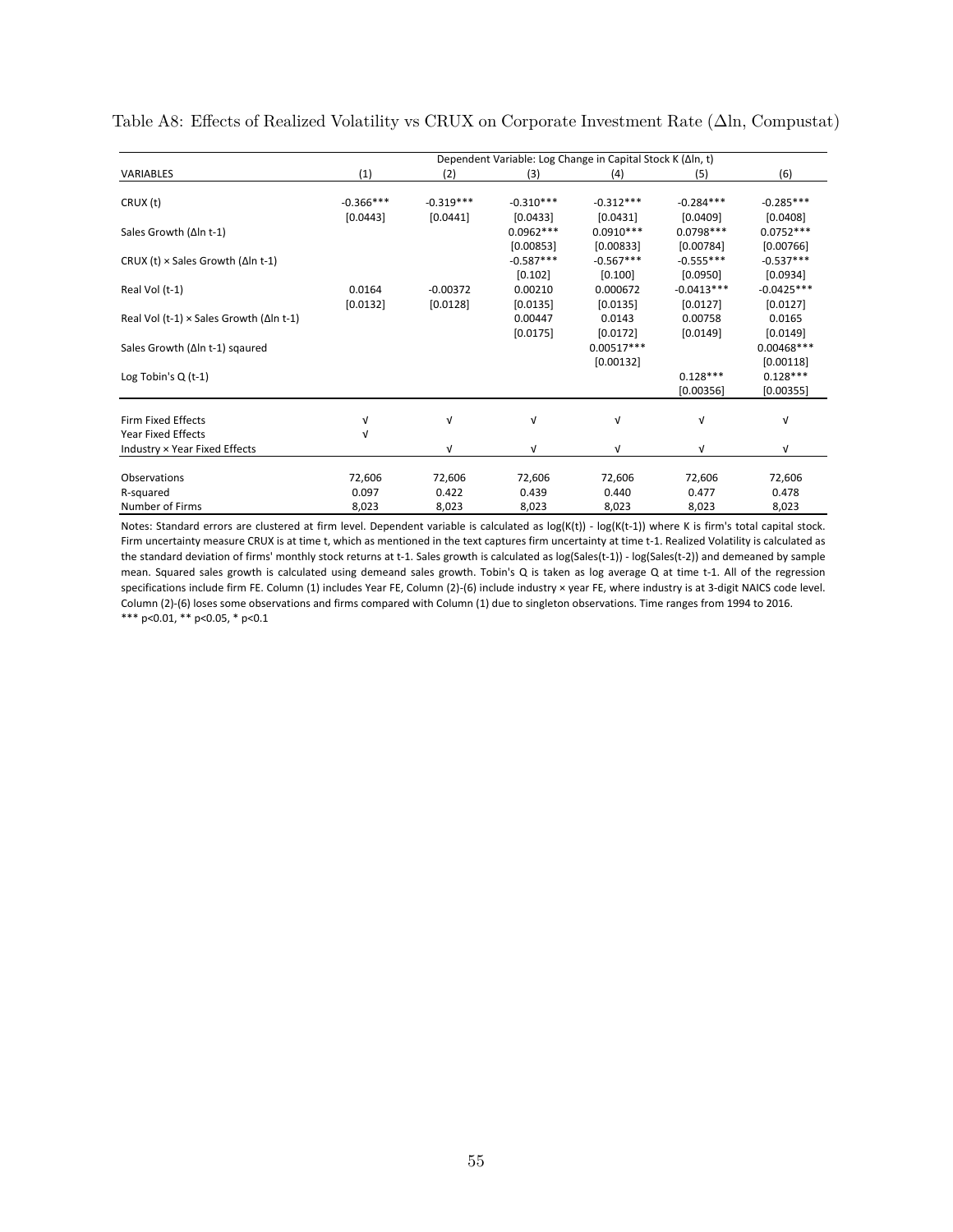Table A8: Effects of Realized Volatility vs CRUX on Corporate Investment Rate (Δln, Compustat)

| | Dependent Variable: Log Change in Capital Stock K (Δln, t) | | | | | |
|---|---|---|---|---|---|---|
| VARIABLES | (1) | (2) | (3) | (4) | (5) | (6) |
| CRUX (t) | -0.366*** | -0.319*** | -0.310*** | -0.312*** | -0.284*** | -0.285*** |
| | [0.0443] | [0.0441] | [0.0433] | [0.0431] | [0.0409] | [0.0408] |
| Sales Growth (Δln t-1) | | | 0.0962*** | 0.0910*** | 0.0798*** | 0.0752*** |
| | | | [0.00853] | [0.00833] | [0.00784] | [0.00766] |
| CRUX (t) × Sales Growth (Δln t-1) | | | -0.587*** | -0.567*** | -0.555*** | -0.537*** |
| | | | [0.102] | [0.100] | [0.0950] | [0.0934] |
| Real Vol (t-1) | 0.0164 | -0.00372 | 0.00210 | 0.000672 | -0.0413*** | -0.0425*** |
| | [0.0132] | [0.0128] | [0.0135] | [0.0135] | [0.0127] | [0.0127] |
| Real Vol (t-1) × Sales Growth (Δln t-1) | | | 0.00447 | 0.0143 | 0.00758 | 0.0165 |
| | | | [0.0175] | [0.0172] | [0.0149] | [0.0149] |
| Sales Growth (Δln t-1) sqaured | | | | 0.00517*** | | 0.00468*** |
| | | | | [0.00132] | | [0.00118] |
| Log Tobin's Q (t-1) | | | | | 0.128*** | 0.128*** |
| | | | | | [0.00356] | [0.00355] |
| Firm Fixed Effects | √ | √ | √ | √ | √ | √ |
| Year Fixed Effects | √ | | | | | |
| Industry × Year Fixed Effects | | √ | √ | √ | √ | √ |
| Observations | 72,606 | 72,606 | 72,606 | 72,606 | 72,606 | 72,606 |
| R-squared | 0.097 | 0.422 | 0.439 | 0.440 | 0.477 | 0.478 |
| Number of Firms | 8,023 | 8,023 | 8,023 | 8,023 | 8,023 | 8,023 |

Notes: Standard errors are clustered at firm level. Dependent variable is calculated as log(K(t)) - log(K(t-1)) where K is firm's total capital stock. Firm uncertainty measure CRUX is at time t, which as mentioned in the text captures firm uncertainty at time t-1. Realized Volatility is calculated as the standard deviation of firms' monthly stock returns at t-1. Sales growth is calculated as log(Sales(t-1)) - log(Sales(t-2)) and demeaned by sample mean. Squared sales growth is calculated using demeand sales growth. Tobin's Q is taken as log average Q at time t-1. All of the regression specifications include firm FE. Column (1) includes Year FE, Column (2)-(6) include industry × year FE, where industry is at 3-digit NAICS code level. Column (2)-(6) loses some observations and firms compared with Column (1) due to singleton observations. Time ranges from 1994 to 2016.
*** p<0.01, ** p<0.05, * p<0.1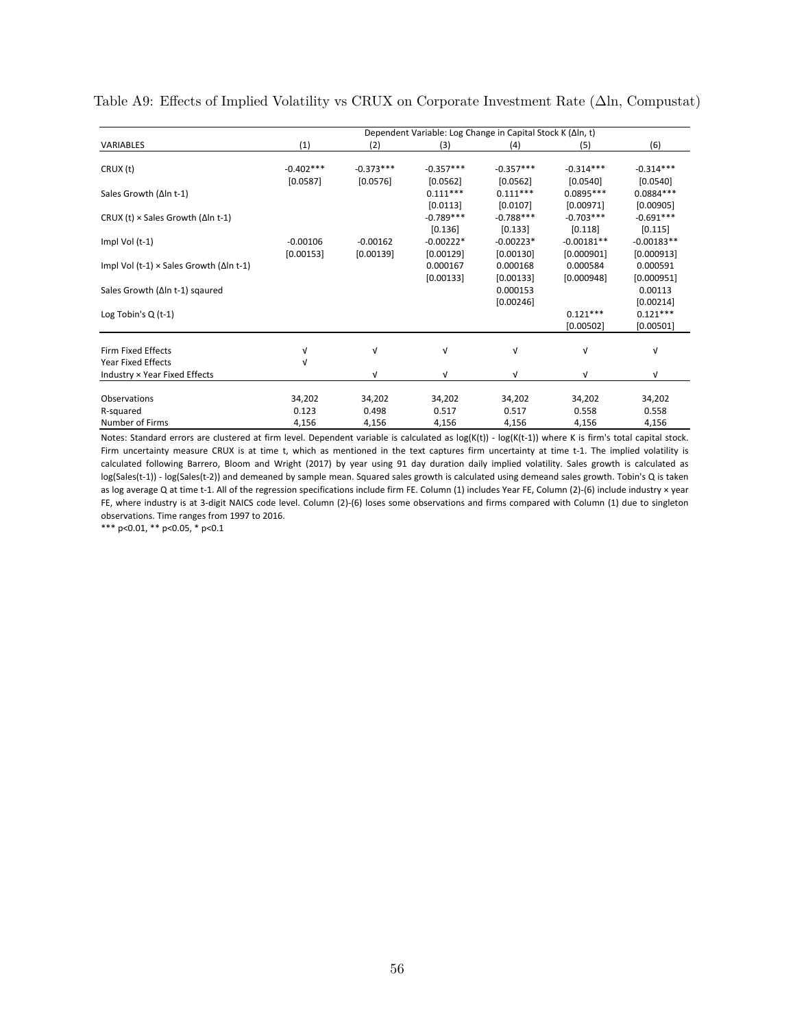Table A9: Effects of Implied Volatility vs CRUX on Corporate Investment Rate (Δln, Compustat)

| | Dependent Variable: Log Change in Capital Stock K (Δln, t) | | | | | |
|---|---|---|---|---|---|---|
| VARIABLES | (1) | (2) | (3) | (4) | (5) | (6) |
| CRUX (t) | -0.402*** | -0.373*** | -0.357*** | -0.357*** | -0.314*** | -0.314*** |
| | [0.0587] | [0.0576] | [0.0562] | [0.0562] | [0.0540] | [0.0540] |
| Sales Growth (Δln t-1) | | | 0.111*** | 0.111*** | 0.0895*** | 0.0884*** |
| | | | [0.0113] | [0.0107] | [0.00971] | [0.00905] |
| CRUX (t) × Sales Growth (Δln t-1) | | | -0.789*** | -0.788*** | -0.703*** | -0.691*** |
| | | | [0.136] | [0.133] | [0.118] | [0.115] |
| Impl Vol (t-1) | -0.00106 | -0.00162 | -0.00222* | -0.00223* | -0.00181** | -0.00183** |
| | [0.00153] | [0.00139] | [0.00129] | [0.00130] | [0.000901] | [0.000913] |
| Impl Vol (t-1) × Sales Growth (Δln t-1) | | | 0.000167 | 0.000168 | 0.000584 | 0.000591 |
| | | | [0.00133] | [0.00133] | [0.000948] | [0.000951] |
| Sales Growth (Δln t-1) sqaured | | | | 0.000153 | | 0.00113 |
| | | | | [0.00246] | | [0.00214] |
| Log Tobin's Q (t-1) | | | | | 0.121*** | 0.121*** |
| | | | | | [0.00502] | [0.00501] |
| Firm Fixed Effects | √ | √ | √ | √ | √ | √ |
| Year Fixed Effects | √ | | | | | |
| Industry × Year Fixed Effects | | √ | √ | √ | √ | √ |
| Observations | 34,202 | 34,202 | 34,202 | 34,202 | 34,202 | 34,202 |
| R-squared | 0.123 | 0.498 | 0.517 | 0.517 | 0.558 | 0.558 |
| Number of Firms | 4,156 | 4,156 | 4,156 | 4,156 | 4,156 | 4,156 |

Notes: Standard errors are clustered at firm level. Dependent variable is calculated as log(K(t)) - log(K(t-1)) where K is firm's total capital stock. Firm uncertainty measure CRUX is at time t, which as mentioned in the text captures firm uncertainty at time t-1. The implied volatility is calculated following Barrero, Bloom and Wright (2017) by year using 91 day duration daily implied volatility. Sales growth is calculated as log(Sales(t-1)) - log(Sales(t-2)) and demeaned by sample mean. Squared sales growth is calculated using demeand sales growth. Tobin's Q is taken as log average Q at time t-1. All of the regression specifications include firm FE. Column (1) includes Year FE, Column (2)-(6) include industry × year FE, where industry is at 3-digit NAICS code level. Column (2)-(6) loses some observations and firms compared with Column (1) due to singleton observations. Time ranges from 1997 to 2016.

*** p<0.01, ** p<0.05, * p<0.1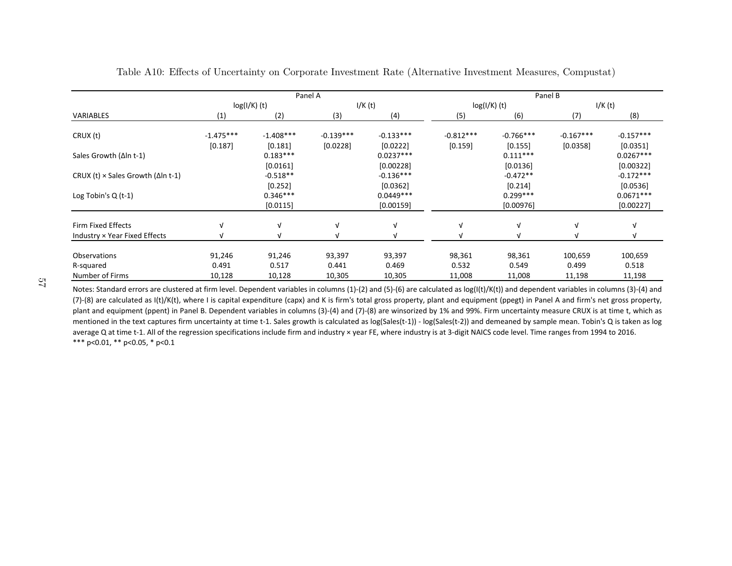Table A10: Effects of Uncertainty on Corporate Investment Rate (Alternative Investment Measures, Compustat)

| | Panel A | | | | Panel B | | | |
|---|---|---|---|---|---|---|---|---|
| | log(I/K) (t) | | I/K (t) | | log(I/K) (t) | | I/K (t) | |
| VARIABLES | (1) | (2) | (3) | (4) | (5) | (6) | (7) | (8) |
| CRUX (t) | -1.475*** | -1.408*** | -0.139*** | -0.133*** | -0.812*** | -0.766*** | -0.167*** | -0.157*** |
| | [0.187] | [0.181] | [0.0228] | [0.0222] | [0.159] | [0.155] | [0.0358] | [0.0351] |
| Sales Growth (Δln t-1) | | 0.183*** | | 0.0237*** | | 0.111*** | | 0.0267*** |
| | | [0.0161] | | [0.00228] | | [0.0136] | | [0.00322] |
| CRUX (t) × Sales Growth (Δln t-1) | | -0.518** | | -0.136*** | | -0.472** | | -0.172*** |
| | | [0.252] | | [0.0362] | | [0.214] | | [0.0536] |
| Log Tobin's Q (t-1) | | 0.346*** | | 0.0449*** | | 0.299*** | | 0.0671*** |
| | | [0.0115] | | [0.00159] | | [0.00976] | | [0.00227] |
| Firm Fixed Effects | √ | √ | √ | √ | √ | √ | √ | √ |
| Industry × Year Fixed Effects | √ | √ | √ | √ | √ | √ | √ | √ |
| Observations | 91,246 | 91,246 | 93,397 | 93,397 | 98,361 | 98,361 | 100,659 | 100,659 |
| R-squared | 0.491 | 0.517 | 0.441 | 0.469 | 0.532 | 0.549 | 0.499 | 0.518 |
| Number of Firms | 10,128 | 10,128 | 10,305 | 10,305 | 11,008 | 11,008 | 11,198 | 11,198 |

Notes: Standard errors are clustered at firm level. Dependent variables in columns (1)-(2) and (5)-(6) are calculated as log(I(t)/K(t)) and dependent variables in columns (3)-(4) and (7)-(8) are calculated as I(t)/K(t), where I is capital expenditure (capx) and K is firm's total gross property, plant and equipment (ppegt) in Panel A and firm's net gross property, plant and equipment (ppent) in Panel B. Dependent variables in columns (3)-(4) and (7)-(8) are winsorized by 1% and 99%. Firm uncertainty measure CRUX is at time t, which as mentioned in the text captures firm uncertainty at time t-1. Sales growth is calculated as log(Sales(t-1)) - log(Sales(t-2)) and demeaned by sample mean. Tobin's Q is taken as log average Q at time t-1. All of the regression specifications include firm and industry × year FE, where industry is at 3-digit NAICS code level. Time ranges from 1994 to 2016.

*** p<0.01, ** p<0.05, * p<0.1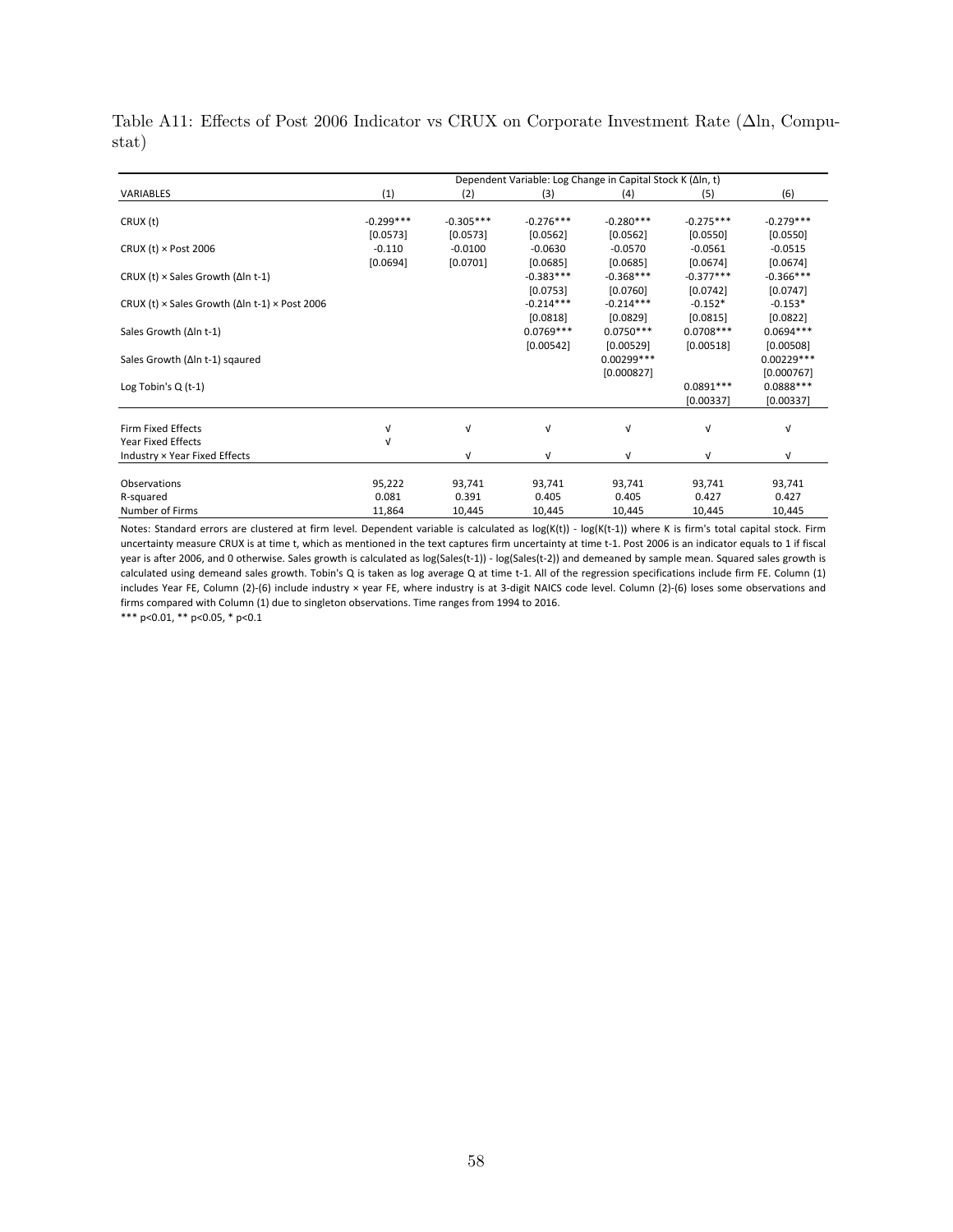Table A11: Effects of Post 2006 Indicator vs CRUX on Corporate Investment Rate (Δln, Compustat)

| | Dependent Variable: Log Change in Capital Stock K (Δln, t) | | | | | |
|---|---|---|---|---|---|---|
| VARIABLES | (1) | (2) | (3) | (4) | (5) | (6) |
| CRUX (t) | -0.299*** | -0.305*** | -0.276*** | -0.280*** | -0.275*** | -0.279*** |
| | [0.0573] | [0.0573] | [0.0562] | [0.0562] | [0.0550] | [0.0550] |
| CRUX (t) × Post 2006 | -0.110 | -0.0100 | -0.0630 | -0.0570 | -0.0561 | -0.0515 |
| | [0.0694] | [0.0701] | [0.0685] | [0.0685] | [0.0674] | [0.0674] |
| CRUX (t) × Sales Growth (Δln t-1) | | | -0.383*** | -0.368*** | -0.377*** | -0.366*** |
| | | | [0.0753] | [0.0760] | [0.0742] | [0.0747] |
| CRUX (t) × Sales Growth (Δln t-1) × Post 2006 | | | -0.214*** | -0.214*** | -0.152* | -0.153* |
| | | | [0.0818] | [0.0829] | [0.0815] | [0.0822] |
| Sales Growth (Δln t-1) | | | 0.0769*** | 0.0750*** | 0.0708*** | 0.0694*** |
| | | | [0.00542] | [0.00529] | [0.00518] | [0.00508] |
| Sales Growth (Δln t-1) sqaured | | | | 0.00299*** | | 0.00229*** |
| | | | | [0.000827] | | [0.000767] |
| Log Tobin's Q (t-1) | | | | | 0.0891*** | 0.0888*** |
| | | | | | [0.00337] | [0.00337] |
| Firm Fixed Effects | √ | √ | √ | √ | √ | √ |
| Year Fixed Effects | √ | | | | | |
| Industry × Year Fixed Effects | | √ | √ | √ | √ | √ |
| Observations | 95,222 | 93,741 | 93,741 | 93,741 | 93,741 | 93,741 |
| R-squared | 0.081 | 0.391 | 0.405 | 0.405 | 0.427 | 0.427 |
| Number of Firms | 11,864 | 10,445 | 10,445 | 10,445 | 10,445 | 10,445 |

Notes: Standard errors are clustered at firm level. Dependent variable is calculated as log(K(t)) - log(K(t-1)) where K is firm's total capital stock. Firm uncertainty measure CRUX is at time t, which as mentioned in the text captures firm uncertainty at time t-1. Post 2006 is an indicator equals to 1 if fiscal year is after 2006, and 0 otherwise. Sales growth is calculated as log(Sales(t-1)) - log(Sales(t-2)) and demeaned by sample mean. Squared sales growth is calculated using demeand sales growth. Tobin's Q is taken as log average Q at time t-1. All of the regression specifications include firm FE. Column (1) includes Year FE, Column (2)-(6) include industry × year FE, where industry is at 3-digit NAICS code level. Column (2)-(6) loses some observations and firms compared with Column (1) due to singleton observations. Time ranges from 1994 to 2016.

*** p<0.01, ** p<0.05, * p<0.1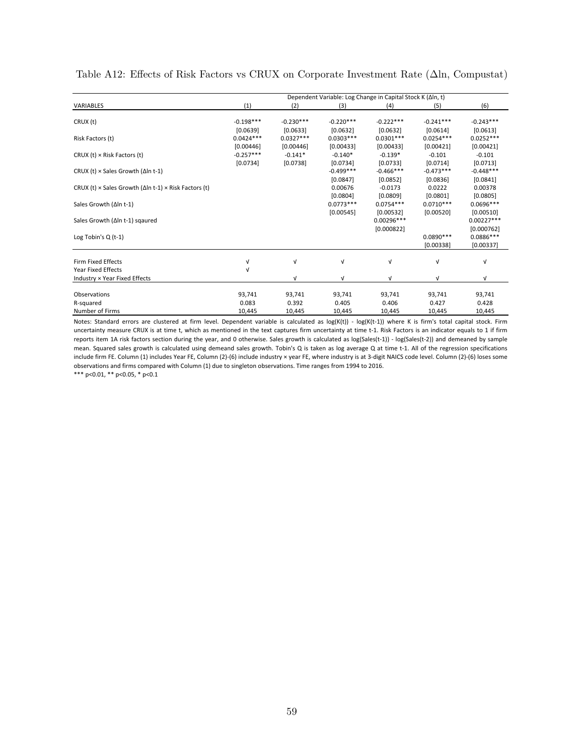Table A12: Effects of Risk Factors vs CRUX on Corporate Investment Rate ($\Delta$ln, Compustat)

| | Dependent Variable: Log Change in Capital Stock K ($\Delta$ln, t) | | | | | |
|---|---|---|---|---|---|---|
| VARIABLES | (1) | (2) | (3) | (4) | (5) | (6) |
| CRUX (t) | -0.198*** | -0.230*** | -0.220*** | -0.222*** | -0.241*** | -0.243*** |
| | [0.0639] | [0.0633] | [0.0632] | [0.0632] | [0.0614] | [0.0613] |
| Risk Factors (t) | 0.0424*** | 0.0327*** | 0.0303*** | 0.0301*** | 0.0254*** | 0.0252*** |
| | [0.00446] | [0.00446] | [0.00433] | [0.00433] | [0.00421] | [0.00421] |
| CRUX (t) × Risk Factors (t) | -0.257*** | -0.141* | -0.140* | -0.139* | -0.101 | -0.101 |
| | [0.0734] | [0.0738] | [0.0734] | [0.0733] | [0.0714] | [0.0713] |
| CRUX (t) × Sales Growth ($\Delta$ln t-1) | | | -0.499*** | -0.466*** | -0.473*** | -0.448*** |
| | | | [0.0847] | [0.0852] | [0.0836] | [0.0841] |
| CRUX (t) × Sales Growth ($\Delta$ln t-1) × Risk Factors (t) | | | 0.00676 | -0.0173 | 0.0222 | 0.00378 |
| | | | [0.0804] | [0.0809] | [0.0801] | [0.0805] |
| Sales Growth ($\Delta$ln t-1) | | | 0.0773*** | 0.0754*** | 0.0710*** | 0.0696*** |
| | | | [0.00545] | [0.00532] | [0.00520] | [0.00510] |
| Sales Growth ($\Delta$ln t-1) sqaured | | | | 0.00296*** | | 0.00227*** |
| | | | | [0.000822] | | [0.000762] |
| Log Tobin's Q (t-1) | | | | | 0.0890*** | 0.0886*** |
| | | | | | [0.00338] | [0.00337] |
| Firm Fixed Effects | √ | √ | √ | √ | √ | √ |
| Year Fixed Effects | √ | | | | | |
| Industry × Year Fixed Effects | | √ | √ | √ | √ | √ |
| Observations | 93,741 | 93,741 | 93,741 | 93,741 | 93,741 | 93,741 |
| R-squared | 0.083 | 0.392 | 0.405 | 0.406 | 0.427 | 0.428 |
| Number of Firms | 10,445 | 10,445 | 10,445 | 10,445 | 10,445 | 10,445 |

Notes: Standard errors are clustered at firm level. Dependent variable is calculated as log(K(t)) - log(K(t-1)) where K is firm's total capital stock. Firm uncertainty measure CRUX is at time t, which as mentioned in the text captures firm uncertainty at time t-1. Risk Factors is an indicator equals to 1 if firm reports item 1A risk factors section during the year, and 0 otherwise. Sales growth is calculated as log(Sales(t-1)) - log(Sales(t-2)) and demeaned by sample mean. Squared sales growth is calculated using demeand sales growth. Tobin's Q is taken as log average Q at time t-1. All of the regression specifications include firm FE. Column (1) includes Year FE, Column (2)-(6) include industry × year FE, where industry is at 3-digit NAICS code level. Column (2)-(6) loses some observations and firms compared with Column (1) due to singleton observations. Time ranges from 1994 to 2016.

*** p<0.01, ** p<0.05, * p<0.1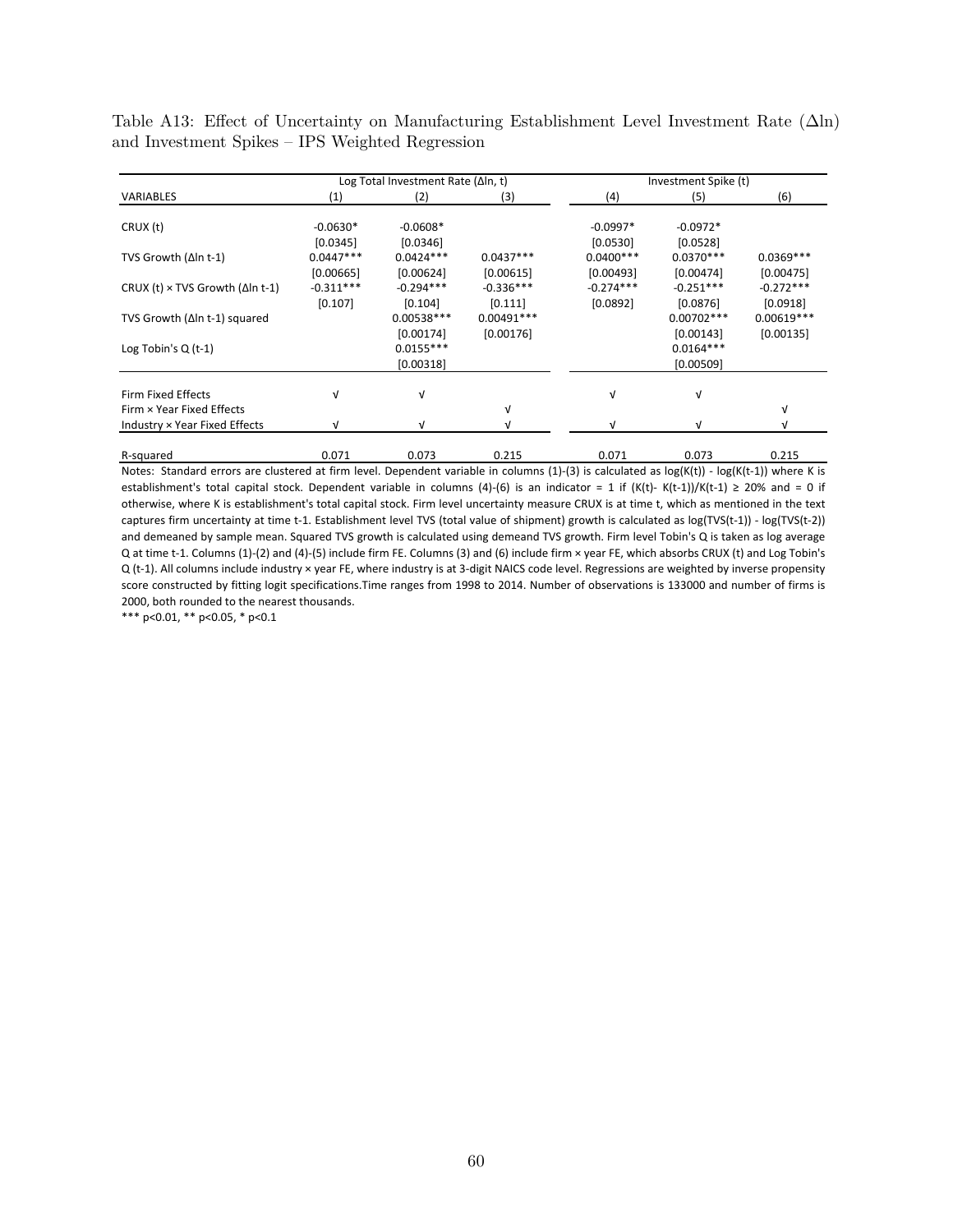Table A13: Effect of Uncertainty on Manufacturing Establishment Level Investment Rate ($\Delta$ln) and Investment Spikes – IPS Weighted Regression

| | Log Total Investment Rate (Δln, t) | | | Investment Spike (t) | | |
|---|---|---|---|---|---|---|
| VARIABLES | (1) | (2) | (3) | (4) | (5) | (6) |
| CRUX (t) | -0.0630* | -0.0608* | | -0.0997* | -0.0972* | |
| | [0.0345] | [0.0346] | | [0.0530] | [0.0528] | |
| TVS Growth (Δln t-1) | 0.0447*** | 0.0424*** | 0.0437*** | 0.0400*** | 0.0370*** | 0.0369*** |
| | [0.00665] | [0.00624] | [0.00615] | [0.00493] | [0.00474] | [0.00475] |
| CRUX (t) × TVS Growth (Δln t-1) | -0.311*** | -0.294*** | -0.336*** | -0.274*** | -0.251*** | -0.272*** |
| | [0.107] | [0.104] | [0.111] | [0.0892] | [0.0876] | [0.0918] |
| TVS Growth (Δln t-1) squared | | 0.00538*** | 0.00491*** | | 0.00702*** | 0.00619*** |
| | | [0.00174] | [0.00176] | | [0.00143] | [0.00135] |
| Log Tobin's Q (t-1) | | 0.0155*** | | | 0.0164*** | |
| | | [0.00318] | | | [0.00509] | |
| Firm Fixed Effects | √ | √ | | √ | √ | |
| Firm × Year Fixed Effects | | | √ | | | √ |
| Industry × Year Fixed Effects | √ | √ | √ | √ | √ | √ |
| R-squared | 0.071 | 0.073 | 0.215 | 0.071 | 0.073 | 0.215 |

Notes: Standard errors are clustered at firm level. Dependent variable in columns (1)-(3) is calculated as log(K(t)) - log(K(t-1)) where K is establishment's total capital stock. Dependent variable in columns (4)-(6) is an indicator = 1 if (K(t)- K(t-1))/K(t-1) ≥ 20% and = 0 if otherwise, where K is establishment's total capital stock. Firm level uncertainty measure CRUX is at time t, which as mentioned in the text captures firm uncertainty at time t-1. Establishment level TVS (total value of shipment) growth is calculated as log(TVS(t-1)) - log(TVS(t-2)) and demeaned by sample mean. Squared TVS growth is calculated using demeand TVS growth. Firm level Tobin's Q is taken as log average Q at time t-1. Columns (1)-(2) and (4)-(5) include firm FE. Columns (3) and (6) include firm × year FE, which absorbs CRUX (t) and Log Tobin's Q (t-1). All columns include industry × year FE, where industry is at 3-digit NAICS code level. Regressions are weighted by inverse propensity score constructed by fitting logit specifications.Time ranges from 1998 to 2014. Number of observations is 133000 and number of firms is 2000, both rounded to the nearest thousands.

*** p<0.01, ** p<0.05, * p<0.1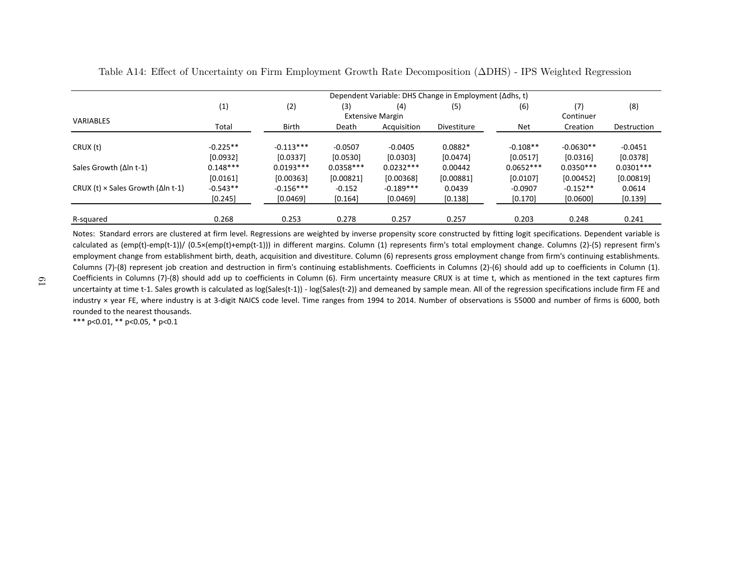Table A14: Effect of Uncertainty on Firm Employment Growth Rate Decomposition ($\Delta$DHS) - IPS Weighted Regression

| | Dependent Variable: DHS Change in Employment (Δdhs, t) | | | | | | | |
|---|---|---|---|---|---|---|---|---|
| | (1) | (2) | (3) | (4) | (5) | (6) | (7) | (8) |
| | | | Extensive Margin | | | | Continuer | |
| VARIABLES | Total | Birth | Death | Acquisition | Divestiture | Net | Creation | Destruction |
| CRUX (t) | -0.225** | -0.113*** | -0.0507 | -0.0405 | 0.0882* | -0.108** | -0.0630** | -0.0451 |
| | [0.0932] | [0.0337] | [0.0530] | [0.0303] | [0.0474] | [0.0517] | [0.0316] | [0.0378] |
| Sales Growth (Δln t-1) | 0.148*** | 0.0193*** | 0.0358*** | 0.0232*** | 0.00442 | 0.0652*** | 0.0350*** | 0.0301*** |
| | [0.0161] | [0.00363] | [0.00821] | [0.00368] | [0.00881] | [0.0107] | [0.00452] | [0.00819] |
| CRUX (t) × Sales Growth (Δln t-1) | -0.543** | -0.156*** | -0.152 | -0.189*** | 0.0439 | -0.0907 | -0.152** | 0.0614 |
| | [0.245] | [0.0469] | [0.164] | [0.0469] | [0.138] | [0.170] | [0.0600] | [0.139] |
| R-squared | 0.268 | 0.253 | 0.278 | 0.257 | 0.257 | 0.203 | 0.248 | 0.241 |

Notes: Standard errors are clustered at firm level. Regressions are weighted by inverse propensity score constructed by fitting logit specifications. Dependent variable is calculated as (emp(t)-emp(t-1))/ (0.5×(emp(t)+emp(t-1))) in different margins. Column (1) represents firm's total employment change. Columns (2)-(5) represent firm's employment change from establishment birth, death, acquisition and divestiture. Column (6) represents gross employment change from firm's continuing establishments. Columns (7)-(8) represent job creation and destruction in firm's continuing establishments. Coefficients in Columns (2)-(6) should add up to coefficients in Column (1). Coefficients in Columns (7)-(8) should add up to coefficients in Column (6). Firm uncertainty measure CRUX is at time t, which as mentioned in the text captures firm uncertainty at time t-1. Sales growth is calculated as log(Sales(t-1)) - log(Sales(t-2)) and demeaned by sample mean. All of the regression specifications include firm FE and industry × year FE, where industry is at 3-digit NAICS code level. Time ranges from 1994 to 2014. Number of observations is 55000 and number of firms is 6000, both rounded to the nearest thousands.

*** p<0.01, ** p<0.05, * p<0.1